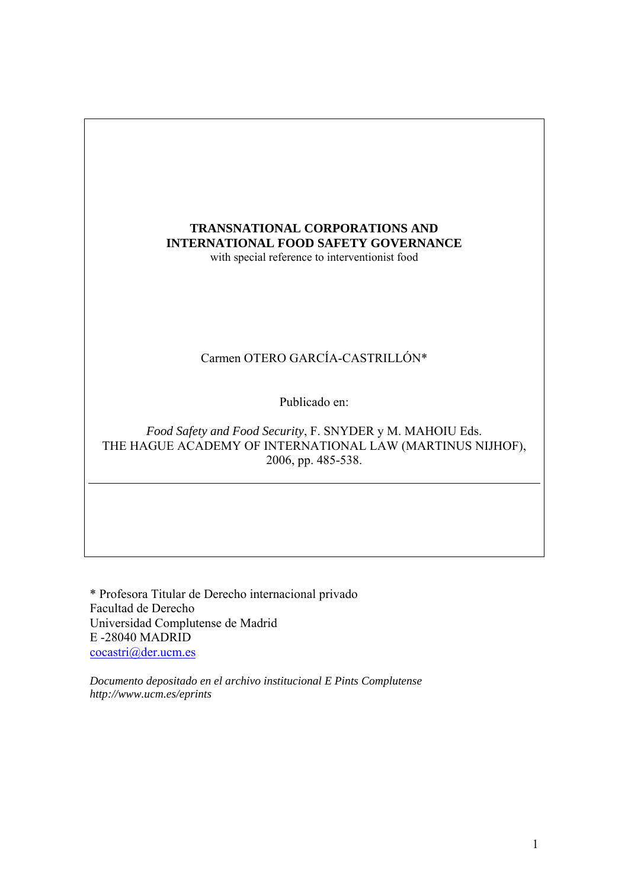# TRANSNATIONAL CORPORATIONS AND INTERNATIONAL FOOD SAFETY GOVERNANCE

with special reference to interventionist food

Carmen OTERO GARCÍA-CASTRILLÓN*

Publicado en:

*Food Safety and Food Security*, F. SNYDER y M. MAHOIU Eds.
THE HAGUE ACADEMY OF INTERNATIONAL LAW (MARTINUS NIJHOF), 2006, pp. 485-538.

---

\* Profesora Titular de Derecho internacional privado
Facultad de Derecho
Universidad Complutense de Madrid
E -28040 MADRID
cocastri@der.ucm.es

*Documento depositado en el archivo institucional E Pints Complutense*
*http://www.ucm.es/eprints*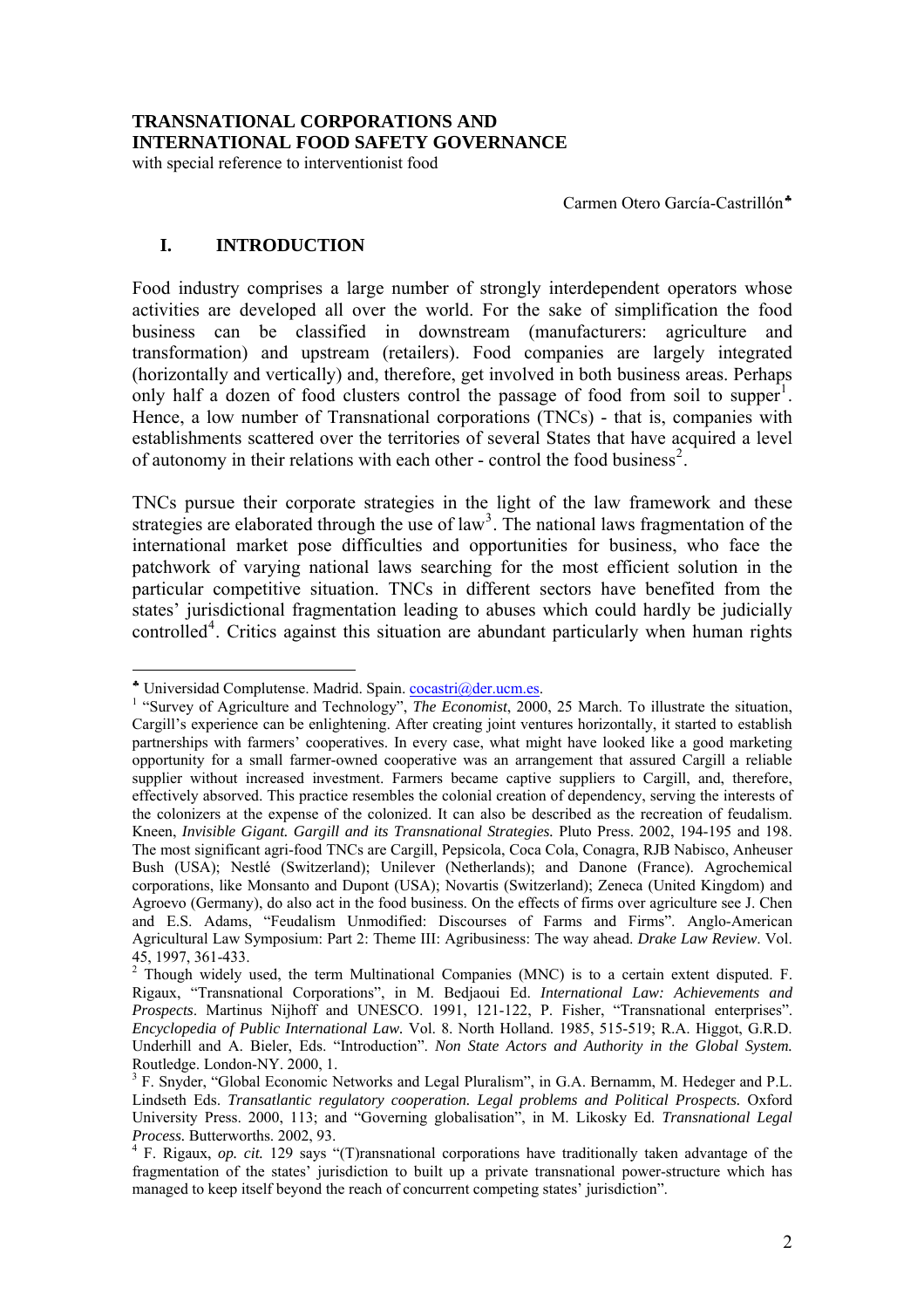# TRANSNATIONAL CORPORATIONS AND INTERNATIONAL FOOD SAFETY GOVERNANCE

with special reference to interventionist food

Carmen Otero García-Castrillón[♣]

## I. INTRODUCTION

Food industry comprises a large number of strongly interdependent operators whose activities are developed all over the world. For the sake of simplification the food business can be classified in downstream (manufacturers: agriculture and transformation) and upstream (retailers). Food companies are largely integrated (horizontally and vertically) and, therefore, get involved in both business areas. Perhaps only half a dozen of food clusters control the passage of food from soil to supper[1]. Hence, a low number of Transnational corporations (TNCs) - that is, companies with establishments scattered over the territories of several States that have acquired a level of autonomy in their relations with each other - control the food business[2].

TNCs pursue their corporate strategies in the light of the law framework and these strategies are elaborated through the use of law[3]. The national laws fragmentation of the international market pose difficulties and opportunities for business, who face the patchwork of varying national laws searching for the most efficient solution in the particular competitive situation. TNCs in different sectors have benefited from the states' jurisdictional fragmentation leading to abuses which could hardly be judicially controlled[4]. Critics against this situation are abundant particularly when human rights

---

[♣] Universidad Complutense. Madrid. Spain. cocastri@der.ucm.es.

[1] "Survey of Agriculture and Technology", *The Economist*, 2000, 25 March. To illustrate the situation, Cargill's experience can be enlightening. After creating joint ventures horizontally, it started to establish partnerships with farmers' cooperatives. In every case, what might have looked like a good marketing opportunity for a small farmer-owned cooperative was an arrangement that assured Cargill a reliable supplier without increased investment. Farmers became captive suppliers to Cargill, and, therefore, effectively absorbed. This practice resembles the colonial creation of dependency, serving the interests of the colonizers at the expense of the colonized. It can also be described as the recreation of feudalism. Kneen, *Invisible Gigant. Gargill and its Transnational Strategies.* Pluto Press. 2002, 194-195 and 198. The most significant agri-food TNCs are Cargill, Pepsicola, Coca Cola, Conagra, RJB Nabisco, Anheuser Bush (USA); Nestlé (Switzerland); Unilever (Netherlands); and Danone (France). Agrochemical corporations, like Monsanto and Dupont (USA); Novartis (Switzerland); Zeneca (United Kingdom) and Agroevo (Germany), do also act in the food business. On the effects of firms over agriculture see J. Chen and E.S. Adams, "Feudalism Unmodified: Discourses of Farms and Firms". Anglo-American Agricultural Law Symposium: Part 2: Theme III: Agribusiness: The way ahead. *Drake Law Review*. Vol. 45, 1997, 361-433.

[2] Though widely used, the term Multinational Companies (MNC) is to a certain extent disputed. F. Rigaux, "Transnational Corporations", in M. Bedjaoui Ed. *International Law: Achievements and Prospects*. Martinus Nijhoff and UNESCO. 1991, 121-122, P. Fisher, "Transnational enterprises". *Encyclopedia of Public International Law.* Vol. 8. North Holland. 1985, 515-519; R.A. Higgot, G.R.D. Underhill and A. Bieler, Eds. "Introduction". *Non State Actors and Authority in the Global System.* Routledge. London-NY. 2000, 1.

[3] F. Snyder, "Global Economic Networks and Legal Pluralism", in G.A. Bernamm, M. Hedeger and P.L. Lindseth Eds. *Transatlantic regulatory cooperation. Legal problems and Political Prospects.* Oxford University Press. 2000, 113; and "Governing globalisation", in M. Likosky Ed. *Transnational Legal Process.* Butterworths. 2002, 93.

[4] F. Rigaux, *op. cit.* 129 says "(T)ransnational corporations have traditionally taken advantage of the fragmentation of the states' jurisdiction to built up a private transnational power-structure which has managed to keep itself beyond the reach of concurrent competing states' jurisdiction".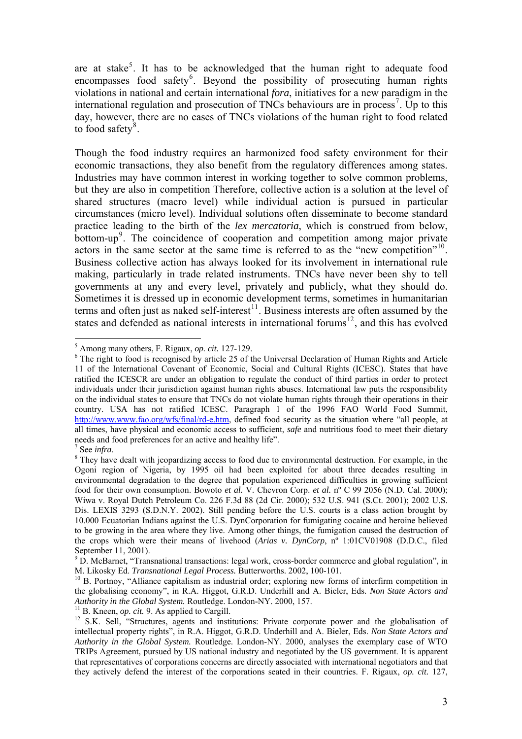are at stake[5]. It has to be acknowledged that the human right to adequate food encompasses food safety[6]. Beyond the possibility of prosecuting human rights violations in national and certain international *fora*, initiatives for a new paradigm in the international regulation and prosecution of TNCs behaviours are in process[7]. Up to this day, however, there are no cases of TNCs violations of the human right to food related to food safety[8].

Though the food industry requires an harmonized food safety environment for their economic transactions, they also benefit from the regulatory differences among states. Industries may have common interest in working together to solve common problems, but they are also in competition Therefore, collective action is a solution at the level of shared structures (macro level) while individual action is pursued in particular circumstances (micro level). Individual solutions often disseminate to become standard practice leading to the birth of the *lex mercatoria*, which is construed from below, bottom-up[9]. The coincidence of cooperation and competition among major private actors in the same sector at the same time is referred to as the "new competition"[10]. Business collective action has always looked for its involvement in international rule making, particularly in trade related instruments. TNCs have never been shy to tell governments at any and every level, privately and publicly, what they should do. Sometimes it is dressed up in economic development terms, sometimes in humanitarian terms and often just as naked self-interest[11]. Business interests are often assumed by the states and defended as national interests in international forums[12], and this has evolved

---

[5] Among many others, F. Rigaux, *op. cit.* 127-129.

[6] The right to food is recognised by article 25 of the Universal Declaration of Human Rights and Article 11 of the International Covenant of Economic, Social and Cultural Rights (ICESC). States that have ratified the ICESCR are under an obligation to regulate the conduct of third parties in order to protect individuals under their jurisdiction against human rights abuses. International law puts the responsibility on the individual states to ensure that TNCs do not violate human rights through their operations in their country. USA has not ratified ICESC. Paragraph 1 of the 1996 FAO World Food Summit, http://www.www.fao.org/wfs/final/rd-e.htm, defined food security as the situation where "all people, at all times, have physical and economic access to sufficient, *safe* and nutritious food to meet their dietary needs and food preferences for an active and healthy life".

[7] See *infra*.

[8] They have dealt with jeopardizing access to food due to environmental destruction. For example, in the Ogoni region of Nigeria, by 1995 oil had been exploited for about three decades resulting in environmental degradation to the degree that population experienced difficulties in growing sufficient food for their own consumption. Bowoto *et al.* V. Chevron Corp. *et al.* nº C 99 2056 (N.D. Cal. 2000); Wiwa v. Royal Dutch Petroleum Co. 226 F.3d 88 (2d Cir. 2000); 532 U.S. 941 (S.Ct. 2001); 2002 U.S. Dis. LEXIS 3293 (S.D.N.Y. 2002). Still pending before the U.S. courts is a class action brought by 10.000 Ecuatorian Indians against the U.S. DynCorporation for fumigating cocaine and heroine believed to be growing in the area where they live. Among other things, the fumigation caused the destruction of the crops which were their means of livehood (*Arias v. DynCorp*, nº 1:01CV01908 (D.D.C., filed September 11, 2001).

[9] D. McBarnet, "Transnational transactions: legal work, cross-border commerce and global regulation", in M. Likosky Ed. *Transnational Legal Process.* Butterworths. 2002, 100-101.

[10] B. Portnoy, "Alliance capitalism as industrial order; exploring new forms of interfirm competition in the globalising economy", in R.A. Higgot, G.R.D. Underhill and A. Bieler, Eds. *Non State Actors and Authority in the Global System.* Routledge. London-NY. 2000, 157.

[11] B. Kneen, *op. cit.* 9. As applied to Cargill.

[12] S.K. Sell, "Structures, agents and institutions: Private corporate power and the globalisation of intellectual property rights", in R.A. Higgot, G.R.D. Underhill and A. Bieler, Eds. *Non State Actors and Authority in the Global System.* Routledge. London-NY. 2000, analyses the exemplary case of WTO TRIPs Agreement, pursued by US national industry and negotiated by the US government. It is apparent that representatives of corporations concerns are directly associated with international negotiators and that they actively defend the interest of the corporations seated in their countries. F. Rigaux, *op. cit.* 127,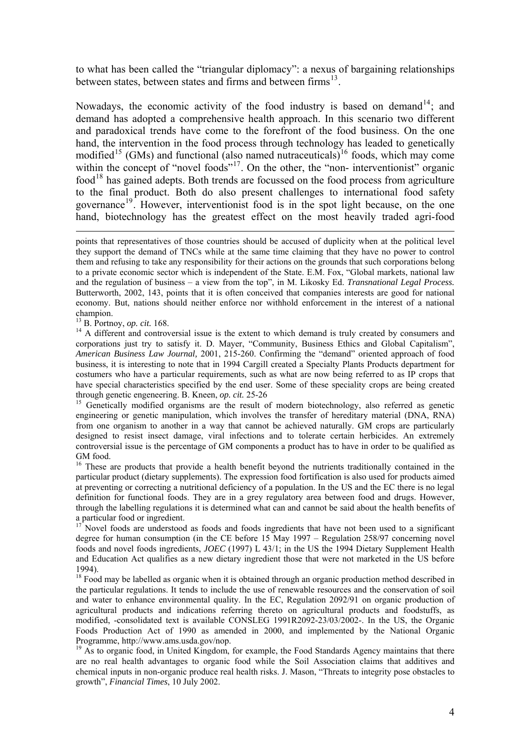to what has been called the "triangular diplomacy": a nexus of bargaining relationships between states, between states and firms and between firms[13].

Nowadays, the economic activity of the food industry is based on demand[14]; and demand has adopted a comprehensive health approach. In this scenario two different and paradoxical trends have come to the forefront of the food business. On the one hand, the intervention in the food process through technology has leaded to genetically modified[15] (GMs) and functional (also named nutraceuticals)[16] foods, which may come within the concept of "novel foods"[17]. On the other, the "non- interventionist" organic food[18] has gained adepts. Both trends are focussed on the food process from agriculture to the final product. Both do also present challenges to international food safety governance[19]. However, interventionist food is in the spot light because, on the one hand, biotechnology has the greatest effect on the most heavily traded agri-food

---

points that representatives of those countries should be accused of duplicity when at the political level they support the demand of TNCs while at the same time claiming that they have no power to control them and refusing to take any responsibility for their actions on the grounds that such corporations belong to a private economic sector which is independent of the State. E.M. Fox, "Global markets, national law and the regulation of business – a view from the top", in M. Likosky Ed. *Transnational Legal Process.* Butterworth, 2002, 143, points that it is often conceived that companies interests are good for national economy. But, nations should neither enforce nor withhold enforcement in the interest of a national champion.

[13] B. Portnoy, *op. cit.* 168.

[14] A different and controversial issue is the extent to which demand is truly created by consumers and corporations just try to satisfy it. D. Mayer, "Community, Business Ethics and Global Capitalism", *American Business Law Journal,* 2001, 215-260. Confirming the "demand" oriented approach of food business, it is interesting to note that in 1994 Cargill created a Specialty Plants Products department for costumers who have a particular requirements, such as what are now being referred to as IP crops that have special characteristics specified by the end user. Some of these speciality crops are being created through genetic engeneering. B. Kneen, *op. cit.* 25-26

[15] Genetically modified organisms are the result of modern biotechnology, also referred as genetic engineering or genetic manipulation, which involves the transfer of hereditary material (DNA, RNA) from one organism to another in a way that cannot be achieved naturally. GM crops are particularly designed to resist insect damage, viral infections and to tolerate certain herbicides. An extremely controversial issue is the percentage of GM components a product has to have in order to be qualified as GM food.

[16] These are products that provide a health benefit beyond the nutrients traditionally contained in the particular product (dietary supplements). The expression food fortification is also used for products aimed at preventing or correcting a nutritional deficiency of a population. In the US and the EC there is no legal definition for functional foods. They are in a grey regulatory area between food and drugs. However, through the labelling regulations it is determined what can and cannot be said about the health benefits of a particular food or ingredient.

[17] Novel foods are understood as foods and foods ingredients that have not been used to a significant degree for human consumption (in the CE before 15 May 1997 – Regulation 258/97 concerning novel foods and novel foods ingredients, *JOEC* (1997) L 43/1; in the US the 1994 Dietary Supplement Health and Education Act qualifies as a new dietary ingredient those that were not marketed in the US before 1994).

[18] Food may be labelled as organic when it is obtained through an organic production method described in the particular regulations. It tends to include the use of renewable resources and the conservation of soil and water to enhance environmental quality. In the EC, Regulation 2092/91 on organic production of agricultural products and indications referring thereto on agricultural products and foodstuffs, as modified, -consolidated text is available CONSLEG 1991R2092-23/03/2002-. In the US, the Organic Foods Production Act of 1990 as amended in 2000, and implemented by the National Organic Programme, http://www.ams.usda.gov/nop.

[19] As to organic food, in United Kingdom, for example, the Food Standards Agency maintains that there are no real health advantages to organic food while the Soil Association claims that additives and chemical inputs in non-organic produce real health risks. J. Mason, "Threats to integrity pose obstacles to growth", *Financial Times*, 10 July 2002.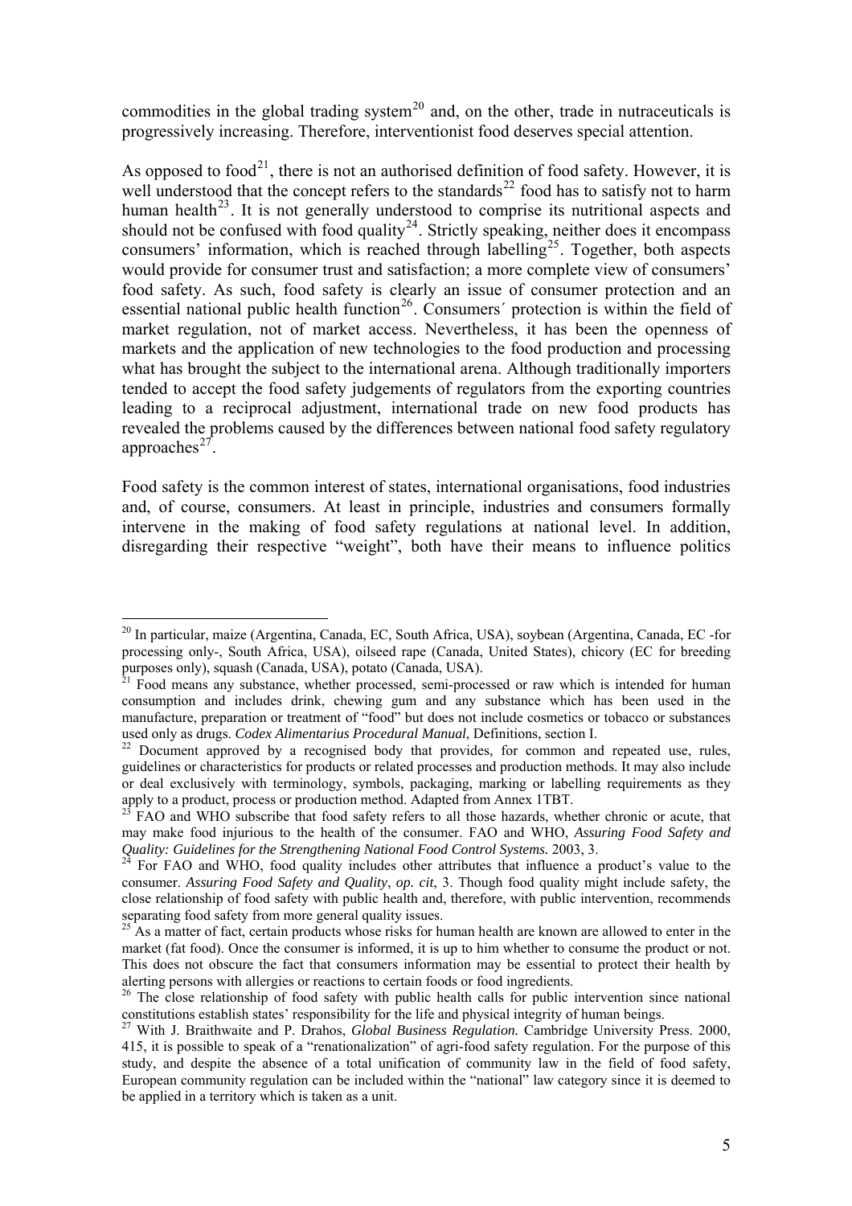commodities in the global trading system[20] and, on the other, trade in nutraceuticals is progressively increasing. Therefore, interventionist food deserves special attention.

As opposed to food[21], there is not an authorised definition of food safety. However, it is well understood that the concept refers to the standards[22] food has to satisfy not to harm human health[23]. It is not generally understood to comprise its nutritional aspects and should not be confused with food quality[24]. Strictly speaking, neither does it encompass consumers' information, which is reached through labelling[25]. Together, both aspects would provide for consumer trust and satisfaction; a more complete view of consumers' food safety. As such, food safety is clearly an issue of consumer protection and an essential national public health function[26]. Consumers´ protection is within the field of market regulation, not of market access. Nevertheless, it has been the openness of markets and the application of new technologies to the food production and processing what has brought the subject to the international arena. Although traditionally importers tended to accept the food safety judgements of regulators from the exporting countries leading to a reciprocal adjustment, international trade on new food products has revealed the problems caused by the differences between national food safety regulatory approaches[27].

Food safety is the common interest of states, international organisations, food industries and, of course, consumers. At least in principle, industries and consumers formally intervene in the making of food safety regulations at national level. In addition, disregarding their respective "weight", both have their means to influence politics

---

[20] In particular, maize (Argentina, Canada, EC, South Africa, USA), soybean (Argentina, Canada, EC -for processing only-, South Africa, USA), oilseed rape (Canada, United States), chicory (EC for breeding purposes only), squash (Canada, USA), potato (Canada, USA).

[21] Food means any substance, whether processed, semi-processed or raw which is intended for human consumption and includes drink, chewing gum and any substance which has been used in the manufacture, preparation or treatment of "food" but does not include cosmetics or tobacco or substances used only as drugs. *Codex Alimentarius Procedural Manual*, Definitions, section I.

[22] Document approved by a recognised body that provides, for common and repeated use, rules, guidelines or characteristics for products or related processes and production methods. It may also include or deal exclusively with terminology, symbols, packaging, marking or labelling requirements as they apply to a product, process or production method. Adapted from Annex 1TBT.

[23] FAO and WHO subscribe that food safety refers to all those hazards, whether chronic or acute, that may make food injurious to the health of the consumer. FAO and WHO, *Assuring Food Safety and Quality: Guidelines for the Strengthening National Food Control Systems.* 2003, 3.

[24] For FAO and WHO, food quality includes other attributes that influence a product's value to the consumer. *Assuring Food Safety and Quality*, *op. cit*, 3. Though food quality might include safety, the close relationship of food safety with public health and, therefore, with public intervention, recommends separating food safety from more general quality issues.

[25] As a matter of fact, certain products whose risks for human health are known are allowed to enter in the market (fat food). Once the consumer is informed, it is up to him whether to consume the product or not. This does not obscure the fact that consumers information may be essential to protect their health by alerting persons with allergies or reactions to certain foods or food ingredients.

[26] The close relationship of food safety with public health calls for public intervention since national constitutions establish states' responsibility for the life and physical integrity of human beings.

[27] With J. Braithwaite and P. Drahos, *Global Business Regulation.* Cambridge University Press. 2000, 415, it is possible to speak of a "renationalization" of agri-food safety regulation. For the purpose of this study, and despite the absence of a total unification of community law in the field of food safety, European community regulation can be included within the "national" law category since it is deemed to be applied in a territory which is taken as a unit.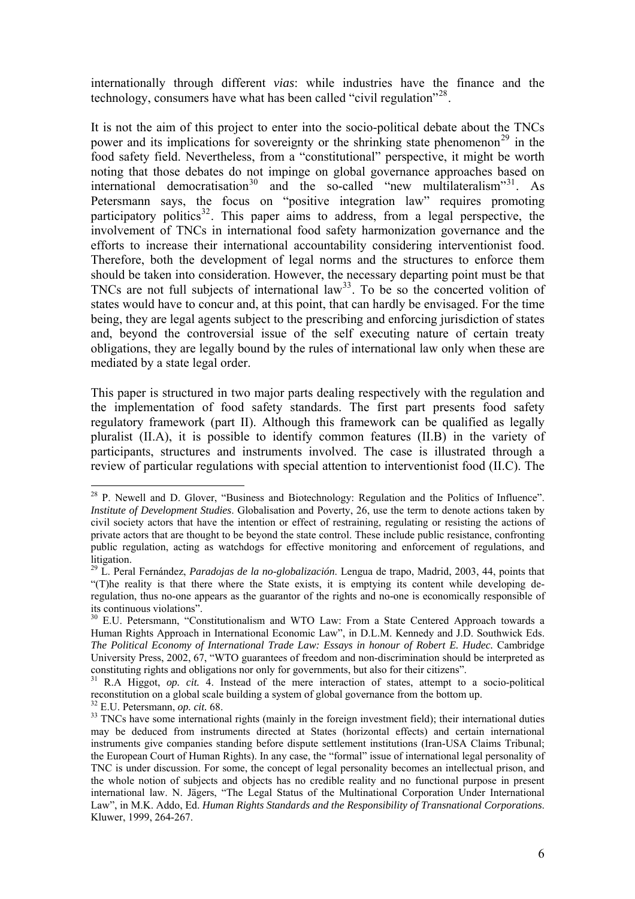internationally through different *vias*: while industries have the finance and the technology, consumers have what has been called "civil regulation"[28].

It is not the aim of this project to enter into the socio-political debate about the TNCs power and its implications for sovereignty or the shrinking state phenomenon[29] in the food safety field. Nevertheless, from a "constitutional" perspective, it might be worth noting that those debates do not impinge on global governance approaches based on international democratisation[30] and the so-called "new multilateralism"[31]. As Petersmann says, the focus on "positive integration law" requires promoting participatory politics[32]. This paper aims to address, from a legal perspective, the involvement of TNCs in international food safety harmonization governance and the efforts to increase their international accountability considering interventionist food. Therefore, both the development of legal norms and the structures to enforce them should be taken into consideration. However, the necessary departing point must be that TNCs are not full subjects of international law[33]. To be so the concerted volition of states would have to concur and, at this point, that can hardly be envisaged. For the time being, they are legal agents subject to the prescribing and enforcing jurisdiction of states and, beyond the controversial issue of the self executing nature of certain treaty obligations, they are legally bound by the rules of international law only when these are mediated by a state legal order.

This paper is structured in two major parts dealing respectively with the regulation and the implementation of food safety standards. The first part presents food safety regulatory framework (part II). Although this framework can be qualified as legally pluralist (II.A), it is possible to identify common features (II.B) in the variety of participants, structures and instruments involved. The case is illustrated through a review of particular regulations with special attention to interventionist food (II.C). The

---

[28] P. Newell and D. Glover, "Business and Biotechnology: Regulation and the Politics of Influence". *Institute of Development Studies*. Globalisation and Poverty, 26, use the term to denote actions taken by civil society actors that have the intention or effect of restraining, regulating or resisting the actions of private actors that are thought to be beyond the state control. These include public resistance, confronting public regulation, acting as watchdogs for effective monitoring and enforcement of regulations, and litigation.

[29] L. Peral Fernández, *Paradojas de la no-globalización*. Lengua de trapo, Madrid, 2003, 44, points that "(T)he reality is that there where the State exists, it is emptying its content while developing de-regulation, thus no-one appears as the guarantor of the rights and no-one is economically responsible of its continuous violations".

[30] E.U. Petersmann, "Constitutionalism and WTO Law: From a State Centered Approach towards a Human Rights Approach in International Economic Law", in D.L.M. Kennedy and J.D. Southwick Eds. *The Political Economy of International Trade Law: Essays in honour of Robert E. Hudec*. Cambridge University Press, 2002, 67, "WTO guarantees of freedom and non-discrimination should be interpreted as constituting rights and obligations nor only for governments, but also for their citizens".

[31] R.A Higgot, *op. cit.* 4. Instead of the mere interaction of states, attempt to a socio-political reconstitution on a global scale building a system of global governance from the bottom up.

[32] E.U. Petersmann, *op. cit.* 68.

[33] TNCs have some international rights (mainly in the foreign investment field); their international duties may be deduced from instruments directed at States (horizontal effects) and certain international instruments give companies standing before dispute settlement institutions (Iran-USA Claims Tribunal; the European Court of Human Rights). In any case, the "formal" issue of international legal personality of TNC is under discussion. For some, the concept of legal personality becomes an intellectual prison, and the whole notion of subjects and objects has no credible reality and no functional purpose in present international law. N. Jägers, "The Legal Status of the Multinational Corporation Under International Law", in M.K. Addo, Ed. *Human Rights Standards and the Responsibility of Transnational Corporations*. Kluwer, 1999, 264-267.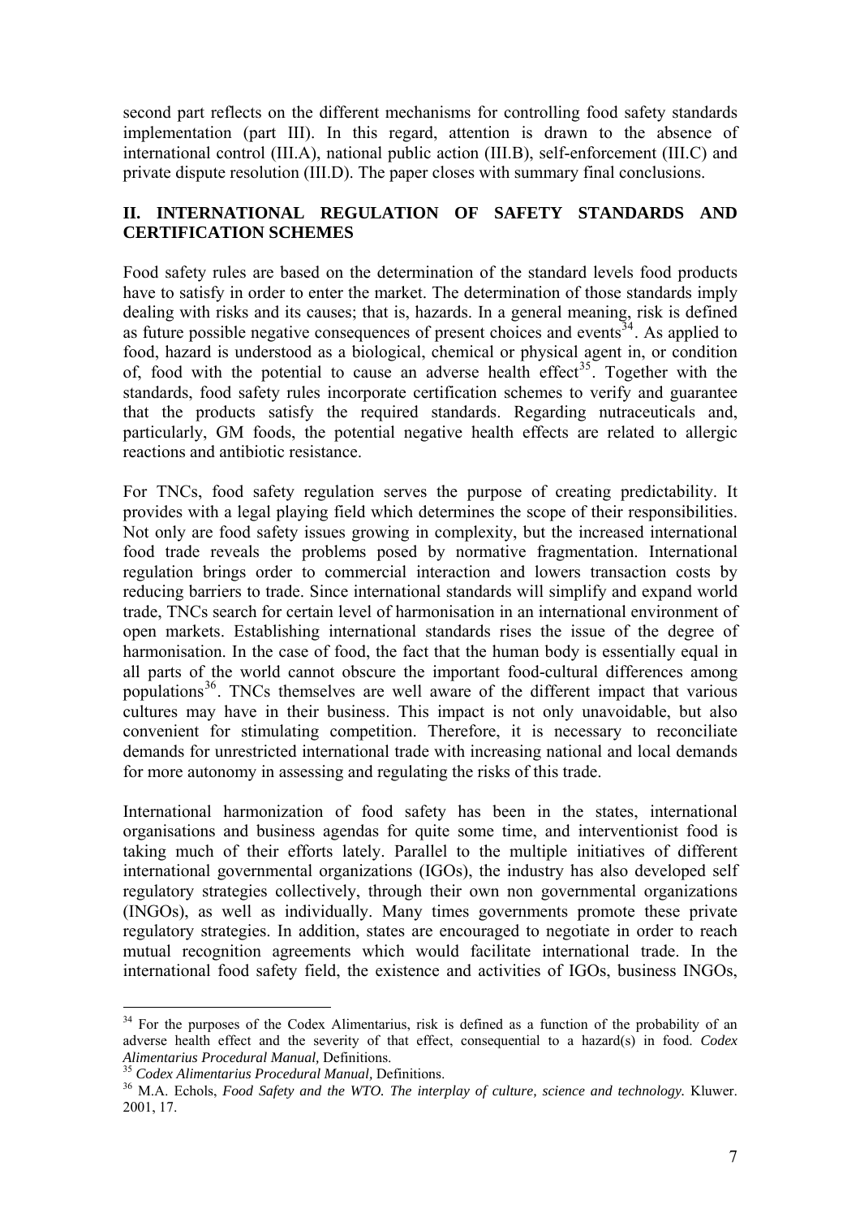second part reflects on the different mechanisms for controlling food safety standards implementation (part III). In this regard, attention is drawn to the absence of international control (III.A), national public action (III.B), self-enforcement (III.C) and private dispute resolution (III.D). The paper closes with summary final conclusions.

## II. INTERNATIONAL REGULATION OF SAFETY STANDARDS AND CERTIFICATION SCHEMES

Food safety rules are based on the determination of the standard levels food products have to satisfy in order to enter the market. The determination of those standards imply dealing with risks and its causes; that is, hazards. In a general meaning, risk is defined as future possible negative consequences of present choices and events[34]. As applied to food, hazard is understood as a biological, chemical or physical agent in, or condition of, food with the potential to cause an adverse health effect[35]. Together with the standards, food safety rules incorporate certification schemes to verify and guarantee that the products satisfy the required standards. Regarding nutraceuticals and, particularly, GM foods, the potential negative health effects are related to allergic reactions and antibiotic resistance.

For TNCs, food safety regulation serves the purpose of creating predictability. It provides with a legal playing field which determines the scope of their responsibilities. Not only are food safety issues growing in complexity, but the increased international food trade reveals the problems posed by normative fragmentation. International regulation brings order to commercial interaction and lowers transaction costs by reducing barriers to trade. Since international standards will simplify and expand world trade, TNCs search for certain level of harmonisation in an international environment of open markets. Establishing international standards rises the issue of the degree of harmonisation. In the case of food, the fact that the human body is essentially equal in all parts of the world cannot obscure the important food-cultural differences among populations[36]. TNCs themselves are well aware of the different impact that various cultures may have in their business. This impact is not only unavoidable, but also convenient for stimulating competition. Therefore, it is necessary to reconciliate demands for unrestricted international trade with increasing national and local demands for more autonomy in assessing and regulating the risks of this trade.

International harmonization of food safety has been in the states, international organisations and business agendas for quite some time, and interventionist food is taking much of their efforts lately. Parallel to the multiple initiatives of different international governmental organizations (IGOs), the industry has also developed self regulatory strategies collectively, through their own non governmental organizations (INGOs), as well as individually. Many times governments promote these private regulatory strategies. In addition, states are encouraged to negotiate in order to reach mutual recognition agreements which would facilitate international trade. In the international food safety field, the existence and activities of IGOs, business INGOs,

---

[34] For the purposes of the Codex Alimentarius, risk is defined as a function of the probability of an adverse health effect and the severity of that effect, consequential to a hazard(s) in food. *Codex Alimentarius Procedural Manual,* Definitions.

[35] *Codex Alimentarius Procedural Manual,* Definitions.

[36] M.A. Echols, *Food Safety and the WTO. The interplay of culture, science and technology.* Kluwer. 2001, 17.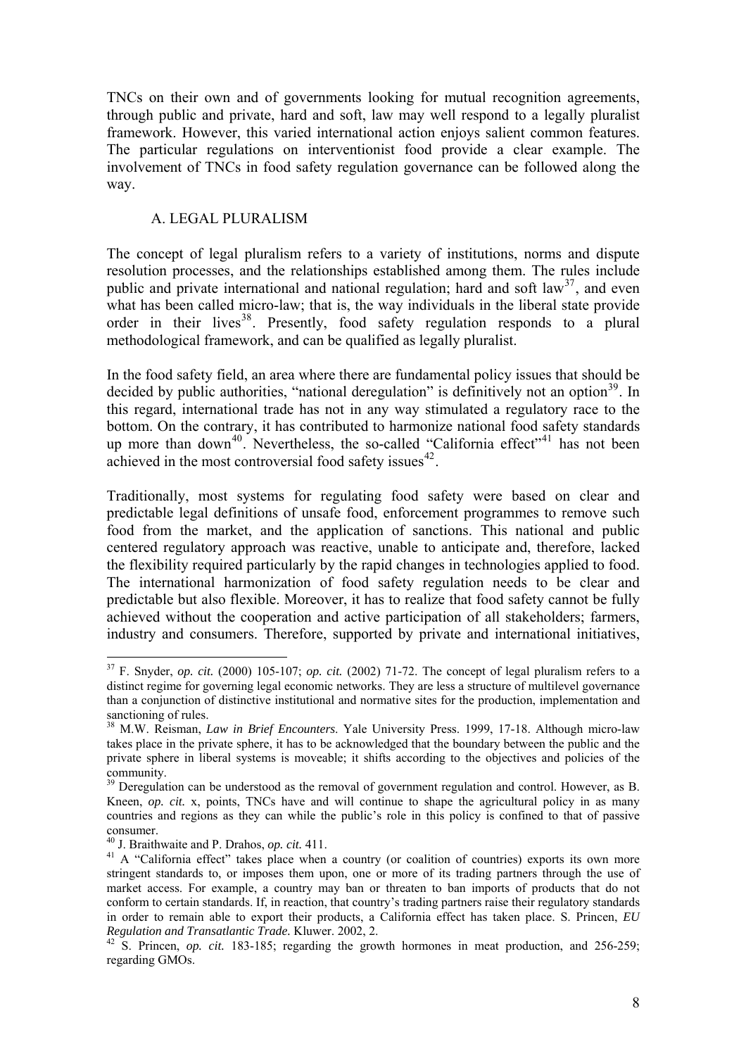TNCs on their own and of governments looking for mutual recognition agreements, through public and private, hard and soft, law may well respond to a legally pluralist framework. However, this varied international action enjoys salient common features. The particular regulations on interventionist food provide a clear example. The involvement of TNCs in food safety regulation governance can be followed along the way.

### A. LEGAL PLURALISM

The concept of legal pluralism refers to a variety of institutions, norms and dispute resolution processes, and the relationships established among them. The rules include public and private international and national regulation; hard and soft law[37], and even what has been called micro-law; that is, the way individuals in the liberal state provide order in their lives[38]. Presently, food safety regulation responds to a plural methodological framework, and can be qualified as legally pluralist.

In the food safety field, an area where there are fundamental policy issues that should be decided by public authorities, "national deregulation" is definitively not an option[39]. In this regard, international trade has not in any way stimulated a regulatory race to the bottom. On the contrary, it has contributed to harmonize national food safety standards up more than down[40]. Nevertheless, the so-called "California effect"[41] has not been achieved in the most controversial food safety issues[42].

Traditionally, most systems for regulating food safety were based on clear and predictable legal definitions of unsafe food, enforcement programmes to remove such food from the market, and the application of sanctions. This national and public centered regulatory approach was reactive, unable to anticipate and, therefore, lacked the flexibility required particularly by the rapid changes in technologies applied to food. The international harmonization of food safety regulation needs to be clear and predictable but also flexible. Moreover, it has to realize that food safety cannot be fully achieved without the cooperation and active participation of all stakeholders; farmers, industry and consumers. Therefore, supported by private and international initiatives,

---

[37] F. Snyder, *op. cit.* (2000) 105-107; *op. cit.* (2002) 71-72. The concept of legal pluralism refers to a distinct regime for governing legal economic networks. They are less a structure of multilevel governance than a conjunction of distinctive institutional and normative sites for the production, implementation and sanctioning of rules.

[38] M.W. Reisman, *Law in Brief Encounters*. Yale University Press. 1999, 17-18. Although micro-law takes place in the private sphere, it has to be acknowledged that the boundary between the public and the private sphere in liberal systems is moveable; it shifts according to the objectives and policies of the community.

[39] Deregulation can be understood as the removal of government regulation and control. However, as B. Kneen, *op. cit.* x, points, TNCs have and will continue to shape the agricultural policy in as many countries and regions as they can while the public's role in this policy is confined to that of passive consumer.

[40] J. Braithwaite and P. Drahos, *op. cit.* 411.

[41] A "California effect" takes place when a country (or coalition of countries) exports its own more stringent standards to, or imposes them upon, one or more of its trading partners through the use of market access. For example, a country may ban or threaten to ban imports of products that do not conform to certain standards. If, in reaction, that country's trading partners raise their regulatory standards in order to remain able to export their products, a California effect has taken place. S. Princen, *EU Regulation and Transatlantic Trade.* Kluwer. 2002, 2.

[42] S. Princen, *op. cit.* 183-185; regarding the growth hormones in meat production, and 256-259; regarding GMOs.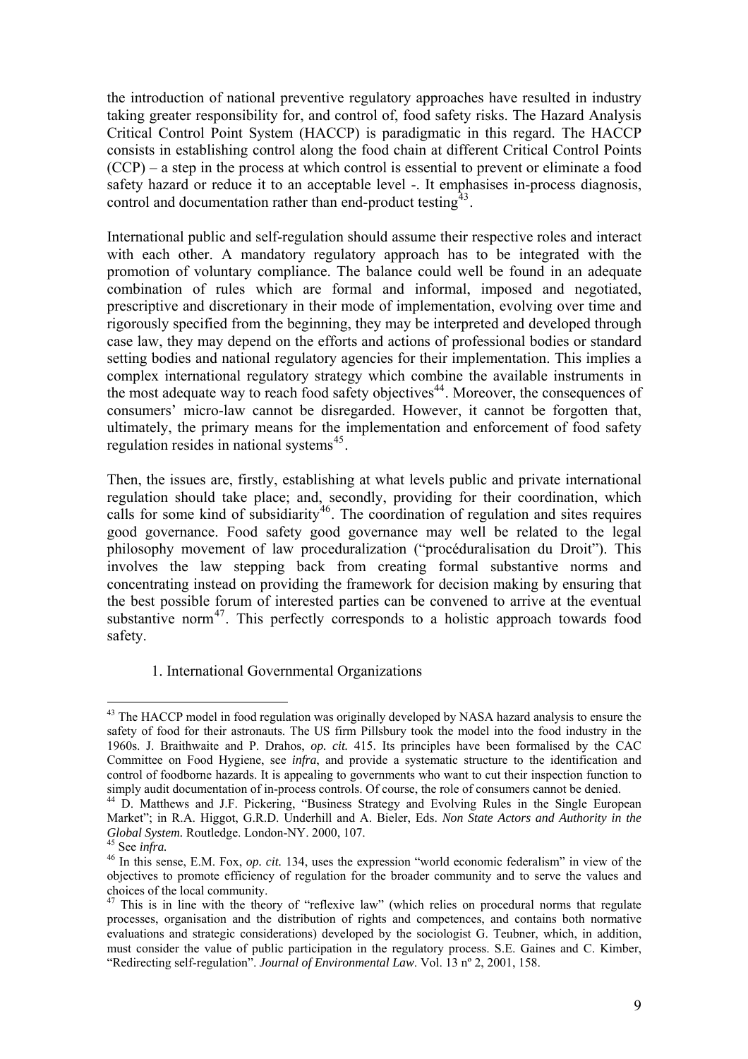the introduction of national preventive regulatory approaches have resulted in industry taking greater responsibility for, and control of, food safety risks. The Hazard Analysis Critical Control Point System (HACCP) is paradigmatic in this regard. The HACCP consists in establishing control along the food chain at different Critical Control Points (CCP) – a step in the process at which control is essential to prevent or eliminate a food safety hazard or reduce it to an acceptable level -. It emphasises in-process diagnosis, control and documentation rather than end-product testing[43].

International public and self-regulation should assume their respective roles and interact with each other. A mandatory regulatory approach has to be integrated with the promotion of voluntary compliance. The balance could well be found in an adequate combination of rules which are formal and informal, imposed and negotiated, prescriptive and discretionary in their mode of implementation, evolving over time and rigorously specified from the beginning, they may be interpreted and developed through case law, they may depend on the efforts and actions of professional bodies or standard setting bodies and national regulatory agencies for their implementation. This implies a complex international regulatory strategy which combine the available instruments in the most adequate way to reach food safety objectives[44]. Moreover, the consequences of consumers' micro-law cannot be disregarded. However, it cannot be forgotten that, ultimately, the primary means for the implementation and enforcement of food safety regulation resides in national systems[45].

Then, the issues are, firstly, establishing at what levels public and private international regulation should take place; and, secondly, providing for their coordination, which calls for some kind of subsidiarity[46]. The coordination of regulation and sites requires good governance. Food safety good governance may well be related to the legal philosophy movement of law proceduralization ("procéduralisation du Droit"). This involves the law stepping back from creating formal substantive norms and concentrating instead on providing the framework for decision making by ensuring that the best possible forum of interested parties can be convened to arrive at the eventual substantive norm[47]. This perfectly corresponds to a holistic approach towards food safety.

### 1. International Governmental Organizations

---

[43] The HACCP model in food regulation was originally developed by NASA hazard analysis to ensure the safety of food for their astronauts. The US firm Pillsbury took the model into the food industry in the 1960s. J. Braithwaite and P. Drahos, *op. cit.* 415. Its principles have been formalised by the CAC Committee on Food Hygiene, see *infra*, and provide a systematic structure to the identification and control of foodborne hazards. It is appealing to governments who want to cut their inspection function to simply audit documentation of in-process controls. Of course, the role of consumers cannot be denied.

[44] D. Matthews and J.F. Pickering, "Business Strategy and Evolving Rules in the Single European Market"; in R.A. Higgot, G.R.D. Underhill and A. Bieler, Eds. *Non State Actors and Authority in the Global System.* Routledge. London-NY. 2000, 107.

[45] See *infra.*

[46] In this sense, E.M. Fox, *op. cit.* 134, uses the expression "world economic federalism" in view of the objectives to promote efficiency of regulation for the broader community and to serve the values and choices of the local community.

[47] This is in line with the theory of "reflexive law" (which relies on procedural norms that regulate processes, organisation and the distribution of rights and competences, and contains both normative evaluations and strategic considerations) developed by the sociologist G. Teubner, which, in addition, must consider the value of public participation in the regulatory process. S.E. Gaines and C. Kimber, "Redirecting self-regulation". *Journal of Environmental Law*. Vol. 13 nº 2, 2001, 158.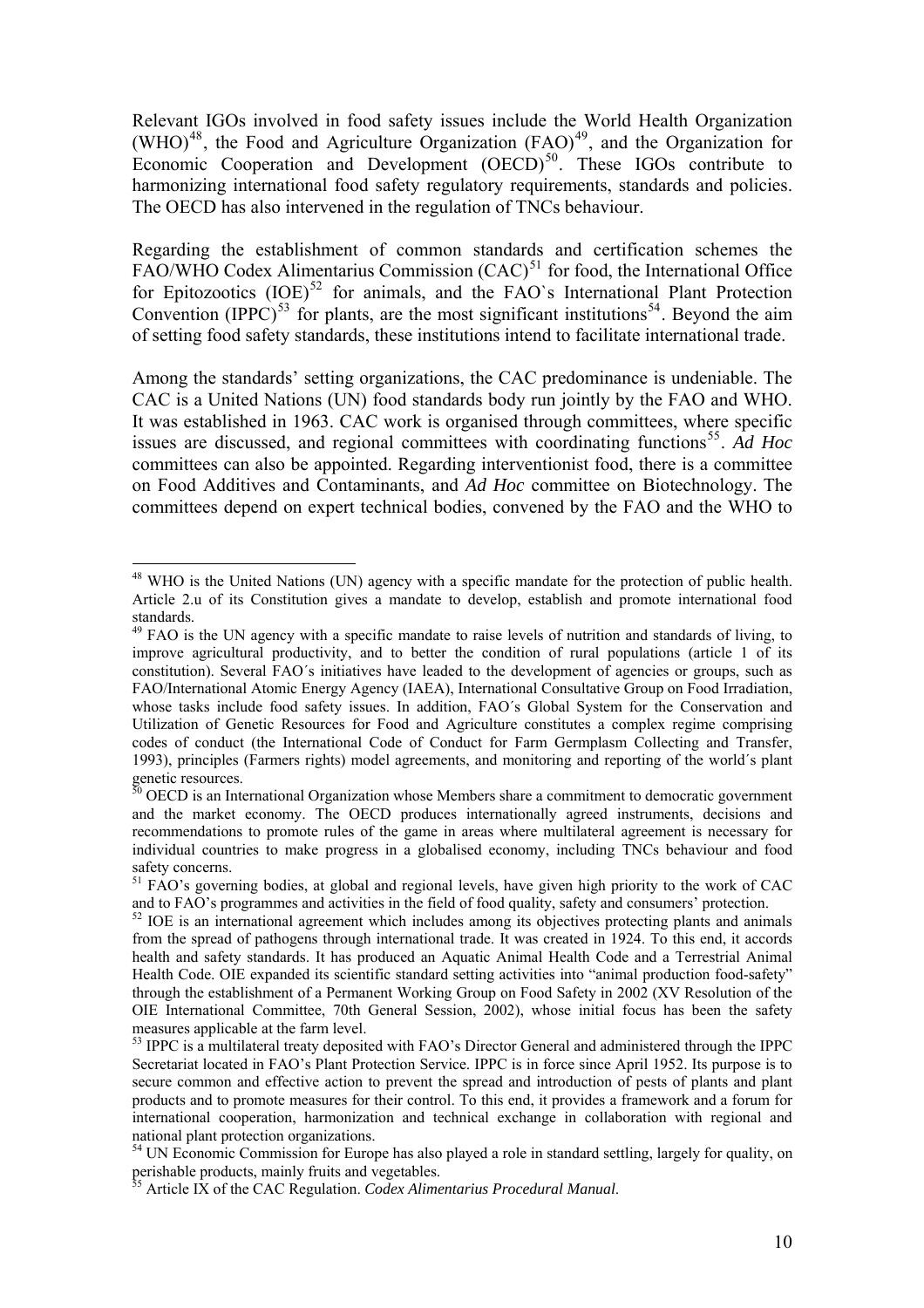Relevant IGOs involved in food safety issues include the World Health Organization (WHO)[48], the Food and Agriculture Organization (FAO)[49], and the Organization for Economic Cooperation and Development (OECD)[50]. These IGOs contribute to harmonizing international food safety regulatory requirements, standards and policies. The OECD has also intervened in the regulation of TNCs behaviour.

Regarding the establishment of common standards and certification schemes the FAO/WHO Codex Alimentarius Commission (CAC)[51] for food, the International Office for Epitozootics (IOE)[52] for animals, and the FAO`s International Plant Protection Convention (IPPC)[53] for plants, are the most significant institutions[54]. Beyond the aim of setting food safety standards, these institutions intend to facilitate international trade.

Among the standards' setting organizations, the CAC predominance is undeniable. The CAC is a United Nations (UN) food standards body run jointly by the FAO and WHO. It was established in 1963. CAC work is organised through committees, where specific issues are discussed, and regional committees with coordinating functions[55]. *Ad Hoc* committees can also be appointed. Regarding interventionist food, there is a committee on Food Additives and Contaminants, and *Ad Hoc* committee on Biotechnology. The committees depend on expert technical bodies, convened by the FAO and the WHO to

---

[48] WHO is the United Nations (UN) agency with a specific mandate for the protection of public health. Article 2.u of its Constitution gives a mandate to develop, establish and promote international food standards.

[49] FAO is the UN agency with a specific mandate to raise levels of nutrition and standards of living, to improve agricultural productivity, and to better the condition of rural populations (article 1 of its constitution). Several FAO´s initiatives have leaded to the development of agencies or groups, such as FAO/International Atomic Energy Agency (IAEA), International Consultative Group on Food Irradiation, whose tasks include food safety issues. In addition, FAO´s Global System for the Conservation and Utilization of Genetic Resources for Food and Agriculture constitutes a complex regime comprising codes of conduct (the International Code of Conduct for Farm Germplasm Collecting and Transfer, 1993), principles (Farmers rights) model agreements, and monitoring and reporting of the world´s plant genetic resources.

[50] OECD is an International Organization whose Members share a commitment to democratic government and the market economy. The OECD produces internationally agreed instruments, decisions and recommendations to promote rules of the game in areas where multilateral agreement is necessary for individual countries to make progress in a globalised economy, including TNCs behaviour and food safety concerns.

[51] FAO's governing bodies, at global and regional levels, have given high priority to the work of CAC and to FAO's programmes and activities in the field of food quality, safety and consumers' protection.

[52] IOE is an international agreement which includes among its objectives protecting plants and animals from the spread of pathogens through international trade. It was created in 1924. To this end, it accords health and safety standards. It has produced an Aquatic Animal Health Code and a Terrestrial Animal Health Code. OIE expanded its scientific standard setting activities into "animal production food-safety" through the establishment of a Permanent Working Group on Food Safety in 2002 (XV Resolution of the OIE International Committee, 70th General Session, 2002), whose initial focus has been the safety measures applicable at the farm level.

[53] IPPC is a multilateral treaty deposited with FAO's Director General and administered through the IPPC Secretariat located in FAO's Plant Protection Service. IPPC is in force since April 1952. Its purpose is to secure common and effective action to prevent the spread and introduction of pests of plants and plant products and to promote measures for their control. To this end, it provides a framework and a forum for international cooperation, harmonization and technical exchange in collaboration with regional and national plant protection organizations.

[54] UN Economic Commission for Europe has also played a role in standard settling, largely for quality, on perishable products, mainly fruits and vegetables.

[55] Article IX of the CAC Regulation. *Codex Alimentarius Procedural Manual*.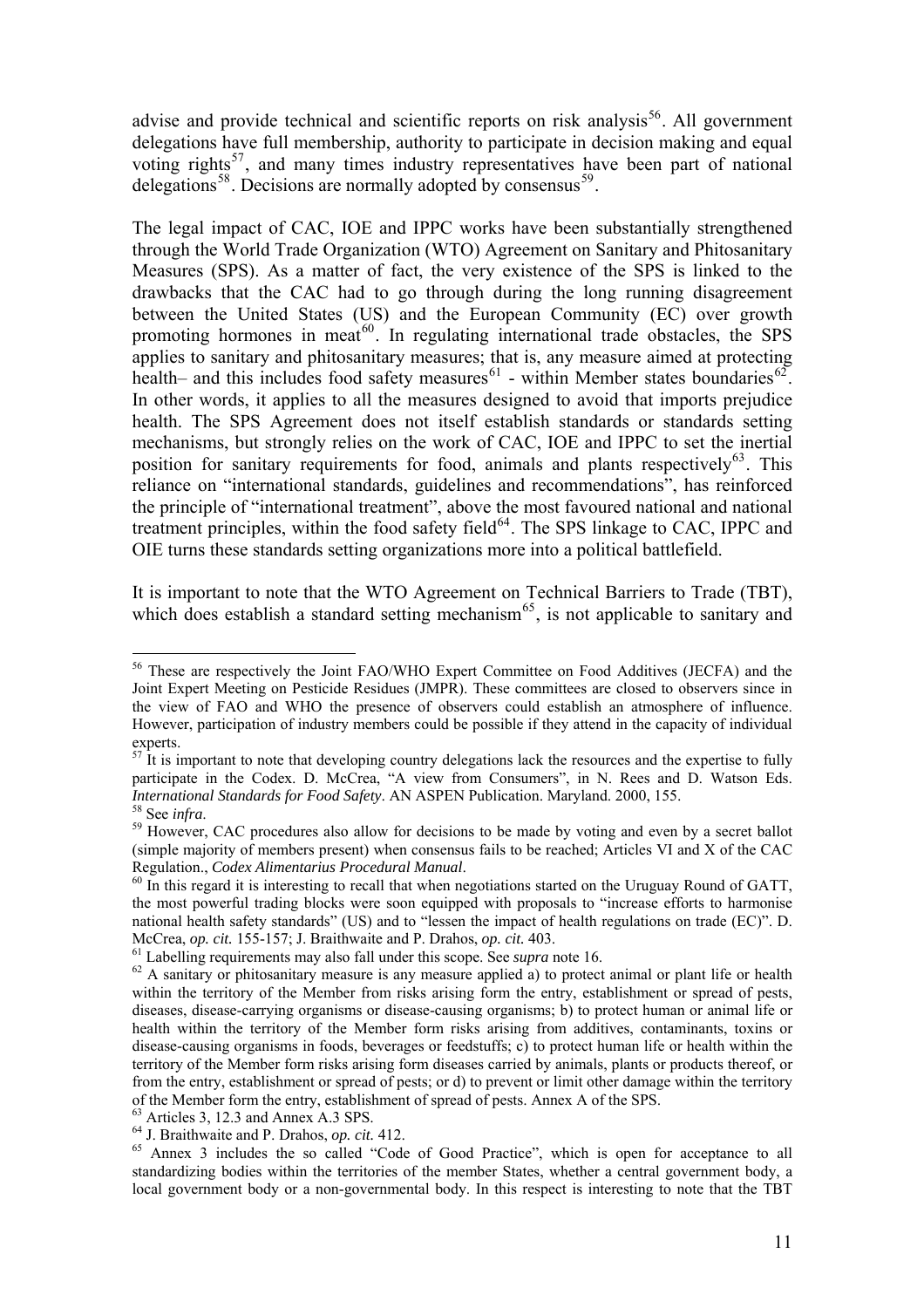advise and provide technical and scientific reports on risk analysis[56]. All government delegations have full membership, authority to participate in decision making and equal voting rights[57], and many times industry representatives have been part of national delegations[58]. Decisions are normally adopted by consensus[59].

The legal impact of CAC, IOE and IPPC works have been substantially strengthened through the World Trade Organization (WTO) Agreement on Sanitary and Phitosanitary Measures (SPS). As a matter of fact, the very existence of the SPS is linked to the drawbacks that the CAC had to go through during the long running disagreement between the United States (US) and the European Community (EC) over growth promoting hormones in meat[60]. In regulating international trade obstacles, the SPS applies to sanitary and phitosanitary measures; that is, any measure aimed at protecting health– and this includes food safety measures[61] - within Member states boundaries[62]. In other words, it applies to all the measures designed to avoid that imports prejudice health. The SPS Agreement does not itself establish standards or standards setting mechanisms, but strongly relies on the work of CAC, IOE and IPPC to set the inertial position for sanitary requirements for food, animals and plants respectively[63]. This reliance on "international standards, guidelines and recommendations", has reinforced the principle of "international treatment", above the most favoured national and national treatment principles, within the food safety field[64]. The SPS linkage to CAC, IPPC and OIE turns these standards setting organizations more into a political battlefield.

It is important to note that the WTO Agreement on Technical Barriers to Trade (TBT), which does establish a standard setting mechanism[65], is not applicable to sanitary and

---

[56] These are respectively the Joint FAO/WHO Expert Committee on Food Additives (JECFA) and the Joint Expert Meeting on Pesticide Residues (JMPR). These committees are closed to observers since in the view of FAO and WHO the presence of observers could establish an atmosphere of influence. However, participation of industry members could be possible if they attend in the capacity of individual experts.

[57] It is important to note that developing country delegations lack the resources and the expertise to fully participate in the Codex. D. McCrea, "A view from Consumers", in N. Rees and D. Watson Eds. *International Standards for Food Safety*. AN ASPEN Publication. Maryland. 2000, 155.

[58] See *infra*.

[59] However, CAC procedures also allow for decisions to be made by voting and even by a secret ballot (simple majority of members present) when consensus fails to be reached; Articles VI and X of the CAC Regulation., *Codex Alimentarius Procedural Manual*.

[60] In this regard it is interesting to recall that when negotiations started on the Uruguay Round of GATT, the most powerful trading blocks were soon equipped with proposals to "increase efforts to harmonise national health safety standards" (US) and to "lessen the impact of health regulations on trade (EC)". D. McCrea, *op. cit.* 155-157; J. Braithwaite and P. Drahos, *op. cit.* 403.

[61] Labelling requirements may also fall under this scope. See *supra* note 16.

[62] A sanitary or phitosanitary measure is any measure applied a) to protect animal or plant life or health within the territory of the Member from risks arising form the entry, establishment or spread of pests, diseases, disease-carrying organisms or disease-causing organisms; b) to protect human or animal life or health within the territory of the Member form risks arising from additives, contaminants, toxins or disease-causing organisms in foods, beverages or feedstuffs; c) to protect human life or health within the territory of the Member form risks arising form diseases carried by animals, plants or products thereof, or from the entry, establishment or spread of pests; or d) to prevent or limit other damage within the territory of the Member form the entry, establishment of spread of pests. Annex A of the SPS.

[63] Articles 3, 12.3 and Annex A.3 SPS.

[64] J. Braithwaite and P. Drahos, *op. cit.* 412.

[65] Annex 3 includes the so called "Code of Good Practice", which is open for acceptance to all standardizing bodies within the territories of the member States, whether a central government body, a local government body or a non-governmental body. In this respect is interesting to note that the TBT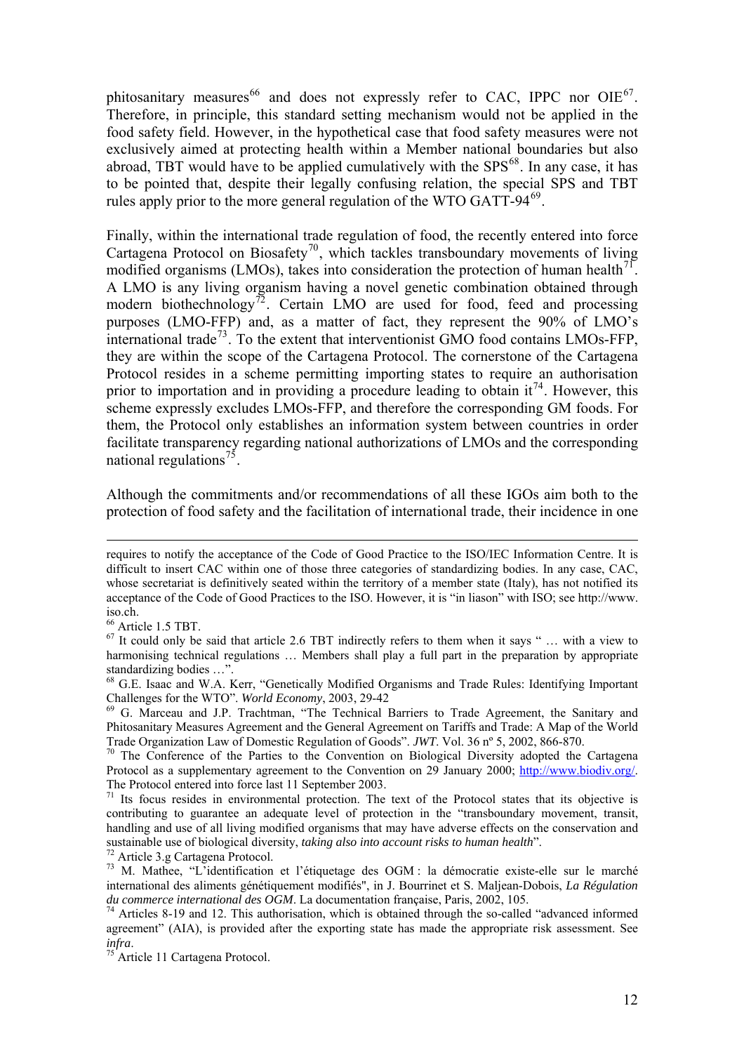phitosanitary measures[66] and does not expressly refer to CAC, IPPC nor OIE[67]. Therefore, in principle, this standard setting mechanism would not be applied in the food safety field. However, in the hypothetical case that food safety measures were not exclusively aimed at protecting health within a Member national boundaries but also abroad, TBT would have to be applied cumulatively with the SPS[68]. In any case, it has to be pointed that, despite their legally confusing relation, the special SPS and TBT rules apply prior to the more general regulation of the WTO GATT-94[69].

Finally, within the international trade regulation of food, the recently entered into force Cartagena Protocol on Biosafety[70], which tackles transboundary movements of living modified organisms (LMOs), takes into consideration the protection of human health[71]. A LMO is any living organism having a novel genetic combination obtained through modern biothechnology[72]. Certain LMO are used for food, feed and processing purposes (LMO-FFP) and, as a matter of fact, they represent the 90% of LMO's international trade[73]. To the extent that interventionist GMO food contains LMOs-FFP, they are within the scope of the Cartagena Protocol. The cornerstone of the Cartagena Protocol resides in a scheme permitting importing states to require an authorisation prior to importation and in providing a procedure leading to obtain it[74]. However, this scheme expressly excludes LMOs-FFP, and therefore the corresponding GM foods. For them, the Protocol only establishes an information system between countries in order facilitate transparency regarding national authorizations of LMOs and the corresponding national regulations[75].

Although the commitments and/or recommendations of all these IGOs aim both to the protection of food safety and the facilitation of international trade, their incidence in one

---

requires to notify the acceptance of the Code of Good Practice to the ISO/IEC Information Centre. It is difficult to insert CAC within one of those three categories of standardizing bodies. In any case, CAC, whose secretariat is definitively seated within the territory of a member state (Italy), has not notified its acceptance of the Code of Good Practices to the ISO. However, it is "in liason" with ISO; see http://www.iso.ch.

[66] Article 1.5 TBT.

[67] It could only be said that article 2.6 TBT indirectly refers to them when it says " … with a view to harmonising technical regulations … Members shall play a full part in the preparation by appropriate standardizing bodies …".

[68] G.E. Isaac and W.A. Kerr, "Genetically Modified Organisms and Trade Rules: Identifying Important Challenges for the WTO". *World Economy*, 2003, 29-42

[69] G. Marceau and J.P. Trachtman, "The Technical Barriers to Trade Agreement, the Sanitary and Phitosanitary Measures Agreement and the General Agreement on Tariffs and Trade: A Map of the World Trade Organization Law of Domestic Regulation of Goods". *JWT*. Vol. 36 nº 5, 2002, 866-870.

[70] The Conference of the Parties to the Convention on Biological Diversity adopted the Cartagena Protocol as a supplementary agreement to the Convention on 29 January 2000; http://www.biodiv.org/. The Protocol entered into force last 11 September 2003.

[71] Its focus resides in environmental protection. The text of the Protocol states that its objective is contributing to guarantee an adequate level of protection in the "transboundary movement, transit, handling and use of all living modified organisms that may have adverse effects on the conservation and sustainable use of biological diversity, *taking also into account risks to human health*".

[72] Article 3.g Cartagena Protocol.

[73] M. Mathee, "L'identification et l'étiquetage des OGM : la démocratie existe-elle sur le marché international des aliments génétiquement modifiés", in J. Bourrinet et S. Maljean-Dobois, *La Régulation du commerce international des OGM*. La documentation française, Paris, 2002, 105.

[74] Articles 8-19 and 12. This authorisation, which is obtained through the so-called "advanced informed agreement" (AIA), is provided after the exporting state has made the appropriate risk assessment. See *infra*.

[75] Article 11 Cartagena Protocol.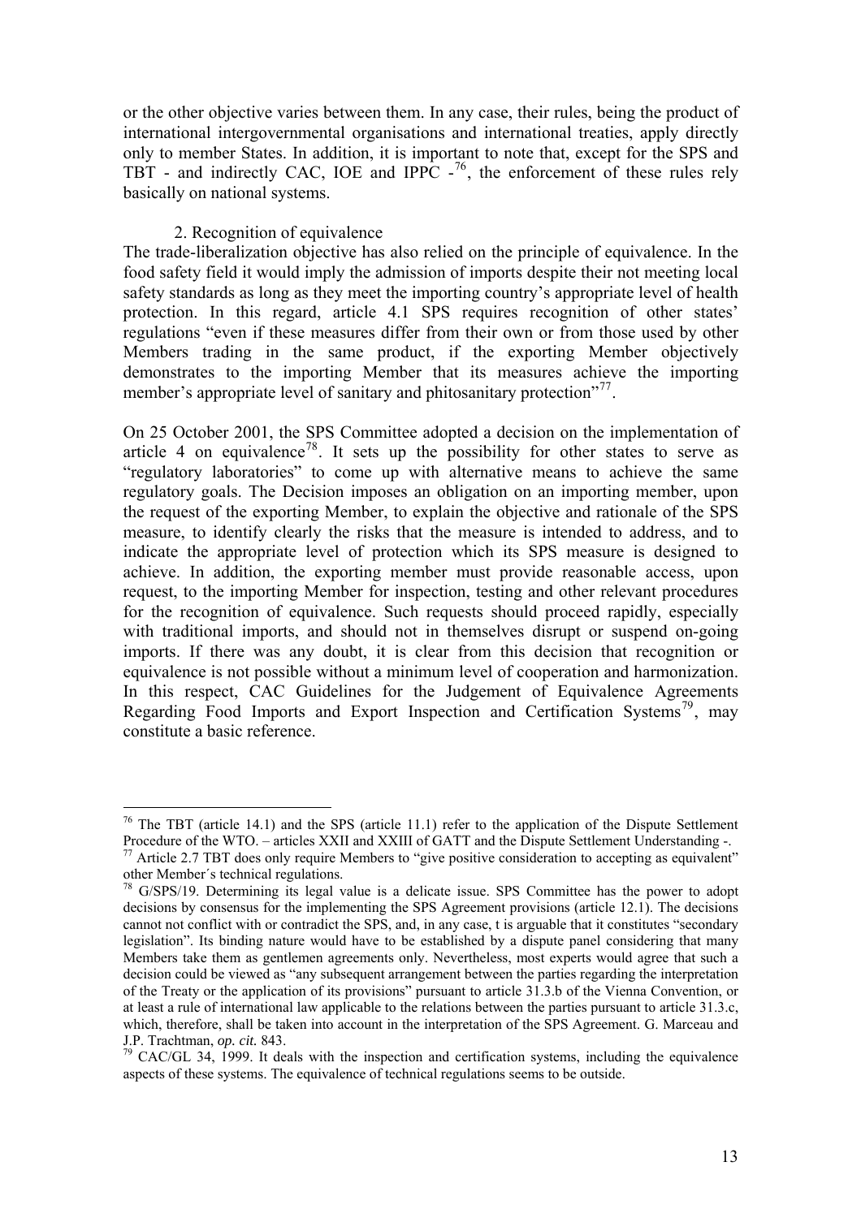or the other objective varies between them. In any case, their rules, being the product of international intergovernmental organisations and international treaties, apply directly only to member States. In addition, it is important to note that, except for the SPS and TBT - and indirectly CAC, IOE and IPPC -[76], the enforcement of these rules rely basically on national systems.

2. Recognition of equivalence

The trade-liberalization objective has also relied on the principle of equivalence. In the food safety field it would imply the admission of imports despite their not meeting local safety standards as long as they meet the importing country's appropriate level of health protection. In this regard, article 4.1 SPS requires recognition of other states' regulations "even if these measures differ from their own or from those used by other Members trading in the same product, if the exporting Member objectively demonstrates to the importing Member that its measures achieve the importing member's appropriate level of sanitary and phitosanitary protection"[77].

On 25 October 2001, the SPS Committee adopted a decision on the implementation of article 4 on equivalence[78]. It sets up the possibility for other states to serve as "regulatory laboratories" to come up with alternative means to achieve the same regulatory goals. The Decision imposes an obligation on an importing member, upon the request of the exporting Member, to explain the objective and rationale of the SPS measure, to identify clearly the risks that the measure is intended to address, and to indicate the appropriate level of protection which its SPS measure is designed to achieve. In addition, the exporting member must provide reasonable access, upon request, to the importing Member for inspection, testing and other relevant procedures for the recognition of equivalence. Such requests should proceed rapidly, especially with traditional imports, and should not in themselves disrupt or suspend on-going imports. If there was any doubt, it is clear from this decision that recognition or equivalence is not possible without a minimum level of cooperation and harmonization. In this respect, CAC Guidelines for the Judgement of Equivalence Agreements Regarding Food Imports and Export Inspection and Certification Systems[79], may constitute a basic reference.

---

[76] The TBT (article 14.1) and the SPS (article 11.1) refer to the application of the Dispute Settlement Procedure of the WTO. – articles XXII and XXIII of GATT and the Dispute Settlement Understanding -.

[77] Article 2.7 TBT does only require Members to "give positive consideration to accepting as equivalent" other Member´s technical regulations.

[78] G/SPS/19. Determining its legal value is a delicate issue. SPS Committee has the power to adopt decisions by consensus for the implementing the SPS Agreement provisions (article 12.1). The decisions cannot not conflict with or contradict the SPS, and, in any case, t is arguable that it constitutes "secondary legislation". Its binding nature would have to be established by a dispute panel considering that many Members take them as gentlemen agreements only. Nevertheless, most experts would agree that such a decision could be viewed as "any subsequent arrangement between the parties regarding the interpretation of the Treaty or the application of its provisions" pursuant to article 31.3.b of the Vienna Convention, or at least a rule of international law applicable to the relations between the parties pursuant to article 31.3.c, which, therefore, shall be taken into account in the interpretation of the SPS Agreement. G. Marceau and J.P. Trachtman, *op. cit.* 843.

[79] CAC/GL 34, 1999. It deals with the inspection and certification systems, including the equivalence aspects of these systems. The equivalence of technical regulations seems to be outside.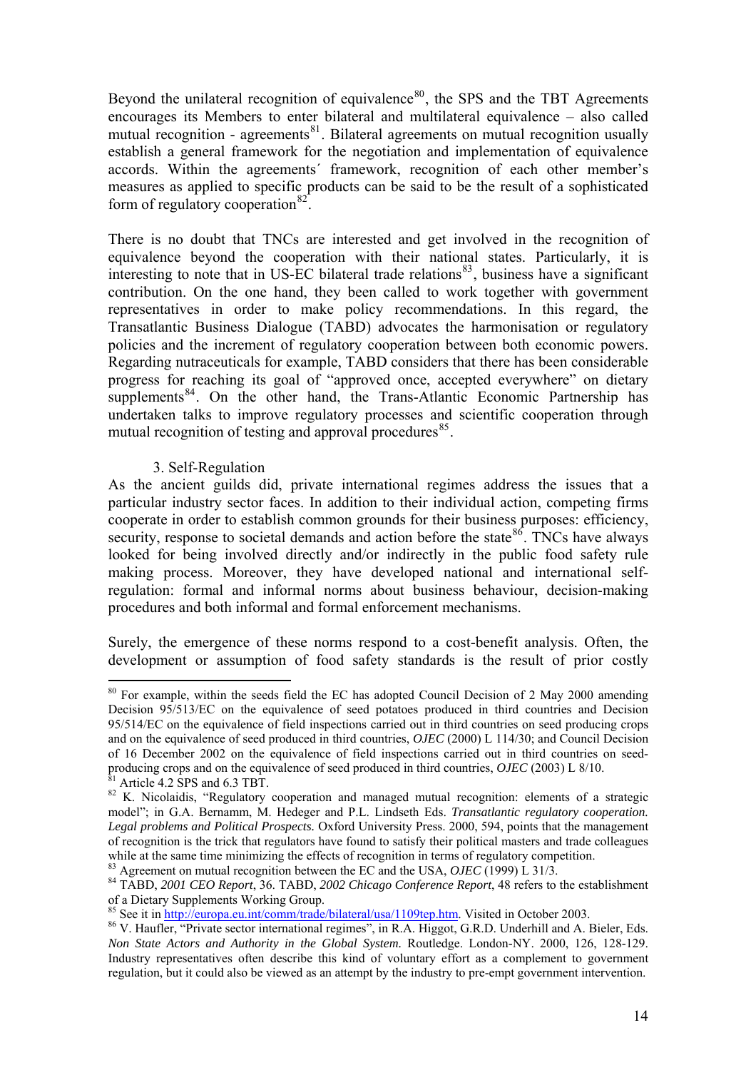Beyond the unilateral recognition of equivalence[80], the SPS and the TBT Agreements encourages its Members to enter bilateral and multilateral equivalence – also called mutual recognition - agreements[81]. Bilateral agreements on mutual recognition usually establish a general framework for the negotiation and implementation of equivalence accords. Within the agreements´ framework, recognition of each other member's measures as applied to specific products can be said to be the result of a sophisticated form of regulatory cooperation[82].

There is no doubt that TNCs are interested and get involved in the recognition of equivalence beyond the cooperation with their national states. Particularly, it is interesting to note that in US-EC bilateral trade relations[83], business have a significant contribution. On the one hand, they been called to work together with government representatives in order to make policy recommendations. In this regard, the Transatlantic Business Dialogue (TABD) advocates the harmonisation or regulatory policies and the increment of regulatory cooperation between both economic powers. Regarding nutraceuticals for example, TABD considers that there has been considerable progress for reaching its goal of "approved once, accepted everywhere" on dietary supplements[84]. On the other hand, the Trans-Atlantic Economic Partnership has undertaken talks to improve regulatory processes and scientific cooperation through mutual recognition of testing and approval procedures[85].

### 3. Self-Regulation

As the ancient guilds did, private international regimes address the issues that a particular industry sector faces. In addition to their individual action, competing firms cooperate in order to establish common grounds for their business purposes: efficiency, security, response to societal demands and action before the state[86]. TNCs have always looked for being involved directly and/or indirectly in the public food safety rule making process. Moreover, they have developed national and international self-regulation: formal and informal norms about business behaviour, decision-making procedures and both informal and formal enforcement mechanisms.

Surely, the emergence of these norms respond to a cost-benefit analysis. Often, the development or assumption of food safety standards is the result of prior costly

---

[80] For example, within the seeds field the EC has adopted Council Decision of 2 May 2000 amending Decision 95/513/EC on the equivalence of seed potatoes produced in third countries and Decision 95/514/EC on the equivalence of field inspections carried out in third countries on seed producing crops and on the equivalence of seed produced in third countries, *OJEC* (2000) L 114/30; and Council Decision of 16 December 2002 on the equivalence of field inspections carried out in third countries on seed-producing crops and on the equivalence of seed produced in third countries, *OJEC* (2003) L 8/10.

[81] Article 4.2 SPS and 6.3 TBT.

[82] K. Nicolaidis, "Regulatory cooperation and managed mutual recognition: elements of a strategic model"; in G.A. Bernamm, M. Hedeger and P.L. Lindseth Eds. *Transatlantic regulatory cooperation. Legal problems and Political Prospects.* Oxford University Press. 2000, 594, points that the management of recognition is the trick that regulators have found to satisfy their political masters and trade colleagues while at the same time minimizing the effects of recognition in terms of regulatory competition.

[83] Agreement on mutual recognition between the EC and the USA, *OJEC* (1999) L 31/3.

[84] TABD, *2001 CEO Report*, 36. TABD, *2002 Chicago Conference Report*, 48 refers to the establishment of a Dietary Supplements Working Group.

[85] See it in http://europa.eu.int/comm/trade/bilateral/usa/1109tep.htm. Visited in October 2003.

[86] V. Haufler, "Private sector international regimes", in R.A. Higgot, G.R.D. Underhill and A. Bieler, Eds. *Non State Actors and Authority in the Global System.* Routledge. London-NY. 2000, 126, 128-129. Industry representatives often describe this kind of voluntary effort as a complement to government regulation, but it could also be viewed as an attempt by the industry to pre-empt government intervention.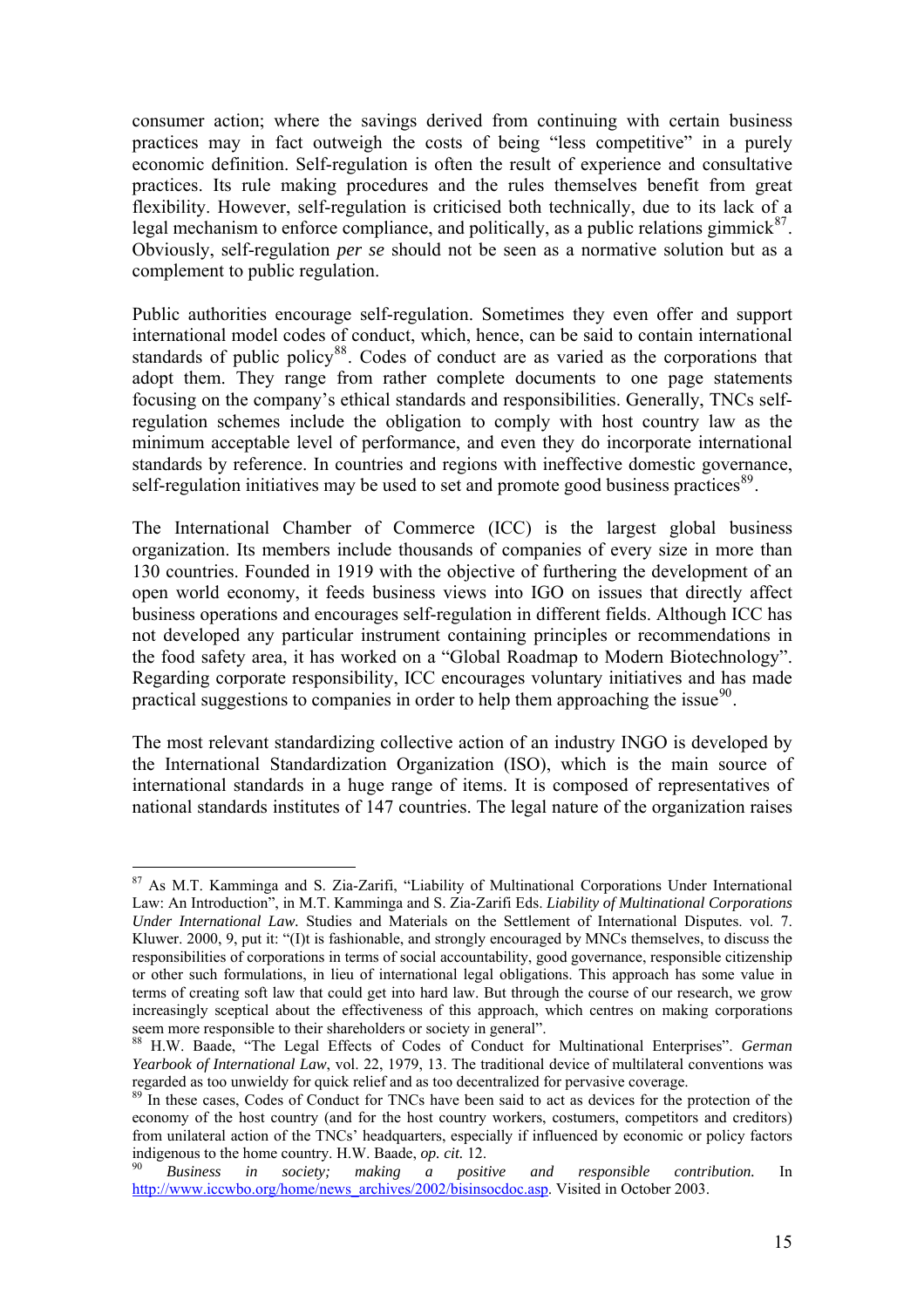consumer action; where the savings derived from continuing with certain business practices may in fact outweigh the costs of being "less competitive" in a purely economic definition. Self-regulation is often the result of experience and consultative practices. Its rule making procedures and the rules themselves benefit from great flexibility. However, self-regulation is criticised both technically, due to its lack of a legal mechanism to enforce compliance, and politically, as a public relations gimmick[87]. Obviously, self-regulation *per se* should not be seen as a normative solution but as a complement to public regulation.

Public authorities encourage self-regulation. Sometimes they even offer and support international model codes of conduct, which, hence, can be said to contain international standards of public policy[88]. Codes of conduct are as varied as the corporations that adopt them. They range from rather complete documents to one page statements focusing on the company's ethical standards and responsibilities. Generally, TNCs self-regulation schemes include the obligation to comply with host country law as the minimum acceptable level of performance, and even they do incorporate international standards by reference. In countries and regions with ineffective domestic governance, self-regulation initiatives may be used to set and promote good business practices[89].

The International Chamber of Commerce (ICC) is the largest global business organization. Its members include thousands of companies of every size in more than 130 countries. Founded in 1919 with the objective of furthering the development of an open world economy, it feeds business views into IGO on issues that directly affect business operations and encourages self-regulation in different fields. Although ICC has not developed any particular instrument containing principles or recommendations in the food safety area, it has worked on a "Global Roadmap to Modern Biotechnology". Regarding corporate responsibility, ICC encourages voluntary initiatives and has made practical suggestions to companies in order to help them approaching the issue[90].

The most relevant standardizing collective action of an industry INGO is developed by the International Standardization Organization (ISO), which is the main source of international standards in a huge range of items. It is composed of representatives of national standards institutes of 147 countries. The legal nature of the organization raises

---

[87] As M.T. Kamminga and S. Zia-Zarifi, "Liability of Multinational Corporations Under International Law: An Introduction", in M.T. Kamminga and S. Zia-Zarifi Eds. *Liability of Multinational Corporations Under International Law.* Studies and Materials on the Settlement of International Disputes. vol. 7. Kluwer. 2000, 9, put it: "(I)t is fashionable, and strongly encouraged by MNCs themselves, to discuss the responsibilities of corporations in terms of social accountability, good governance, responsible citizenship or other such formulations, in lieu of international legal obligations. This approach has some value in terms of creating soft law that could get into hard law. But through the course of our research, we grow increasingly sceptical about the effectiveness of this approach, which centres on making corporations seem more responsible to their shareholders or society in general".

[88] H.W. Baade, "The Legal Effects of Codes of Conduct for Multinational Enterprises". *German Yearbook of International Law*, vol. 22, 1979, 13. The traditional device of multilateral conventions was regarded as too unwieldy for quick relief and as too decentralized for pervasive coverage.

[89] In these cases, Codes of Conduct for TNCs have been said to act as devices for the protection of the economy of the host country (and for the host country workers, costumers, competitors and creditors) from unilateral action of the TNCs' headquarters, especially if influenced by economic or policy factors indigenous to the home country. H.W. Baade, *op. cit.* 12.

[90] *Business in society; making a positive and responsible contribution.* In http://www.iccwbo.org/home/news_archives/2002/bisinsocdoc.asp. Visited in October 2003.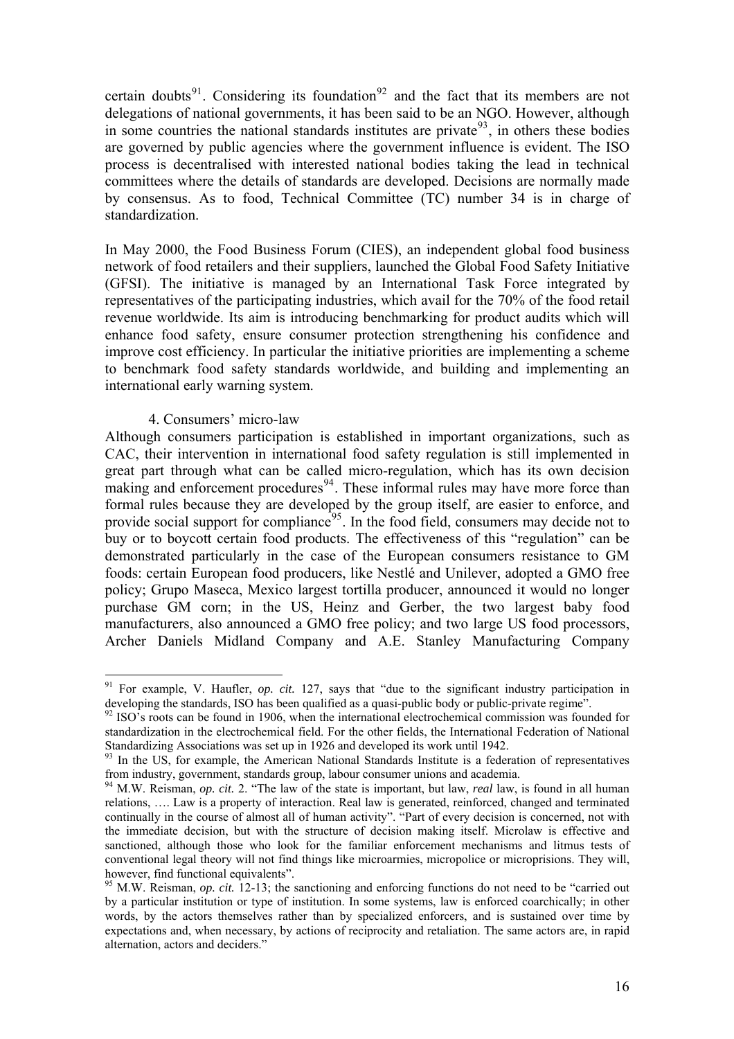certain doubts[91]. Considering its foundation[92] and the fact that its members are not delegations of national governments, it has been said to be an NGO. However, although in some countries the national standards institutes are private[93], in others these bodies are governed by public agencies where the government influence is evident. The ISO process is decentralised with interested national bodies taking the lead in technical committees where the details of standards are developed. Decisions are normally made by consensus. As to food, Technical Committee (TC) number 34 is in charge of standardization.

In May 2000, the Food Business Forum (CIES), an independent global food business network of food retailers and their suppliers, launched the Global Food Safety Initiative (GFSI). The initiative is managed by an International Task Force integrated by representatives of the participating industries, which avail for the 70% of the food retail revenue worldwide. Its aim is introducing benchmarking for product audits which will enhance food safety, ensure consumer protection strengthening his confidence and improve cost efficiency. In particular the initiative priorities are implementing a scheme to benchmark food safety standards worldwide, and building and implementing an international early warning system.

### 4. Consumers' micro-law

Although consumers participation is established in important organizations, such as CAC, their intervention in international food safety regulation is still implemented in great part through what can be called micro-regulation, which has its own decision making and enforcement procedures[94]. These informal rules may have more force than formal rules because they are developed by the group itself, are easier to enforce, and provide social support for compliance[95]. In the food field, consumers may decide not to buy or to boycott certain food products. The effectiveness of this "regulation" can be demonstrated particularly in the case of the European consumers resistance to GM foods: certain European food producers, like Nestlé and Unilever, adopted a GMO free policy; Grupo Maseca, Mexico largest tortilla producer, announced it would no longer purchase GM corn; in the US, Heinz and Gerber, the two largest baby food manufacturers, also announced a GMO free policy; and two large US food processors, Archer Daniels Midland Company and A.E. Stanley Manufacturing Company

---

[91] For example, V. Haufler, *op. cit.* 127, says that "due to the significant industry participation in developing the standards, ISO has been qualified as a quasi-public body or public-private regime".

[92] ISO's roots can be found in 1906, when the international electrochemical commission was founded for standardization in the electrochemical field. For the other fields, the International Federation of National Standardizing Associations was set up in 1926 and developed its work until 1942.

[93] In the US, for example, the American National Standards Institute is a federation of representatives from industry, government, standards group, labour consumer unions and academia.

[94] M.W. Reisman, *op. cit.* 2. "The law of the state is important, but law, *real* law, is found in all human relations, …. Law is a property of interaction. Real law is generated, reinforced, changed and terminated continually in the course of almost all of human activity". "Part of every decision is concerned, not with the immediate decision, but with the structure of decision making itself. Microlaw is effective and sanctioned, although those who look for the familiar enforcement mechanisms and litmus tests of conventional legal theory will not find things like microarmies, micropolice or microprisions. They will, however, find functional equivalents".

[95] M.W. Reisman, *op. cit.* 12-13; the sanctioning and enforcing functions do not need to be "carried out by a particular institution or type of institution. In some systems, law is enforced coarchically; in other words, by the actors themselves rather than by specialized enforcers, and is sustained over time by expectations and, when necessary, by actions of reciprocity and retaliation. The same actors are, in rapid alternation, actors and deciders."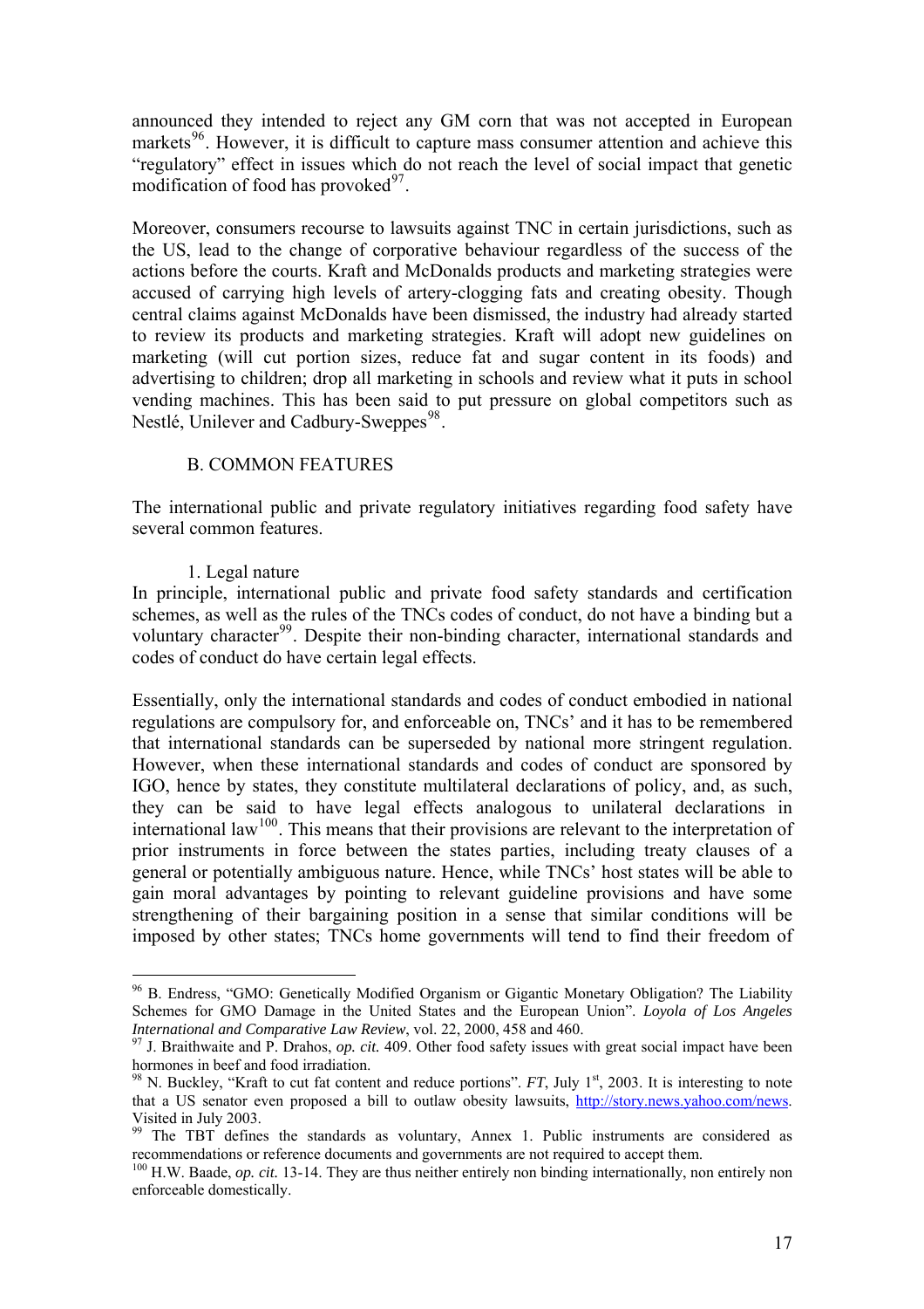announced they intended to reject any GM corn that was not accepted in European markets[96]. However, it is difficult to capture mass consumer attention and achieve this "regulatory" effect in issues which do not reach the level of social impact that genetic modification of food has provoked[97].

Moreover, consumers recourse to lawsuits against TNC in certain jurisdictions, such as the US, lead to the change of corporative behaviour regardless of the success of the actions before the courts. Kraft and McDonalds products and marketing strategies were accused of carrying high levels of artery-clogging fats and creating obesity. Though central claims against McDonalds have been dismissed, the industry had already started to review its products and marketing strategies. Kraft will adopt new guidelines on marketing (will cut portion sizes, reduce fat and sugar content in its foods) and advertising to children; drop all marketing in schools and review what it puts in school vending machines. This has been said to put pressure on global competitors such as Nestlé, Unilever and Cadbury-Sweppes[98].

### B. COMMON FEATURES

The international public and private regulatory initiatives regarding food safety have several common features.

#### 1. Legal nature

In principle, international public and private food safety standards and certification schemes, as well as the rules of the TNCs codes of conduct, do not have a binding but a voluntary character[99]. Despite their non-binding character, international standards and codes of conduct do have certain legal effects.

Essentially, only the international standards and codes of conduct embodied in national regulations are compulsory for, and enforceable on, TNCs' and it has to be remembered that international standards can be superseded by national more stringent regulation. However, when these international standards and codes of conduct are sponsored by IGO, hence by states, they constitute multilateral declarations of policy, and, as such, they can be said to have legal effects analogous to unilateral declarations in international law[100]. This means that their provisions are relevant to the interpretation of prior instruments in force between the states parties, including treaty clauses of a general or potentially ambiguous nature. Hence, while TNCs' host states will be able to gain moral advantages by pointing to relevant guideline provisions and have some strengthening of their bargaining position in a sense that similar conditions will be imposed by other states; TNCs home governments will tend to find their freedom of

---

[96] B. Endress, "GMO: Genetically Modified Organism or Gigantic Monetary Obligation? The Liability Schemes for GMO Damage in the United States and the European Union". *Loyola of Los Angeles International and Comparative Law Review*, vol. 22, 2000, 458 and 460.

[97] J. Braithwaite and P. Drahos, *op. cit.* 409. Other food safety issues with great social impact have been hormones in beef and food irradiation.

[98] N. Buckley, "Kraft to cut fat content and reduce portions". *FT*, July 1st, 2003. It is interesting to note that a US senator even proposed a bill to outlaw obesity lawsuits, http://story.news.yahoo.com/news. Visited in July 2003.

[99] The TBT defines the standards as voluntary, Annex 1. Public instruments are considered as recommendations or reference documents and governments are not required to accept them.

[100] H.W. Baade, *op. cit.* 13-14. They are thus neither entirely non binding internationally, non entirely non enforceable domestically.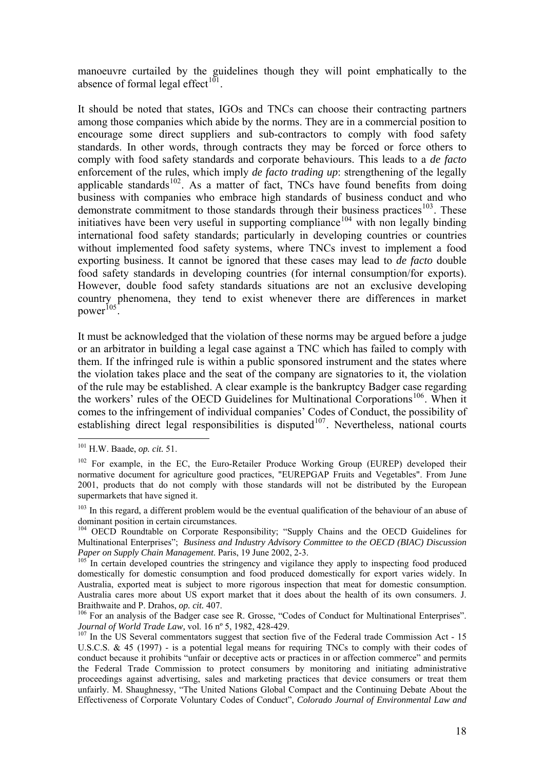manoeuvre curtailed by the guidelines though they will point emphatically to the absence of formal legal effect[101].

It should be noted that states, IGOs and TNCs can choose their contracting partners among those companies which abide by the norms. They are in a commercial position to encourage some direct suppliers and sub-contractors to comply with food safety standards. In other words, through contracts they may be forced or force others to comply with food safety standards and corporate behaviours. This leads to a *de facto* enforcement of the rules, which imply *de facto trading up*: strengthening of the legally applicable standards[102]. As a matter of fact, TNCs have found benefits from doing business with companies who embrace high standards of business conduct and who demonstrate commitment to those standards through their business practices[103]. These initiatives have been very useful in supporting compliance[104] with non legally binding international food safety standards; particularly in developing countries or countries without implemented food safety systems, where TNCs invest to implement a food exporting business. It cannot be ignored that these cases may lead to *de facto* double food safety standards in developing countries (for internal consumption/for exports). However, double food safety standards situations are not an exclusive developing country phenomena, they tend to exist whenever there are differences in market power[105].

It must be acknowledged that the violation of these norms may be argued before a judge or an arbitrator in building a legal case against a TNC which has failed to comply with them. If the infringed rule is within a public sponsored instrument and the states where the violation takes place and the seat of the company are signatories to it, the violation of the rule may be established. A clear example is the bankruptcy Badger case regarding the workers' rules of the OECD Guidelines for Multinational Corporations[106]. When it comes to the infringement of individual companies' Codes of Conduct, the possibility of establishing direct legal responsibilities is disputed[107]. Nevertheless, national courts

---

[101] H.W. Baade, *op. cit.* 51.

[102] For example, in the EC, the Euro-Retailer Produce Working Group (EUREP) developed their normative document for agriculture good practices, "EUREPGAP Fruits and Vegetables". From June 2001, products that do not comply with those standards will not be distributed by the European supermarkets that have signed it.

[103] In this regard, a different problem would be the eventual qualification of the behaviour of an abuse of dominant position in certain circumstances.

[104] OECD Roundtable on Corporate Responsibility; "Supply Chains and the OECD Guidelines for Multinational Enterprises"; *Business and Industry Advisory Committee to the OECD (BIAC) Discussion Paper on Supply Chain Management*. Paris, 19 June 2002, 2-3.

[105] In certain developed countries the stringency and vigilance they apply to inspecting food produced domestically for domestic consumption and food produced domestically for export varies widely. In Australia, exported meat is subject to more rigorous inspection that meat for domestic consumption. Australia cares more about US export market that it does about the health of its own consumers. J. Braithwaite and P. Drahos, *op. cit.* 407.

[106] For an analysis of the Badger case see R. Grosse, "Codes of Conduct for Multinational Enterprises". *Journal of World Trade Law,* vol. 16 nº 5, 1982, 428-429.

[107] In the US Several commentators suggest that section five of the Federal trade Commission Act - 15 U.S.C.S. & 45 (1997) - is a potential legal means for requiring TNCs to comply with their codes of conduct because it prohibits "unfair or deceptive acts or practices in or affection commerce" and permits the Federal Trade Commission to protect consumers by monitoring and initiating administrative proceedings against advertising, sales and marketing practices that device consumers or treat them unfairly. M. Shaughnessy, "The United Nations Global Compact and the Continuing Debate About the Effectiveness of Corporate Voluntary Codes of Conduct", *Colorado Journal of Environmental Law and*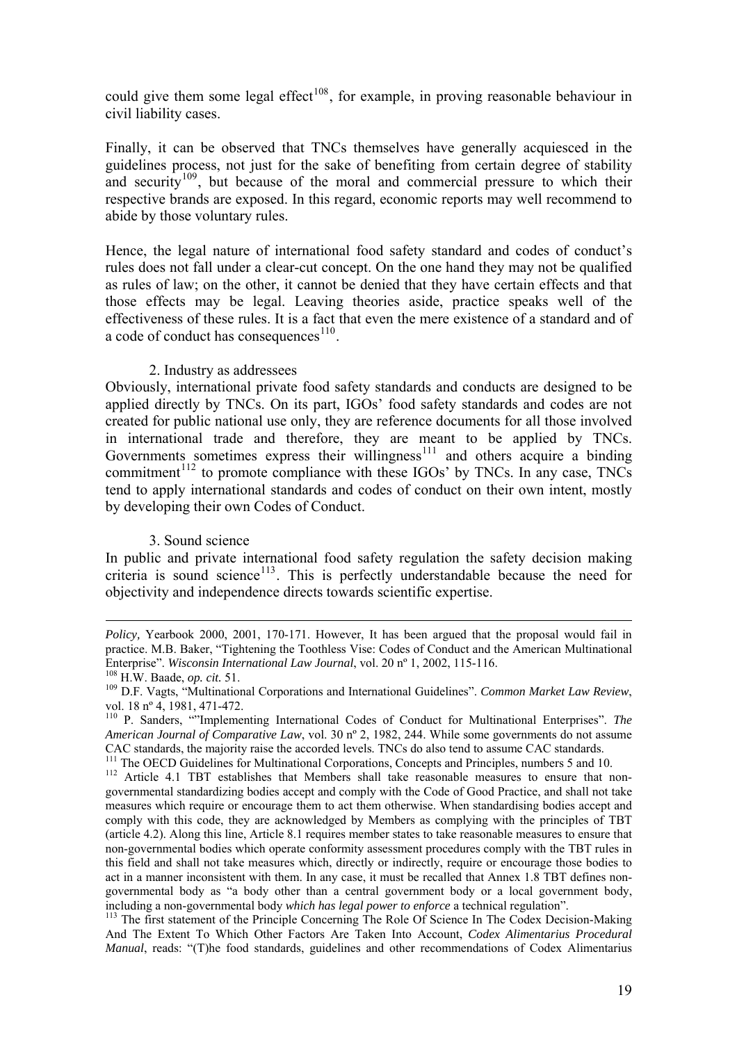could give them some legal effect[108], for example, in proving reasonable behaviour in civil liability cases.

Finally, it can be observed that TNCs themselves have generally acquiesced in the guidelines process, not just for the sake of benefiting from certain degree of stability and security[109], but because of the moral and commercial pressure to which their respective brands are exposed. In this regard, economic reports may well recommend to abide by those voluntary rules.

Hence, the legal nature of international food safety standard and codes of conduct's rules does not fall under a clear-cut concept. On the one hand they may not be qualified as rules of law; on the other, it cannot be denied that they have certain effects and that those effects may be legal. Leaving theories aside, practice speaks well of the effectiveness of these rules. It is a fact that even the mere existence of a standard and of a code of conduct has consequences[110].

### 2. Industry as addressees

Obviously, international private food safety standards and conducts are designed to be applied directly by TNCs. On its part, IGOs' food safety standards and codes are not created for public national use only, they are reference documents for all those involved in international trade and therefore, they are meant to be applied by TNCs. Governments sometimes express their willingness[111] and others acquire a binding commitment[112] to promote compliance with these IGOs' by TNCs. In any case, TNCs tend to apply international standards and codes of conduct on their own intent, mostly by developing their own Codes of Conduct.

### 3. Sound science

In public and private international food safety regulation the safety decision making criteria is sound science[113]. This is perfectly understandable because the need for objectivity and independence directs towards scientific expertise.

---

*Policy,* Yearbook 2000, 2001, 170-171. However, It has been argued that the proposal would fail in practice. M.B. Baker, "Tightening the Toothless Vise: Codes of Conduct and the American Multinational Enterprise". *Wisconsin International Law Journal*, vol. 20 nº 1, 2002, 115-116.

[108] H.W. Baade, *op. cit.* 51.

[109] D.F. Vagts, "Multinational Corporations and International Guidelines". *Common Market Law Review*, vol. 18 nº 4, 1981, 471-472.

[110] P. Sanders, ""Implementing International Codes of Conduct for Multinational Enterprises". *The American Journal of Comparative Law*, vol. 30 nº 2, 1982, 244. While some governments do not assume CAC standards, the majority raise the accorded levels. TNCs do also tend to assume CAC standards.

[111] The OECD Guidelines for Multinational Corporations, Concepts and Principles, numbers 5 and 10.

[112] Article 4.1 TBT establishes that Members shall take reasonable measures to ensure that non-governmental standardizing bodies accept and comply with the Code of Good Practice, and shall not take measures which require or encourage them to act them otherwise. When standardising bodies accept and comply with this code, they are acknowledged by Members as complying with the principles of TBT (article 4.2). Along this line, Article 8.1 requires member states to take reasonable measures to ensure that non-governmental bodies which operate conformity assessment procedures comply with the TBT rules in this field and shall not take measures which, directly or indirectly, require or encourage those bodies to act in a manner inconsistent with them. In any case, it must be recalled that Annex 1.8 TBT defines non-governmental body as "a body other than a central government body or a local government body, including a non-governmental body *which has legal power to enforce* a technical regulation".

[113] The first statement of the Principle Concerning The Role Of Science In The Codex Decision-Making And The Extent To Which Other Factors Are Taken Into Account, *Codex Alimentarius Procedural Manual*, reads: "(T)he food standards, guidelines and other recommendations of Codex Alimentarius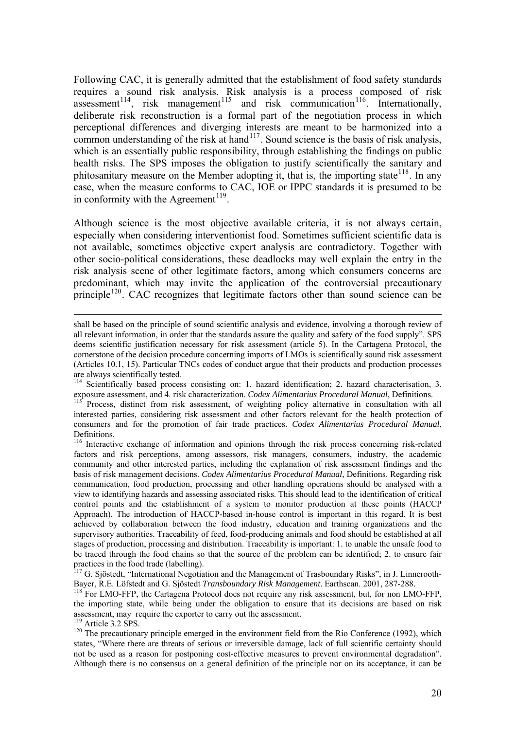Following CAC, it is generally admitted that the establishment of food safety standards requires a sound risk analysis. Risk analysis is a process composed of risk assessment[114], risk management[115] and risk communication[116]. Internationally, deliberate risk reconstruction is a formal part of the negotiation process in which perceptional differences and diverging interests are meant to be harmonized into a common understanding of the risk at hand[117]. Sound science is the basis of risk analysis, which is an essentially public responsibility, through establishing the findings on public health risks. The SPS imposes the obligation to justify scientifically the sanitary and phitosanitary measure on the Member adopting it, that is, the importing state[118]. In any case, when the measure conforms to CAC, IOE or IPPC standards it is presumed to be in conformity with the Agreement[119].

Although science is the most objective available criteria, it is not always certain, especially when considering interventionist food. Sometimes sufficient scientific data is not available, sometimes objective expert analysis are contradictory. Together with other socio-political considerations, these deadlocks may well explain the entry in the risk analysis scene of other legitimate factors, among which consumers concerns are predominant, which may invite the application of the controversial precautionary principle[120]. CAC recognizes that legitimate factors other than sound science can be

---

shall be based on the principle of sound scientific analysis and evidence, involving a thorough review of all relevant information, in order that the standards assure the quality and safety of the food supply". SPS deems scientific justification necessary for risk assessment (article 5). In the Cartagena Protocol, the cornerstone of the decision procedure concerning imports of LMOs is scientifically sound risk assessment (Articles 10.1, 15). Particular TNCs codes of conduct argue that their products and production processes are always scientifically tested.

[114] Scientifically based process consisting on: 1. hazard identification; 2. hazard characterisation, 3. exposure assessment, and 4. risk characterization. *Codex Alimentarius Procedural Manual*, Definitions.

[115] Process, distinct from risk assessment, of weighting policy alternative in consultation with all interested parties, considering risk assessment and other factors relevant for the health protection of consumers and for the promotion of fair trade practices. *Codex Alimentarius Procedural Manual*, Definitions.

[116] Interactive exchange of information and opinions through the risk process concerning risk-related factors and risk perceptions, among assessors, risk managers, consumers, industry, the academic community and other interested parties, including the explanation of risk assessment findings and the basis of risk management decisions. *Codex Alimentarius Procedural Manual*, Definitions. Regarding risk communication, food production, processing and other handling operations should be analysed with a view to identifying hazards and assessing associated risks. This should lead to the identification of critical control points and the establishment of a system to monitor production at these points (HACCP Approach). The introduction of HACCP-based in-house control is important in this regard. It is best achieved by collaboration between the food industry, education and training organizations and the supervisory authorities. Traceability of feed, food-producing animals and food should be established at all stages of production, processing and distribution. Traceability is important: 1. to unable the unsafe food to be traced through the food chains so that the source of the problem can be identified; 2. to ensure fair practices in the food trade (labelling).

[117] G. Sjöstedt, "International Negotiation and the Management of Trasboundary Risks", in J. Linnerooth-Bayer, R.E. Löfstedt and G. Sjöstedt *Transboundary Risk Management*. Earthscan. 2001, 287-288.

[118] For LMO-FFP, the Cartagena Protocol does not require any risk assessment, but, for non LMO-FFP, the importing state, while being under the obligation to ensure that its decisions are based on risk assessment, may require the exporter to carry out the assessment.

[119] Article 3.2 SPS.

[120] The precautionary principle emerged in the environment field from the Rio Conference (1992), which states, "Where there are threats of serious or irreversible damage, lack of full scientific certainty should not be used as a reason for postponing cost-effective measures to prevent environmental degradation". Although there is no consensus on a general definition of the principle nor on its acceptance, it can be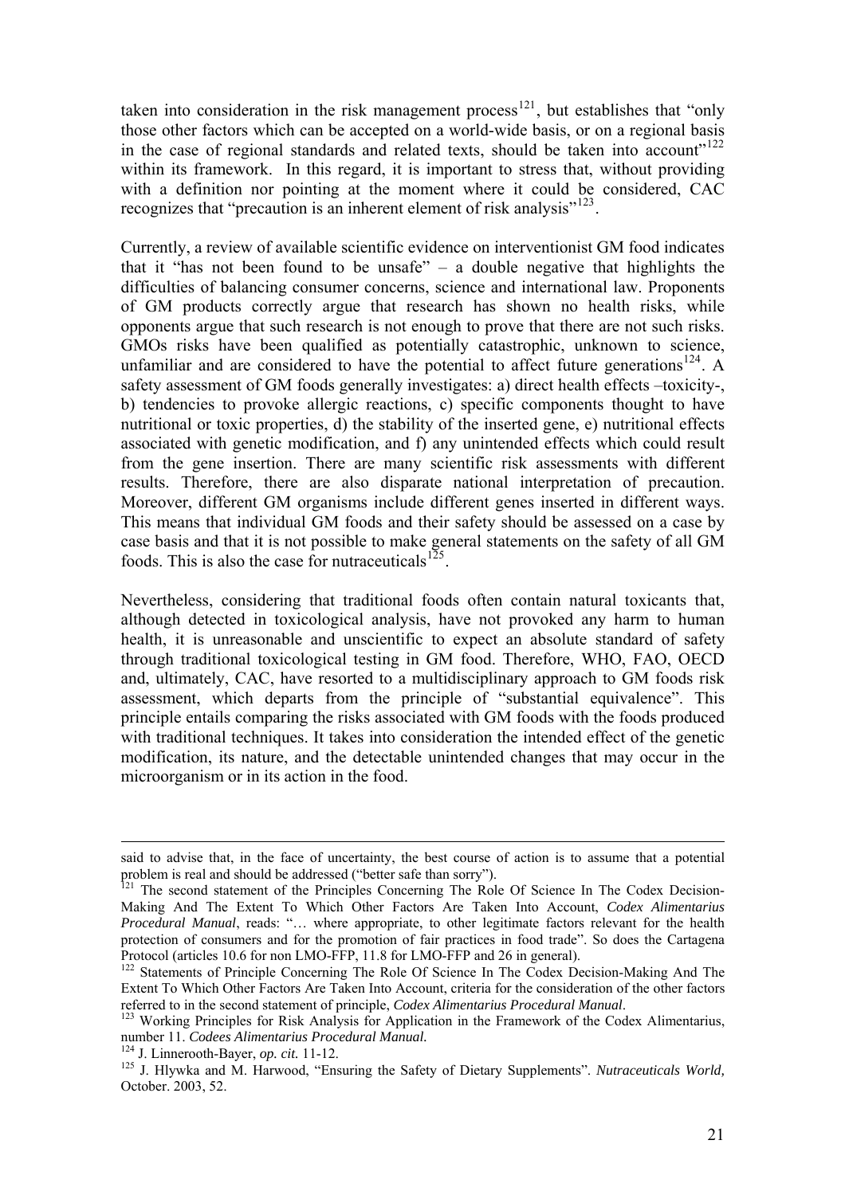taken into consideration in the risk management process[121], but establishes that "only those other factors which can be accepted on a world-wide basis, or on a regional basis in the case of regional standards and related texts, should be taken into account"[122] within its framework. In this regard, it is important to stress that, without providing with a definition nor pointing at the moment where it could be considered, CAC recognizes that "precaution is an inherent element of risk analysis"[123].

Currently, a review of available scientific evidence on interventionist GM food indicates that it "has not been found to be unsafe" – a double negative that highlights the difficulties of balancing consumer concerns, science and international law. Proponents of GM products correctly argue that research has shown no health risks, while opponents argue that such research is not enough to prove that there are not such risks. GMOs risks have been qualified as potentially catastrophic, unknown to science, unfamiliar and are considered to have the potential to affect future generations[124]. A safety assessment of GM foods generally investigates: a) direct health effects –toxicity-, b) tendencies to provoke allergic reactions, c) specific components thought to have nutritional or toxic properties, d) the stability of the inserted gene, e) nutritional effects associated with genetic modification, and f) any unintended effects which could result from the gene insertion. There are many scientific risk assessments with different results. Therefore, there are also disparate national interpretation of precaution. Moreover, different GM organisms include different genes inserted in different ways. This means that individual GM foods and their safety should be assessed on a case by case basis and that it is not possible to make general statements on the safety of all GM foods. This is also the case for nutraceuticals[125].

Nevertheless, considering that traditional foods often contain natural toxicants that, although detected in toxicological analysis, have not provoked any harm to human health, it is unreasonable and unscientific to expect an absolute standard of safety through traditional toxicological testing in GM food. Therefore, WHO, FAO, OECD and, ultimately, CAC, have resorted to a multidisciplinary approach to GM foods risk assessment, which departs from the principle of "substantial equivalence". This principle entails comparing the risks associated with GM foods with the foods produced with traditional techniques. It takes into consideration the intended effect of the genetic modification, its nature, and the detectable unintended changes that may occur in the microorganism or in its action in the food.

---

said to advise that, in the face of uncertainty, the best course of action is to assume that a potential problem is real and should be addressed ("better safe than sorry").

[121] The second statement of the Principles Concerning The Role Of Science In The Codex Decision-Making And The Extent To Which Other Factors Are Taken Into Account, *Codex Alimentarius Procedural Manual*, reads: "… where appropriate, to other legitimate factors relevant for the health protection of consumers and for the promotion of fair practices in food trade". So does the Cartagena Protocol (articles 10.6 for non LMO-FFP, 11.8 for LMO-FFP and 26 in general).

[122] Statements of Principle Concerning The Role Of Science In The Codex Decision-Making And The Extent To Which Other Factors Are Taken Into Account, criteria for the consideration of the other factors referred to in the second statement of principle, *Codex Alimentarius Procedural Manual*.

[123] Working Principles for Risk Analysis for Application in the Framework of the Codex Alimentarius, number 11. *Codees Alimentarius Procedural Manual.*

[124] J. Linnerooth-Bayer, *op. cit.* 11-12.

[125] J. Hlywka and M. Harwood, "Ensuring the Safety of Dietary Supplements". *Nutraceuticals World,* October. 2003, 52.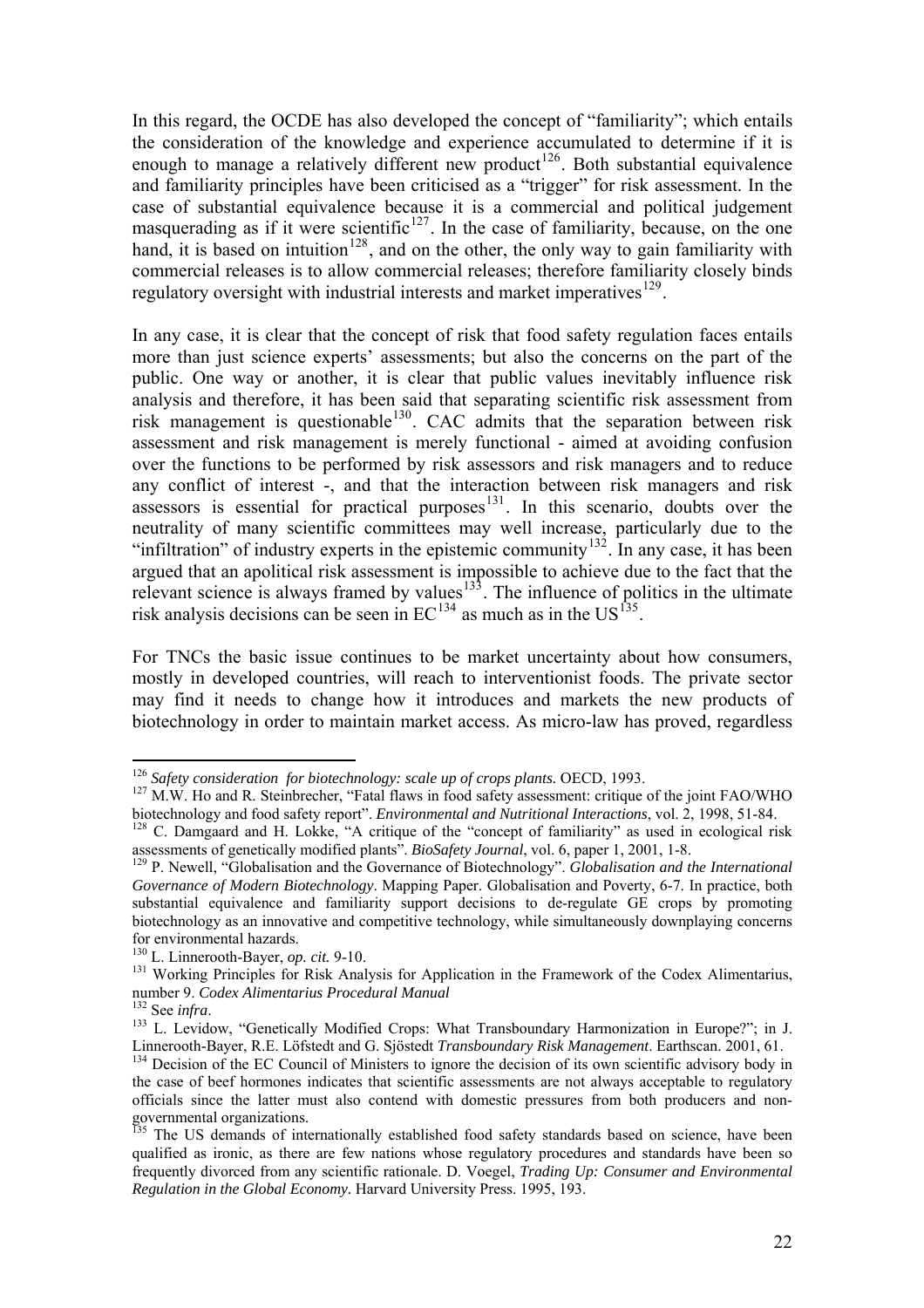In this regard, the OCDE has also developed the concept of "familiarity"; which entails the consideration of the knowledge and experience accumulated to determine if it is enough to manage a relatively different new product[126]. Both substantial equivalence and familiarity principles have been criticised as a "trigger" for risk assessment. In the case of substantial equivalence because it is a commercial and political judgement masquerading as if it were scientific[127]. In the case of familiarity, because, on the one hand, it is based on intuition[128], and on the other, the only way to gain familiarity with commercial releases is to allow commercial releases; therefore familiarity closely binds regulatory oversight with industrial interests and market imperatives[129].

In any case, it is clear that the concept of risk that food safety regulation faces entails more than just science experts' assessments; but also the concerns on the part of the public. One way or another, it is clear that public values inevitably influence risk analysis and therefore, it has been said that separating scientific risk assessment from risk management is questionable[130]. CAC admits that the separation between risk assessment and risk management is merely functional - aimed at avoiding confusion over the functions to be performed by risk assessors and risk managers and to reduce any conflict of interest -, and that the interaction between risk managers and risk assessors is essential for practical purposes[131]. In this scenario, doubts over the neutrality of many scientific committees may well increase, particularly due to the "infiltration" of industry experts in the epistemic community[132]. In any case, it has been argued that an apolitical risk assessment is impossible to achieve due to the fact that the relevant science is always framed by values[133]. The influence of politics in the ultimate risk analysis decisions can be seen in EC[134] as much as in the US[135].

For TNCs the basic issue continues to be market uncertainty about how consumers, mostly in developed countries, will reach to interventionist foods. The private sector may find it needs to change how it introduces and markets the new products of biotechnology in order to maintain market access. As micro-law has proved, regardless

---

[126] *Safety consideration for biotechnology: scale up of crops plants.* OECD, 1993.

[127] M.W. Ho and R. Steinbrecher, "Fatal flaws in food safety assessment: critique of the joint FAO/WHO biotechnology and food safety report". *Environmental and Nutritional Interactions*, vol. 2, 1998, 51-84.

[128] C. Damgaard and H. Lokke, "A critique of the "concept of familiarity" as used in ecological risk assessments of genetically modified plants". *BioSafety Journal*, vol. 6, paper 1, 2001, 1-8.

[129] P. Newell, "Globalisation and the Governance of Biotechnology". *Globalisation and the International Governance of Modern Biotechnology*. Mapping Paper. Globalisation and Poverty, 6-7. In practice, both substantial equivalence and familiarity support decisions to de-regulate GE crops by promoting biotechnology as an innovative and competitive technology, while simultaneously downplaying concerns for environmental hazards.

[130] L. Linnerooth-Bayer, *op. cit.* 9-10.

[131] Working Principles for Risk Analysis for Application in the Framework of the Codex Alimentarius, number 9. *Codex Alimentarius Procedural Manual*

[132] See *infra*.

[133] L. Levidow, "Genetically Modified Crops: What Transboundary Harmonization in Europe?"; in J. Linnerooth-Bayer, R.E. Löfstedt and G. Sjöstedt *Transboundary Risk Management*. Earthscan. 2001, 61.

[134] Decision of the EC Council of Ministers to ignore the decision of its own scientific advisory body in the case of beef hormones indicates that scientific assessments are not always acceptable to regulatory officials since the latter must also contend with domestic pressures from both producers and non-governmental organizations.

[135] The US demands of internationally established food safety standards based on science, have been qualified as ironic, as there are few nations whose regulatory procedures and standards have been so frequently divorced from any scientific rationale. D. Voegel, *Trading Up: Consumer and Environmental Regulation in the Global Economy*. Harvard University Press. 1995, 193.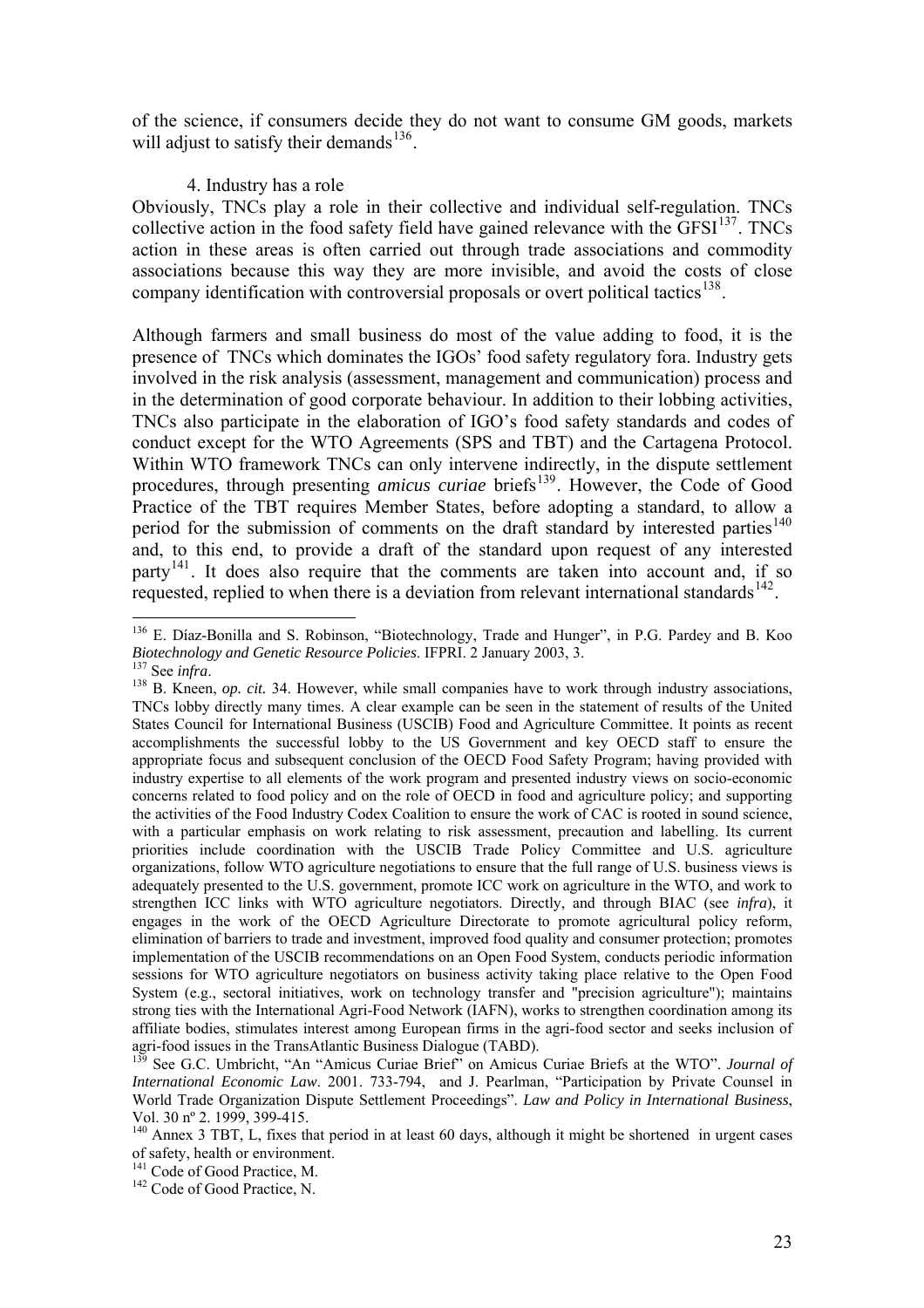of the science, if consumers decide they do not want to consume GM goods, markets will adjust to satisfy their demands[136].

4. Industry has a role

Obviously, TNCs play a role in their collective and individual self-regulation. TNCs collective action in the food safety field have gained relevance with the GFSI[137]. TNCs action in these areas is often carried out through trade associations and commodity associations because this way they are more invisible, and avoid the costs of close company identification with controversial proposals or overt political tactics[138].

Although farmers and small business do most of the value adding to food, it is the presence of TNCs which dominates the IGOs' food safety regulatory fora. Industry gets involved in the risk analysis (assessment, management and communication) process and in the determination of good corporate behaviour. In addition to their lobbing activities, TNCs also participate in the elaboration of IGO's food safety standards and codes of conduct except for the WTO Agreements (SPS and TBT) and the Cartagena Protocol. Within WTO framework TNCs can only intervene indirectly, in the dispute settlement procedures, through presenting *amicus curiae* briefs[139]. However, the Code of Good Practice of the TBT requires Member States, before adopting a standard, to allow a period for the submission of comments on the draft standard by interested parties[140] and, to this end, to provide a draft of the standard upon request of any interested party[141]. It does also require that the comments are taken into account and, if so requested, replied to when there is a deviation from relevant international standards[142].

---

[136] E. Díaz-Bonilla and S. Robinson, "Biotechnology, Trade and Hunger", in P.G. Pardey and B. Koo *Biotechnology and Genetic Resource Policies*. IFPRI. 2 January 2003, 3.

[137] See *infra*.

[138] B. Kneen, *op. cit.* 34. However, while small companies have to work through industry associations, TNCs lobby directly many times. A clear example can be seen in the statement of results of the United States Council for International Business (USCIB) Food and Agriculture Committee. It points as recent accomplishments the successful lobby to the US Government and key OECD staff to ensure the appropriate focus and subsequent conclusion of the OECD Food Safety Program; having provided with industry expertise to all elements of the work program and presented industry views on socio-economic concerns related to food policy and on the role of OECD in food and agriculture policy; and supporting the activities of the Food Industry Codex Coalition to ensure the work of CAC is rooted in sound science, with a particular emphasis on work relating to risk assessment, precaution and labelling. Its current priorities include coordination with the USCIB Trade Policy Committee and U.S. agriculture organizations, follow WTO agriculture negotiations to ensure that the full range of U.S. business views is adequately presented to the U.S. government, promote ICC work on agriculture in the WTO, and work to strengthen ICC links with WTO agriculture negotiators. Directly, and through BIAC (see *infra*), it engages in the work of the OECD Agriculture Directorate to promote agricultural policy reform, elimination of barriers to trade and investment, improved food quality and consumer protection; promotes implementation of the USCIB recommendations on an Open Food System, conducts periodic information sessions for WTO agriculture negotiators on business activity taking place relative to the Open Food System (e.g., sectoral initiatives, work on technology transfer and "precision agriculture"); maintains strong ties with the International Agri-Food Network (IAFN), works to strengthen coordination among its affiliate bodies, stimulates interest among European firms in the agri-food sector and seeks inclusion of agri-food issues in the TransAtlantic Business Dialogue (TABD).

[139] See G.C. Umbricht, "An "Amicus Curiae Brief" on Amicus Curiae Briefs at the WTO". *Journal of International Economic Law*. 2001. 733-794, and J. Pearlman, "Participation by Private Counsel in World Trade Organization Dispute Settlement Proceedings". *Law and Policy in International Business*, Vol. 30 nº 2. 1999, 399-415.

[140] Annex 3 TBT, L, fixes that period in at least 60 days, although it might be shortened in urgent cases of safety, health or environment.

[141] Code of Good Practice, M.

[142] Code of Good Practice, N.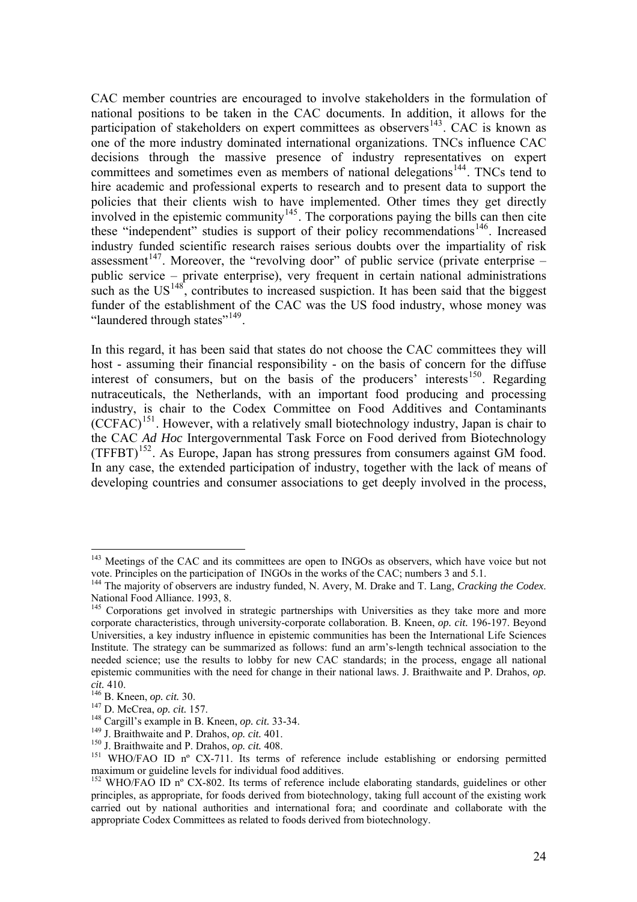CAC member countries are encouraged to involve stakeholders in the formulation of national positions to be taken in the CAC documents. In addition, it allows for the participation of stakeholders on expert committees as observers[143]. CAC is known as one of the more industry dominated international organizations. TNCs influence CAC decisions through the massive presence of industry representatives on expert committees and sometimes even as members of national delegations[144]. TNCs tend to hire academic and professional experts to research and to present data to support the policies that their clients wish to have implemented. Other times they get directly involved in the epistemic community[145]. The corporations paying the bills can then cite these "independent" studies is support of their policy recommendations[146]. Increased industry funded scientific research raises serious doubts over the impartiality of risk assessment[147]. Moreover, the "revolving door" of public service (private enterprise – public service – private enterprise), very frequent in certain national administrations such as the US[148], contributes to increased suspicion. It has been said that the biggest funder of the establishment of the CAC was the US food industry, whose money was "laundered through states"[149].

In this regard, it has been said that states do not choose the CAC committees they will host - assuming their financial responsibility - on the basis of concern for the diffuse interest of consumers, but on the basis of the producers' interests[150]. Regarding nutraceuticals, the Netherlands, with an important food producing and processing industry, is chair to the Codex Committee on Food Additives and Contaminants (CCFAC)[151]. However, with a relatively small biotechnology industry, Japan is chair to the CAC *Ad Hoc* Intergovernmental Task Force on Food derived from Biotechnology (TFFBT)[152]. As Europe, Japan has strong pressures from consumers against GM food. In any case, the extended participation of industry, together with the lack of means of developing countries and consumer associations to get deeply involved in the process,

---

[143] Meetings of the CAC and its committees are open to INGOs as observers, which have voice but not vote. Principles on the participation of INGOs in the works of the CAC; numbers 3 and 5.1.

[144] The majority of observers are industry funded, N. Avery, M. Drake and T. Lang, *Cracking the Codex*. National Food Alliance. 1993, 8.

[145] Corporations get involved in strategic partnerships with Universities as they take more and more corporate characteristics, through university-corporate collaboration. B. Kneen, *op. cit.* 196-197. Beyond Universities, a key industry influence in epistemic communities has been the International Life Sciences Institute. The strategy can be summarized as follows: fund an arm's-length technical association to the needed science; use the results to lobby for new CAC standards; in the process, engage all national epistemic communities with the need for change in their national laws. J. Braithwaite and P. Drahos, *op. cit.* 410.

[146] B. Kneen, *op. cit.* 30.

[147] D. McCrea, *op. cit.* 157.

[148] Cargill's example in B. Kneen, *op. cit.* 33-34.

[149] J. Braithwaite and P. Drahos, *op. cit.* 401.

[150] J. Braithwaite and P. Drahos, *op. cit.* 408.

[151] WHO/FAO ID nº CX-711. Its terms of reference include establishing or endorsing permitted maximum or guideline levels for individual food additives.

[152] WHO/FAO ID nº CX-802. Its terms of reference include elaborating standards, guidelines or other principles, as appropriate, for foods derived from biotechnology, taking full account of the existing work carried out by national authorities and international fora; and coordinate and collaborate with the appropriate Codex Committees as related to foods derived from biotechnology.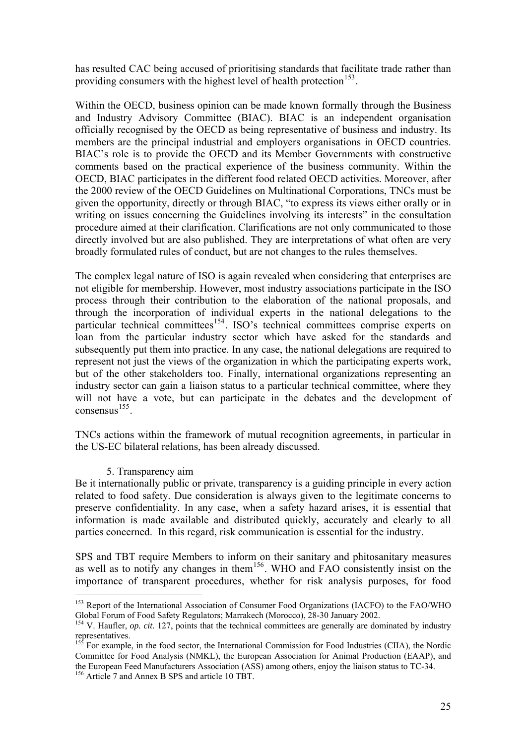has resulted CAC being accused of prioritising standards that facilitate trade rather than providing consumers with the highest level of health protection[153].

Within the OECD, business opinion can be made known formally through the Business and Industry Advisory Committee (BIAC). BIAC is an independent organisation officially recognised by the OECD as being representative of business and industry. Its members are the principal industrial and employers organisations in OECD countries. BIAC's role is to provide the OECD and its Member Governments with constructive comments based on the practical experience of the business community. Within the OECD, BIAC participates in the different food related OECD activities. Moreover, after the 2000 review of the OECD Guidelines on Multinational Corporations, TNCs must be given the opportunity, directly or through BIAC, "to express its views either orally or in writing on issues concerning the Guidelines involving its interests" in the consultation procedure aimed at their clarification. Clarifications are not only communicated to those directly involved but are also published. They are interpretations of what often are very broadly formulated rules of conduct, but are not changes to the rules themselves.

The complex legal nature of ISO is again revealed when considering that enterprises are not eligible for membership. However, most industry associations participate in the ISO process through their contribution to the elaboration of the national proposals, and through the incorporation of individual experts in the national delegations to the particular technical committees[154]. ISO's technical committees comprise experts on loan from the particular industry sector which have asked for the standards and subsequently put them into practice. In any case, the national delegations are required to represent not just the views of the organization in which the participating experts work, but of the other stakeholders too. Finally, international organizations representing an industry sector can gain a liaison status to a particular technical committee, where they will not have a vote, but can participate in the debates and the development of consensus[155].

TNCs actions within the framework of mutual recognition agreements, in particular in the US-EC bilateral relations, has been already discussed.

5. Transparency aim

Be it internationally public or private, transparency is a guiding principle in every action related to food safety. Due consideration is always given to the legitimate concerns to preserve confidentiality. In any case, when a safety hazard arises, it is essential that information is made available and distributed quickly, accurately and clearly to all parties concerned. In this regard, risk communication is essential for the industry.

SPS and TBT require Members to inform on their sanitary and phitosanitary measures as well as to notify any changes in them[156]. WHO and FAO consistently insist on the importance of transparent procedures, whether for risk analysis purposes, for food

---

[153] Report of the International Association of Consumer Food Organizations (IACFO) to the FAO/WHO Global Forum of Food Safety Regulators; Marrakech (Morocco), 28-30 January 2002.

[154] V. Haufler, *op. cit.* 127, points that the technical committees are generally are dominated by industry representatives.

[155] For example, in the food sector, the International Commission for Food Industries (CIIA), the Nordic Committee for Food Analysis (NMKL), the European Association for Animal Production (EAAP), and the European Feed Manufacturers Association (ASS) among others, enjoy the liaison status to TC-34.

[156] Article 7 and Annex B SPS and article 10 TBT.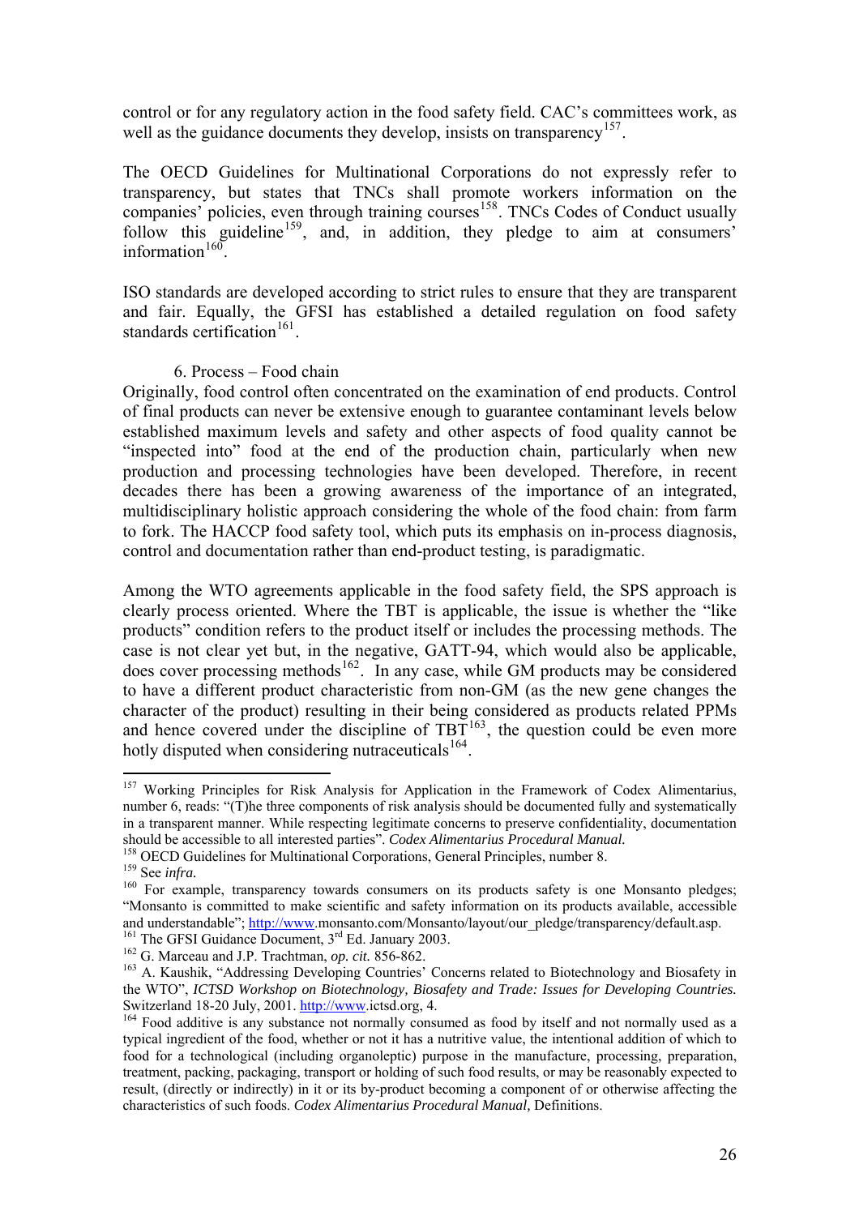control or for any regulatory action in the food safety field. CAC's committees work, as well as the guidance documents they develop, insists on transparency[157].

The OECD Guidelines for Multinational Corporations do not expressly refer to transparency, but states that TNCs shall promote workers information on the companies' policies, even through training courses[158]. TNCs Codes of Conduct usually follow this guideline[159], and, in addition, they pledge to aim at consumers' information[160].

ISO standards are developed according to strict rules to ensure that they are transparent and fair. Equally, the GFSI has established a detailed regulation on food safety standards certification[161].

### 6. Process – Food chain

Originally, food control often concentrated on the examination of end products. Control of final products can never be extensive enough to guarantee contaminant levels below established maximum levels and safety and other aspects of food quality cannot be "inspected into" food at the end of the production chain, particularly when new production and processing technologies have been developed. Therefore, in recent decades there has been a growing awareness of the importance of an integrated, multidisciplinary holistic approach considering the whole of the food chain: from farm to fork. The HACCP food safety tool, which puts its emphasis on in-process diagnosis, control and documentation rather than end-product testing, is paradigmatic.

Among the WTO agreements applicable in the food safety field, the SPS approach is clearly process oriented. Where the TBT is applicable, the issue is whether the "like products" condition refers to the product itself or includes the processing methods. The case is not clear yet but, in the negative, GATT-94, which would also be applicable, does cover processing methods[162]. In any case, while GM products may be considered to have a different product characteristic from non-GM (as the new gene changes the character of the product) resulting in their being considered as products related PPMs and hence covered under the discipline of TBT[163], the question could be even more hotly disputed when considering nutraceuticals[164].

---

[157] Working Principles for Risk Analysis for Application in the Framework of Codex Alimentarius, number 6, reads: "(T)he three components of risk analysis should be documented fully and systematically in a transparent manner. While respecting legitimate concerns to preserve confidentiality, documentation should be accessible to all interested parties". *Codex Alimentarius Procedural Manual.*

[158] OECD Guidelines for Multinational Corporations, General Principles, number 8.

[159] See *infra.*

[160] For example, transparency towards consumers on its products safety is one Monsanto pledges; "Monsanto is committed to make scientific and safety information on its products available, accessible and understandable"; http://www.monsanto.com/Monsanto/layout/our_pledge/transparency/default.asp.

[161] The GFSI Guidance Document, 3rd Ed. January 2003.

[162] G. Marceau and J.P. Trachtman, *op. cit.* 856-862.

[163] A. Kaushik, "Addressing Developing Countries' Concerns related to Biotechnology and Biosafety in the WTO", *ICTSD Workshop on Biotechnology, Biosafety and Trade: Issues for Developing Countries.* Switzerland 18-20 July, 2001. http://www.ictsd.org, 4.

[164] Food additive is any substance not normally consumed as food by itself and not normally used as a typical ingredient of the food, whether or not it has a nutritive value, the intentional addition of which to food for a technological (including organoleptic) purpose in the manufacture, processing, preparation, treatment, packing, packaging, transport or holding of such food results, or may be reasonably expected to result, (directly or indirectly) in it or its by-product becoming a component of or otherwise affecting the characteristics of such foods. *Codex Alimentarius Procedural Manual,* Definitions.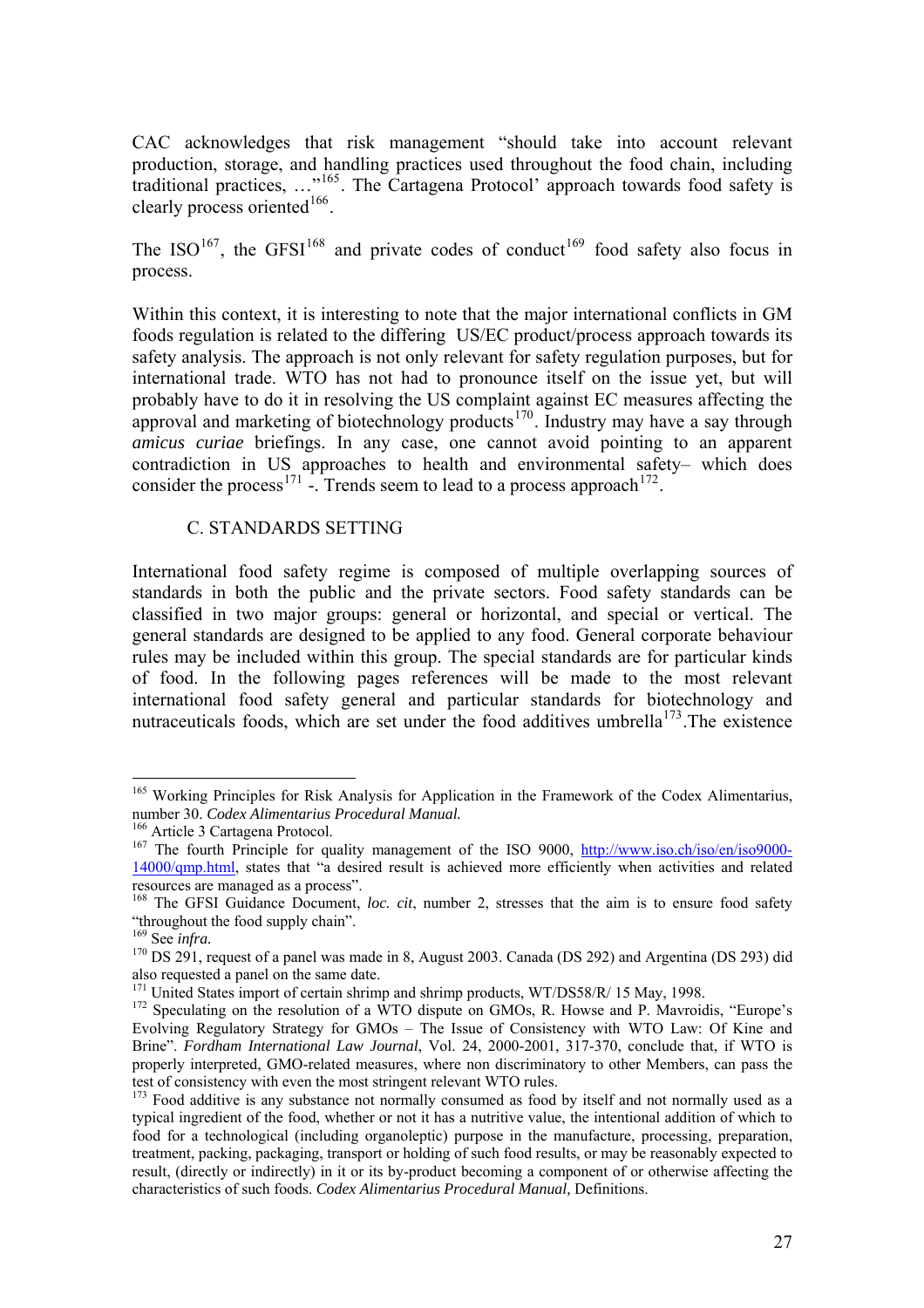CAC acknowledges that risk management "should take into account relevant production, storage, and handling practices used throughout the food chain, including traditional practices, …"[165]. The Cartagena Protocol' approach towards food safety is clearly process oriented[166].

The ISO[167], the GFSI[168] and private codes of conduct[169] food safety also focus in process.

Within this context, it is interesting to note that the major international conflicts in GM foods regulation is related to the differing US/EC product/process approach towards its safety analysis. The approach is not only relevant for safety regulation purposes, but for international trade. WTO has not had to pronounce itself on the issue yet, but will probably have to do it in resolving the US complaint against EC measures affecting the approval and marketing of biotechnology products[170]. Industry may have a say through *amicus curiae* briefings. In any case, one cannot avoid pointing to an apparent contradiction in US approaches to health and environmental safety– which does consider the process[171] -. Trends seem to lead to a process approach[172].

## C. STANDARDS SETTING

International food safety regime is composed of multiple overlapping sources of standards in both the public and the private sectors. Food safety standards can be classified in two major groups: general or horizontal, and special or vertical. The general standards are designed to be applied to any food. General corporate behaviour rules may be included within this group. The special standards are for particular kinds of food. In the following pages references will be made to the most relevant international food safety general and particular standards for biotechnology and nutraceuticals foods, which are set under the food additives umbrella[173].The existence

---

[165] Working Principles for Risk Analysis for Application in the Framework of the Codex Alimentarius, number 30. *Codex Alimentarius Procedural Manual.*

[166] Article 3 Cartagena Protocol.

[167] The fourth Principle for quality management of the ISO 9000, http://www.iso.ch/iso/en/iso9000-14000/qmp.html, states that "a desired result is achieved more efficiently when activities and related resources are managed as a process".

[168] The GFSI Guidance Document, *loc. cit*, number 2, stresses that the aim is to ensure food safety "throughout the food supply chain".

[169] See *infra.*

[170] DS 291, request of a panel was made in 8, August 2003. Canada (DS 292) and Argentina (DS 293) did also requested a panel on the same date.

[171] United States import of certain shrimp and shrimp products, WT/DS58/R/ 15 May, 1998.

[172] Speculating on the resolution of a WTO dispute on GMOs, R. Howse and P. Mavroidis, "Europe's Evolving Regulatory Strategy for GMOs – The Issue of Consistency with WTO Law: Of Kine and Brine". *Fordham International Law Journal*, Vol. 24, 2000-2001, 317-370, conclude that, if WTO is properly interpreted, GMO-related measures, where non discriminatory to other Members, can pass the test of consistency with even the most stringent relevant WTO rules.

[173] Food additive is any substance not normally consumed as food by itself and not normally used as a typical ingredient of the food, whether or not it has a nutritive value, the intentional addition of which to food for a technological (including organoleptic) purpose in the manufacture, processing, preparation, treatment, packing, packaging, transport or holding of such food results, or may be reasonably expected to result, (directly or indirectly) in it or its by-product becoming a component of or otherwise affecting the characteristics of such foods. *Codex Alimentarius Procedural Manual,* Definitions.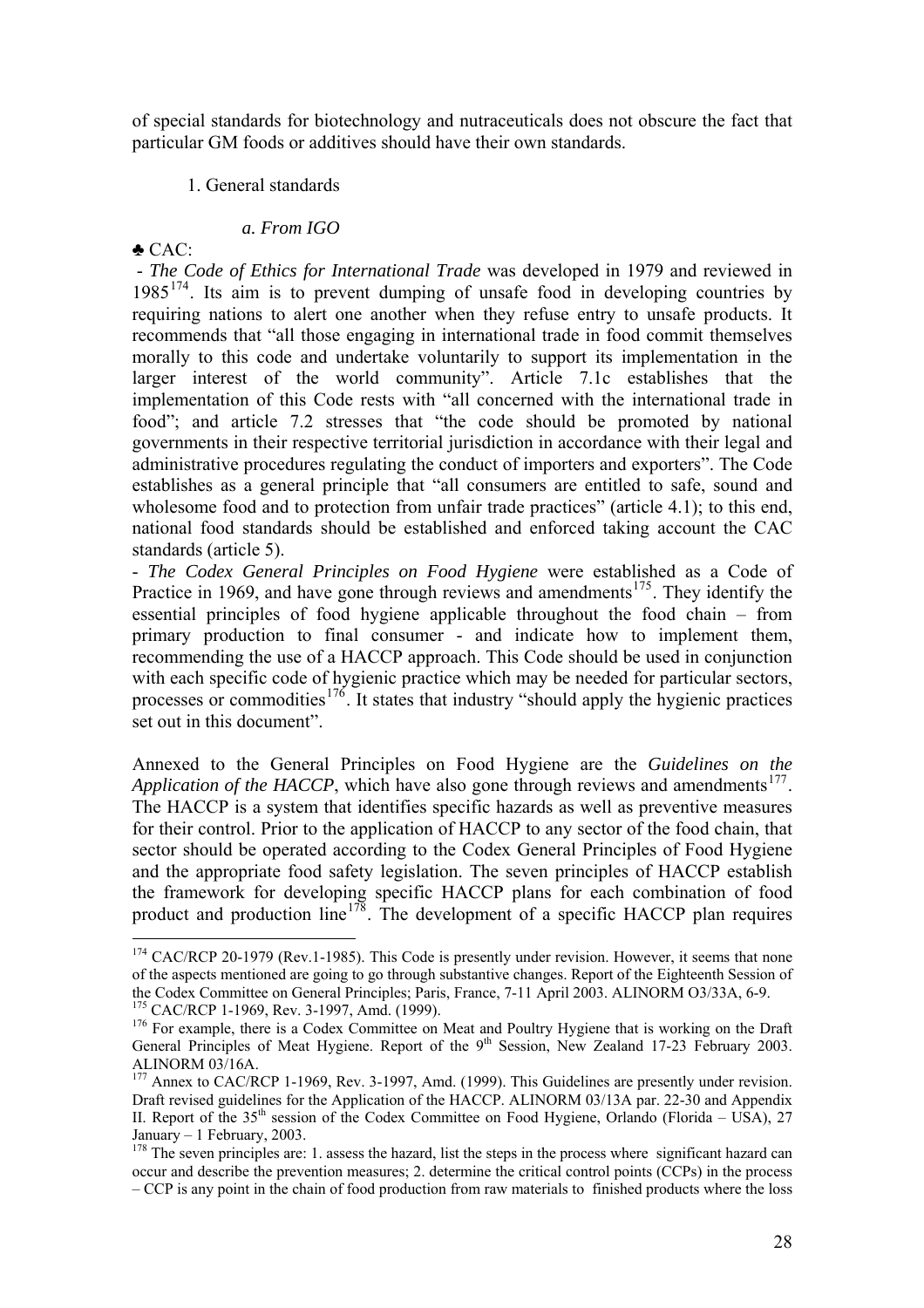of special standards for biotechnology and nutraceuticals does not obscure the fact that particular GM foods or additives should have their own standards.

1. General standards

*a. From IGO*

♣ CAC:

- *The Code of Ethics for International Trade* was developed in 1979 and reviewed in 1985[174]. Its aim is to prevent dumping of unsafe food in developing countries by requiring nations to alert one another when they refuse entry to unsafe products. It recommends that "all those engaging in international trade in food commit themselves morally to this code and undertake voluntarily to support its implementation in the larger interest of the world community". Article 7.1c establishes that the implementation of this Code rests with "all concerned with the international trade in food"; and article 7.2 stresses that "the code should be promoted by national governments in their respective territorial jurisdiction in accordance with their legal and administrative procedures regulating the conduct of importers and exporters". The Code establishes as a general principle that "all consumers are entitled to safe, sound and wholesome food and to protection from unfair trade practices" (article 4.1); to this end, national food standards should be established and enforced taking account the CAC standards (article 5).

- *The Codex General Principles on Food Hygiene* were established as a Code of Practice in 1969, and have gone through reviews and amendments[175]. They identify the essential principles of food hygiene applicable throughout the food chain – from primary production to final consumer - and indicate how to implement them, recommending the use of a HACCP approach. This Code should be used in conjunction with each specific code of hygienic practice which may be needed for particular sectors, processes or commodities[176]. It states that industry "should apply the hygienic practices set out in this document".

Annexed to the General Principles on Food Hygiene are the *Guidelines on the Application of the HACCP*, which have also gone through reviews and amendments[177]. The HACCP is a system that identifies specific hazards as well as preventive measures for their control. Prior to the application of HACCP to any sector of the food chain, that sector should be operated according to the Codex General Principles of Food Hygiene and the appropriate food safety legislation. The seven principles of HACCP establish the framework for developing specific HACCP plans for each combination of food product and production line[178]. The development of a specific HACCP plan requires

---

[174] CAC/RCP 20-1979 (Rev.1-1985). This Code is presently under revision. However, it seems that none of the aspects mentioned are going to go through substantive changes. Report of the Eighteenth Session of the Codex Committee on General Principles; Paris, France, 7-11 April 2003. ALINORM O3/33A, 6-9.

[175] CAC/RCP 1-1969, Rev. 3-1997, Amd. (1999).

[176] For example, there is a Codex Committee on Meat and Poultry Hygiene that is working on the Draft General Principles of Meat Hygiene. Report of the 9th Session, New Zealand 17-23 February 2003. ALINORM 03/16A.

[177] Annex to CAC/RCP 1-1969, Rev. 3-1997, Amd. (1999). This Guidelines are presently under revision. Draft revised guidelines for the Application of the HACCP. ALINORM 03/13A par. 22-30 and Appendix II. Report of the 35th session of the Codex Committee on Food Hygiene, Orlando (Florida – USA), 27 January – 1 February, 2003.

[178] The seven principles are: 1. assess the hazard, list the steps in the process where significant hazard can occur and describe the prevention measures; 2. determine the critical control points (CCPs) in the process – CCP is any point in the chain of food production from raw materials to finished products where the loss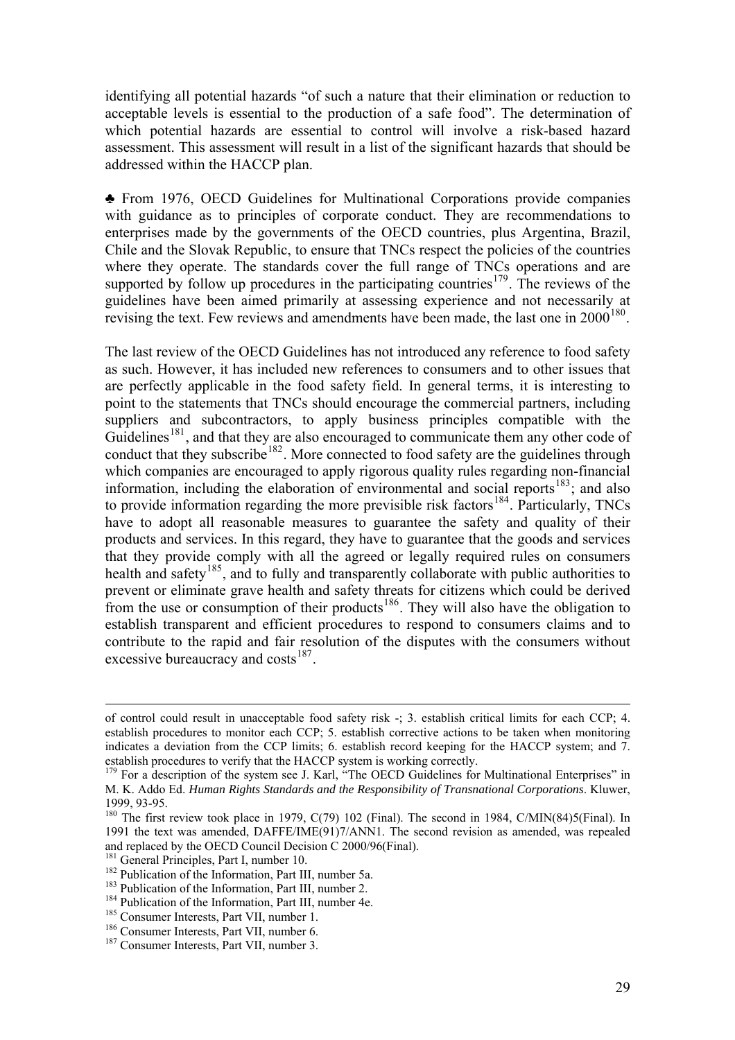identifying all potential hazards "of such a nature that their elimination or reduction to acceptable levels is essential to the production of a safe food". The determination of which potential hazards are essential to control will involve a risk-based hazard assessment. This assessment will result in a list of the significant hazards that should be addressed within the HACCP plan.

♣ From 1976, OECD Guidelines for Multinational Corporations provide companies with guidance as to principles of corporate conduct. They are recommendations to enterprises made by the governments of the OECD countries, plus Argentina, Brazil, Chile and the Slovak Republic, to ensure that TNCs respect the policies of the countries where they operate. The standards cover the full range of TNCs operations and are supported by follow up procedures in the participating countries[179]. The reviews of the guidelines have been aimed primarily at assessing experience and not necessarily at revising the text. Few reviews and amendments have been made, the last one in 2000[180].

The last review of the OECD Guidelines has not introduced any reference to food safety as such. However, it has included new references to consumers and to other issues that are perfectly applicable in the food safety field. In general terms, it is interesting to point to the statements that TNCs should encourage the commercial partners, including suppliers and subcontractors, to apply business principles compatible with the Guidelines[181], and that they are also encouraged to communicate them any other code of conduct that they subscribe[182]. More connected to food safety are the guidelines through which companies are encouraged to apply rigorous quality rules regarding non-financial information, including the elaboration of environmental and social reports[183]; and also to provide information regarding the more previsible risk factors[184]. Particularly, TNCs have to adopt all reasonable measures to guarantee the safety and quality of their products and services. In this regard, they have to guarantee that the goods and services that they provide comply with all the agreed or legally required rules on consumers health and safety[185], and to fully and transparently collaborate with public authorities to prevent or eliminate grave health and safety threats for citizens which could be derived from the use or consumption of their products[186]. They will also have the obligation to establish transparent and efficient procedures to respond to consumers claims and to contribute to the rapid and fair resolution of the disputes with the consumers without excessive bureaucracy and costs[187].

---

of control could result in unacceptable food safety risk -; 3. establish critical limits for each CCP; 4. establish procedures to monitor each CCP; 5. establish corrective actions to be taken when monitoring indicates a deviation from the CCP limits; 6. establish record keeping for the HACCP system; and 7. establish procedures to verify that the HACCP system is working correctly.

[179] For a description of the system see J. Karl, "The OECD Guidelines for Multinational Enterprises" in M. K. Addo Ed. *Human Rights Standards and the Responsibility of Transnational Corporations*. Kluwer, 1999, 93-95.

[180] The first review took place in 1979, C(79) 102 (Final). The second in 1984, C/MIN(84)5(Final). In 1991 the text was amended, DAFFE/IME(91)7/ANN1. The second revision as amended, was repealed and replaced by the OECD Council Decision C 2000/96(Final).

[181] General Principles, Part I, number 10.

[182] Publication of the Information, Part III, number 5a.

[183] Publication of the Information, Part III, number 2.

[184] Publication of the Information, Part III, number 4e.

[185] Consumer Interests, Part VII, number 1.

[186] Consumer Interests, Part VII, number 6.

[187] Consumer Interests, Part VII, number 3.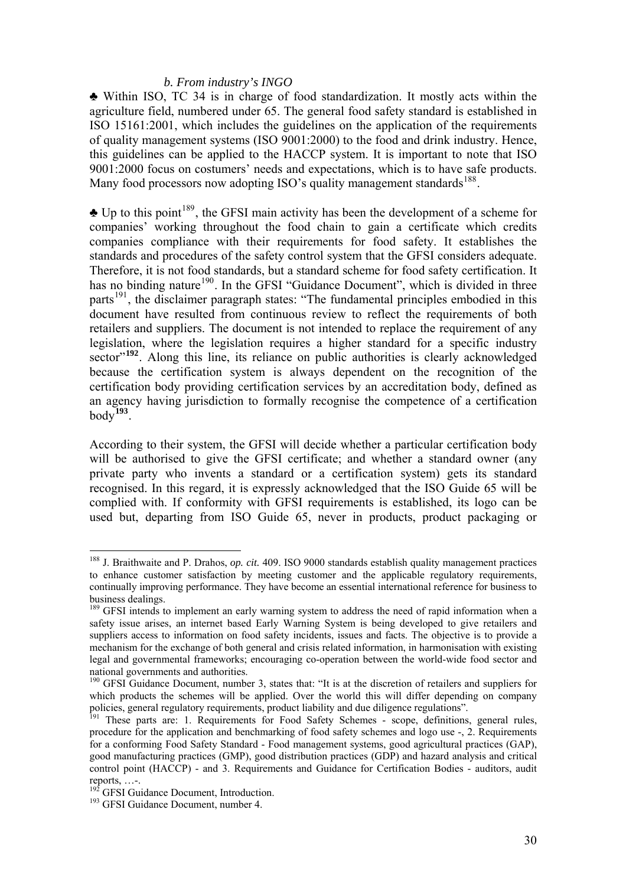*b. From industry's INGO*

♣ Within ISO, TC 34 is in charge of food standardization. It mostly acts within the agriculture field, numbered under 65. The general food safety standard is established in ISO 15161:2001, which includes the guidelines on the application of the requirements of quality management systems (ISO 9001:2000) to the food and drink industry. Hence, this guidelines can be applied to the HACCP system. It is important to note that ISO 9001:2000 focus on costumers' needs and expectations, which is to have safe products. Many food processors now adopting ISO's quality management standards[188].

♣ Up to this point[189], the GFSI main activity has been the development of a scheme for companies' working throughout the food chain to gain a certificate which credits companies compliance with their requirements for food safety. It establishes the standards and procedures of the safety control system that the GFSI considers adequate. Therefore, it is not food standards, but a standard scheme for food safety certification. It has no binding nature[190]. In the GFSI "Guidance Document", which is divided in three parts[191], the disclaimer paragraph states: "The fundamental principles embodied in this document have resulted from continuous review to reflect the requirements of both retailers and suppliers. The document is not intended to replace the requirement of any legislation, where the legislation requires a higher standard for a specific industry sector"[192]. Along this line, its reliance on public authorities is clearly acknowledged because the certification system is always dependent on the recognition of the certification body providing certification services by an accreditation body, defined as an agency having jurisdiction to formally recognise the competence of a certification body[193].

According to their system, the GFSI will decide whether a particular certification body will be authorised to give the GFSI certificate; and whether a standard owner (any private party who invents a standard or a certification system) gets its standard recognised. In this regard, it is expressly acknowledged that the ISO Guide 65 will be complied with. If conformity with GFSI requirements is established, its logo can be used but, departing from ISO Guide 65, never in products, product packaging or

---

[188] J. Braithwaite and P. Drahos, *op. cit.* 409. ISO 9000 standards establish quality management practices to enhance customer satisfaction by meeting customer and the applicable regulatory requirements, continually improving performance. They have become an essential international reference for business to business dealings.

[189] GFSI intends to implement an early warning system to address the need of rapid information when a safety issue arises, an internet based Early Warning System is being developed to give retailers and suppliers access to information on food safety incidents, issues and facts. The objective is to provide a mechanism for the exchange of both general and crisis related information, in harmonisation with existing legal and governmental frameworks; encouraging co-operation between the world-wide food sector and national governments and authorities.

[190] GFSI Guidance Document, number 3, states that: "It is at the discretion of retailers and suppliers for which products the schemes will be applied. Over the world this will differ depending on company policies, general regulatory requirements, product liability and due diligence regulations".

[191] These parts are: 1. Requirements for Food Safety Schemes - scope, definitions, general rules, procedure for the application and benchmarking of food safety schemes and logo use -, 2. Requirements for a conforming Food Safety Standard - Food management systems, good agricultural practices (GAP), good manufacturing practices (GMP), good distribution practices (GDP) and hazard analysis and critical control point (HACCP) - and 3. Requirements and Guidance for Certification Bodies - auditors, audit reports, …-.

[192] GFSI Guidance Document, Introduction.

[193] GFSI Guidance Document, number 4.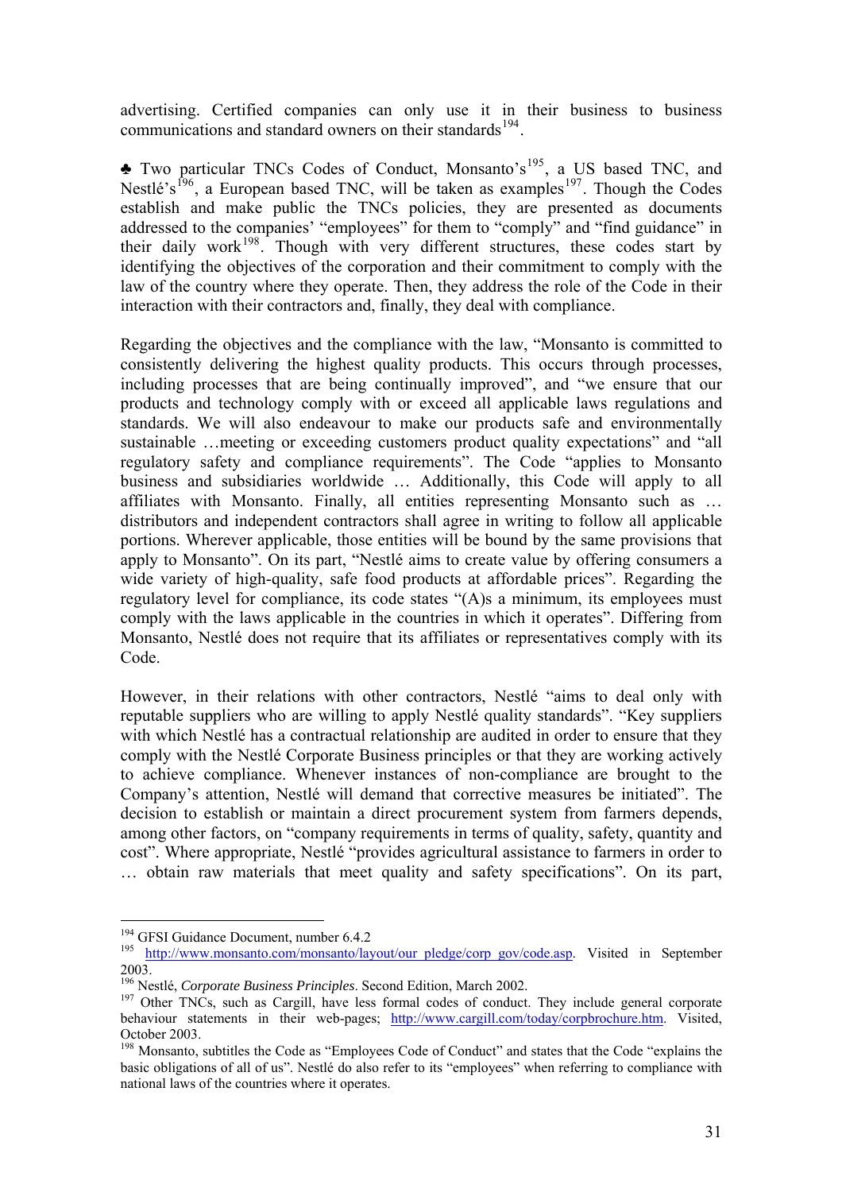advertising. Certified companies can only use it in their business to business communications and standard owners on their standards[194].

♣ Two particular TNCs Codes of Conduct, Monsanto's[195], a US based TNC, and Nestlé's[196], a European based TNC, will be taken as examples[197]. Though the Codes establish and make public the TNCs policies, they are presented as documents addressed to the companies' "employees" for them to "comply" and "find guidance" in their daily work[198]. Though with very different structures, these codes start by identifying the objectives of the corporation and their commitment to comply with the law of the country where they operate. Then, they address the role of the Code in their interaction with their contractors and, finally, they deal with compliance.

Regarding the objectives and the compliance with the law, "Monsanto is committed to consistently delivering the highest quality products. This occurs through processes, including processes that are being continually improved", and "we ensure that our products and technology comply with or exceed all applicable laws regulations and standards. We will also endeavour to make our products safe and environmentally sustainable …meeting or exceeding customers product quality expectations" and "all regulatory safety and compliance requirements". The Code "applies to Monsanto business and subsidiaries worldwide … Additionally, this Code will apply to all affiliates with Monsanto. Finally, all entities representing Monsanto such as … distributors and independent contractors shall agree in writing to follow all applicable portions. Wherever applicable, those entities will be bound by the same provisions that apply to Monsanto". On its part, "Nestlé aims to create value by offering consumers a wide variety of high-quality, safe food products at affordable prices". Regarding the regulatory level for compliance, its code states "(A)s a minimum, its employees must comply with the laws applicable in the countries in which it operates". Differing from Monsanto, Nestlé does not require that its affiliates or representatives comply with its Code.

However, in their relations with other contractors, Nestlé "aims to deal only with reputable suppliers who are willing to apply Nestlé quality standards". "Key suppliers with which Nestlé has a contractual relationship are audited in order to ensure that they comply with the Nestlé Corporate Business principles or that they are working actively to achieve compliance. Whenever instances of non-compliance are brought to the Company's attention, Nestlé will demand that corrective measures be initiated". The decision to establish or maintain a direct procurement system from farmers depends, among other factors, on "company requirements in terms of quality, safety, quantity and cost". Where appropriate, Nestlé "provides agricultural assistance to farmers in order to … obtain raw materials that meet quality and safety specifications". On its part,

---

[194] GFSI Guidance Document, number 6.4.2

[195] http://www.monsanto.com/monsanto/layout/our_pledge/corp_gov/code.asp. Visited in September 2003.

[196] Nestlé, *Corporate Business Principles*. Second Edition, March 2002.

[197] Other TNCs, such as Cargill, have less formal codes of conduct. They include general corporate behaviour statements in their web-pages; http://www.cargill.com/today/corpbrochure.htm. Visited, October 2003.

[198] Monsanto, subtitles the Code as "Employees Code of Conduct" and states that the Code "explains the basic obligations of all of us". Nestlé do also refer to its "employees" when referring to compliance with national laws of the countries where it operates.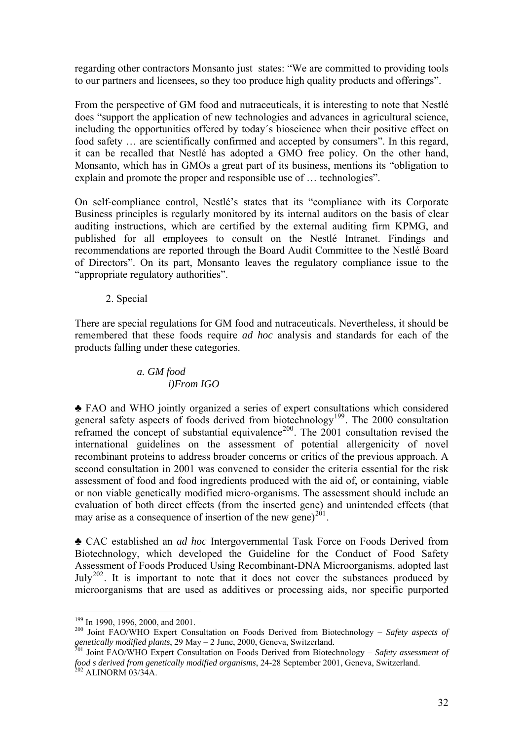regarding other contractors Monsanto just states: "We are committed to providing tools to our partners and licensees, so they too produce high quality products and offerings".

From the perspective of GM food and nutraceuticals, it is interesting to note that Nestlé does "support the application of new technologies and advances in agricultural science, including the opportunities offered by today´s bioscience when their positive effect on food safety … are scientifically confirmed and accepted by consumers". In this regard, it can be recalled that Nestlé has adopted a GMO free policy. On the other hand, Monsanto, which has in GMOs a great part of its business, mentions its "obligation to explain and promote the proper and responsible use of … technologies".

On self-compliance control, Nestlé's states that its "compliance with its Corporate Business principles is regularly monitored by its internal auditors on the basis of clear auditing instructions, which are certified by the external auditing firm KPMG, and published for all employees to consult on the Nestlé Intranet. Findings and recommendations are reported through the Board Audit Committee to the Nestlé Board of Directors". On its part, Monsanto leaves the regulatory compliance issue to the "appropriate regulatory authorities".

2. Special

There are special regulations for GM food and nutraceuticals. Nevertheless, it should be remembered that these foods require *ad hoc* analysis and standards for each of the products falling under these categories.

*a. GM food*

*i)From IGO*

♣ FAO and WHO jointly organized a series of expert consultations which considered general safety aspects of foods derived from biotechnology[199]. The 2000 consultation reframed the concept of substantial equivalence[200]. The 2001 consultation revised the international guidelines on the assessment of potential allergenicity of novel recombinant proteins to address broader concerns or critics of the previous approach. A second consultation in 2001 was convened to consider the criteria essential for the risk assessment of food and food ingredients produced with the aid of, or containing, viable or non viable genetically modified micro-organisms. The assessment should include an evaluation of both direct effects (from the inserted gene) and unintended effects (that may arise as a consequence of insertion of the new gene)[201].

♣ CAC established an *ad hoc* Intergovernmental Task Force on Foods Derived from Biotechnology, which developed the Guideline for the Conduct of Food Safety Assessment of Foods Produced Using Recombinant-DNA Microorganisms, adopted last July[202]. It is important to note that it does not cover the substances produced by microorganisms that are used as additives or processing aids, nor specific purported

---

[199] In 1990, 1996, 2000, and 2001.

[200] Joint FAO/WHO Expert Consultation on Foods Derived from Biotechnology – *Safety aspects of genetically modified plants*, 29 May – 2 June, 2000, Geneva, Switzerland.

[201] Joint FAO/WHO Expert Consultation on Foods Derived from Biotechnology – *Safety assessment of food s derived from genetically modified organisms*, 24-28 September 2001, Geneva, Switzerland.

[202] ALINORM 03/34A.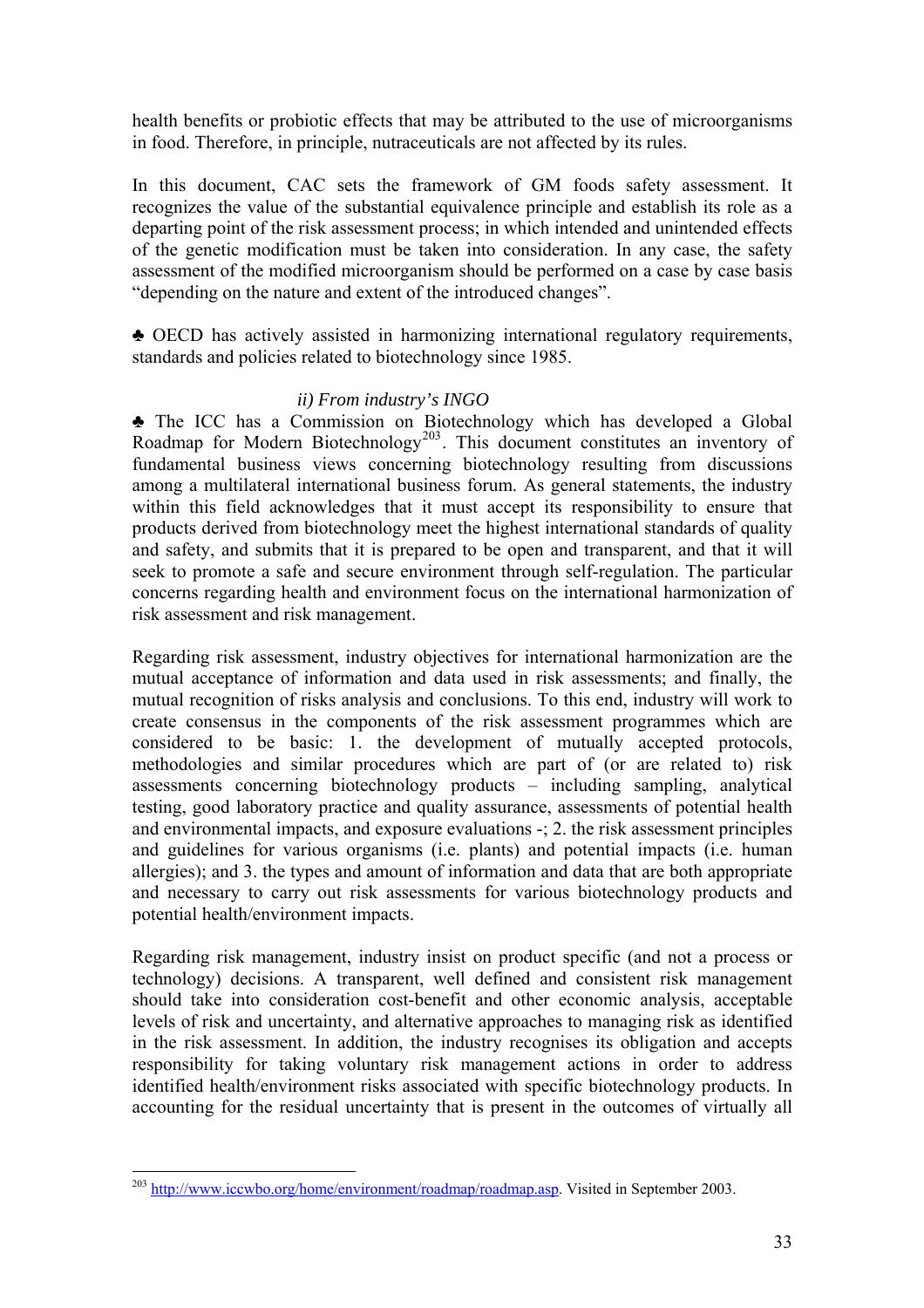health benefits or probiotic effects that may be attributed to the use of microorganisms in food. Therefore, in principle, nutraceuticals are not affected by its rules.

In this document, CAC sets the framework of GM foods safety assessment. It recognizes the value of the substantial equivalence principle and establish its role as a departing point of the risk assessment process; in which intended and unintended effects of the genetic modification must be taken into consideration. In any case, the safety assessment of the modified microorganism should be performed on a case by case basis "depending on the nature and extent of the introduced changes".

♣ OECD has actively assisted in harmonizing international regulatory requirements, standards and policies related to biotechnology since 1985.

*ii) From industry's INGO*

♣ The ICC has a Commission on Biotechnology which has developed a Global Roadmap for Modern Biotechnology[203]. This document constitutes an inventory of fundamental business views concerning biotechnology resulting from discussions among a multilateral international business forum. As general statements, the industry within this field acknowledges that it must accept its responsibility to ensure that products derived from biotechnology meet the highest international standards of quality and safety, and submits that it is prepared to be open and transparent, and that it will seek to promote a safe and secure environment through self-regulation. The particular concerns regarding health and environment focus on the international harmonization of risk assessment and risk management.

Regarding risk assessment, industry objectives for international harmonization are the mutual acceptance of information and data used in risk assessments; and finally, the mutual recognition of risks analysis and conclusions. To this end, industry will work to create consensus in the components of the risk assessment programmes which are considered to be basic: 1. the development of mutually accepted protocols, methodologies and similar procedures which are part of (or are related to) risk assessments concerning biotechnology products – including sampling, analytical testing, good laboratory practice and quality assurance, assessments of potential health and environmental impacts, and exposure evaluations -; 2. the risk assessment principles and guidelines for various organisms (i.e. plants) and potential impacts (i.e. human allergies); and 3. the types and amount of information and data that are both appropriate and necessary to carry out risk assessments for various biotechnology products and potential health/environment impacts.

Regarding risk management, industry insist on product specific (and not a process or technology) decisions. A transparent, well defined and consistent risk management should take into consideration cost-benefit and other economic analysis, acceptable levels of risk and uncertainty, and alternative approaches to managing risk as identified in the risk assessment. In addition, the industry recognises its obligation and accepts responsibility for taking voluntary risk management actions in order to address identified health/environment risks associated with specific biotechnology products. In accounting for the residual uncertainty that is present in the outcomes of virtually all

---

[203] http://www.iccwbo.org/home/environment/roadmap/roadmap.asp. Visited in September 2003.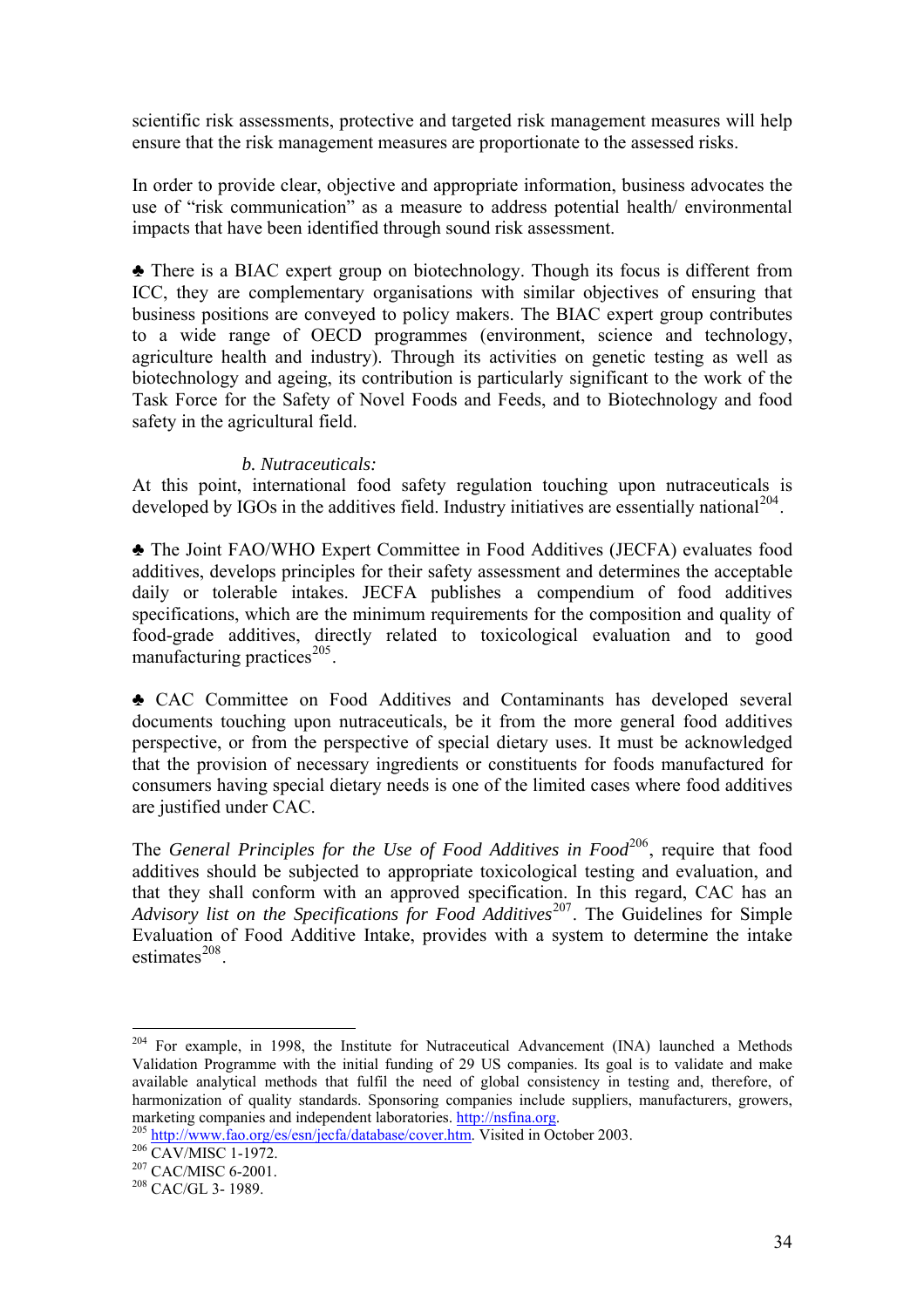scientific risk assessments, protective and targeted risk management measures will help ensure that the risk management measures are proportionate to the assessed risks.

In order to provide clear, objective and appropriate information, business advocates the use of "risk communication" as a measure to address potential health/ environmental impacts that have been identified through sound risk assessment.

♣ There is a BIAC expert group on biotechnology. Though its focus is different from ICC, they are complementary organisations with similar objectives of ensuring that business positions are conveyed to policy makers. The BIAC expert group contributes to a wide range of OECD programmes (environment, science and technology, agriculture health and industry). Through its activities on genetic testing as well as biotechnology and ageing, its contribution is particularly significant to the work of the Task Force for the Safety of Novel Foods and Feeds, and to Biotechnology and food safety in the agricultural field.

*b. Nutraceuticals:*

At this point, international food safety regulation touching upon nutraceuticals is developed by IGOs in the additives field. Industry initiatives are essentially national[204].

♣ The Joint FAO/WHO Expert Committee in Food Additives (JECFA) evaluates food additives, develops principles for their safety assessment and determines the acceptable daily or tolerable intakes. JECFA publishes a compendium of food additives specifications, which are the minimum requirements for the composition and quality of food-grade additives, directly related to toxicological evaluation and to good manufacturing practices[205].

♣ CAC Committee on Food Additives and Contaminants has developed several documents touching upon nutraceuticals, be it from the more general food additives perspective, or from the perspective of special dietary uses. It must be acknowledged that the provision of necessary ingredients or constituents for foods manufactured for consumers having special dietary needs is one of the limited cases where food additives are justified under CAC.

The *General Principles for the Use of Food Additives in Food*[206], require that food additives should be subjected to appropriate toxicological testing and evaluation, and that they shall conform with an approved specification. In this regard, CAC has an *Advisory list on the Specifications for Food Additives*[207]. The Guidelines for Simple Evaluation of Food Additive Intake, provides with a system to determine the intake estimates[208].

---

[204] For example, in 1998, the Institute for Nutraceutical Advancement (INA) launched a Methods Validation Programme with the initial funding of 29 US companies. Its goal is to validate and make available analytical methods that fulfil the need of global consistency in testing and, therefore, of harmonization of quality standards. Sponsoring companies include suppliers, manufacturers, growers, marketing companies and independent laboratories. http://nsfina.org.

[205] http://www.fao.org/es/esn/jecfa/database/cover.htm. Visited in October 2003.

[206] CAV/MISC 1-1972.

[207] CAC/MISC 6-2001.

[208] CAC/GL 3- 1989.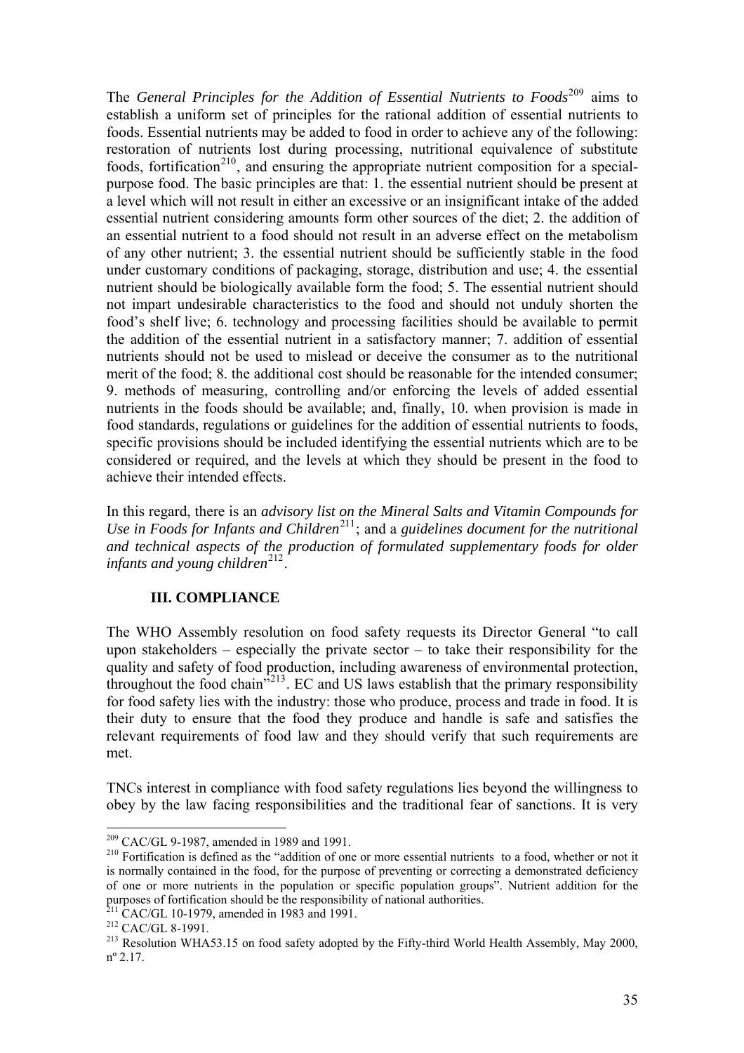The *General Principles for the Addition of Essential Nutrients to Foods*[209] aims to establish a uniform set of principles for the rational addition of essential nutrients to foods. Essential nutrients may be added to food in order to achieve any of the following: restoration of nutrients lost during processing, nutritional equivalence of substitute foods, fortification[210], and ensuring the appropriate nutrient composition for a special-purpose food. The basic principles are that: 1. the essential nutrient should be present at a level which will not result in either an excessive or an insignificant intake of the added essential nutrient considering amounts form other sources of the diet; 2. the addition of an essential nutrient to a food should not result in an adverse effect on the metabolism of any other nutrient; 3. the essential nutrient should be sufficiently stable in the food under customary conditions of packaging, storage, distribution and use; 4. the essential nutrient should be biologically available form the food; 5. The essential nutrient should not impart undesirable characteristics to the food and should not unduly shorten the food's shelf live; 6. technology and processing facilities should be available to permit the addition of the essential nutrient in a satisfactory manner; 7. addition of essential nutrients should not be used to mislead or deceive the consumer as to the nutritional merit of the food; 8. the additional cost should be reasonable for the intended consumer; 9. methods of measuring, controlling and/or enforcing the levels of added essential nutrients in the foods should be available; and, finally, 10. when provision is made in food standards, regulations or guidelines for the addition of essential nutrients to foods, specific provisions should be included identifying the essential nutrients which are to be considered or required, and the levels at which they should be present in the food to achieve their intended effects.

In this regard, there is an *advisory list on the Mineral Salts and Vitamin Compounds for Use in Foods for Infants and Children*[211]; and a *guidelines document for the nutritional and technical aspects of the production of formulated supplementary foods for older infants and young children*[212].

## III. COMPLIANCE

The WHO Assembly resolution on food safety requests its Director General "to call upon stakeholders – especially the private sector – to take their responsibility for the quality and safety of food production, including awareness of environmental protection, throughout the food chain"[213]. EC and US laws establish that the primary responsibility for food safety lies with the industry: those who produce, process and trade in food. It is their duty to ensure that the food they produce and handle is safe and satisfies the relevant requirements of food law and they should verify that such requirements are met.

TNCs interest in compliance with food safety regulations lies beyond the willingness to obey by the law facing responsibilities and the traditional fear of sanctions. It is very

---

[209] CAC/GL 9-1987, amended in 1989 and 1991.

[210] Fortification is defined as the "addition of one or more essential nutrients to a food, whether or not it is normally contained in the food, for the purpose of preventing or correcting a demonstrated deficiency of one or more nutrients in the population or specific population groups". Nutrient addition for the purposes of fortification should be the responsibility of national authorities.

[211] CAC/GL 10-1979, amended in 1983 and 1991.

[212] CAC/GL 8-1991.

[213] Resolution WHA53.15 on food safety adopted by the Fifty-third World Health Assembly, May 2000, nº 2.17.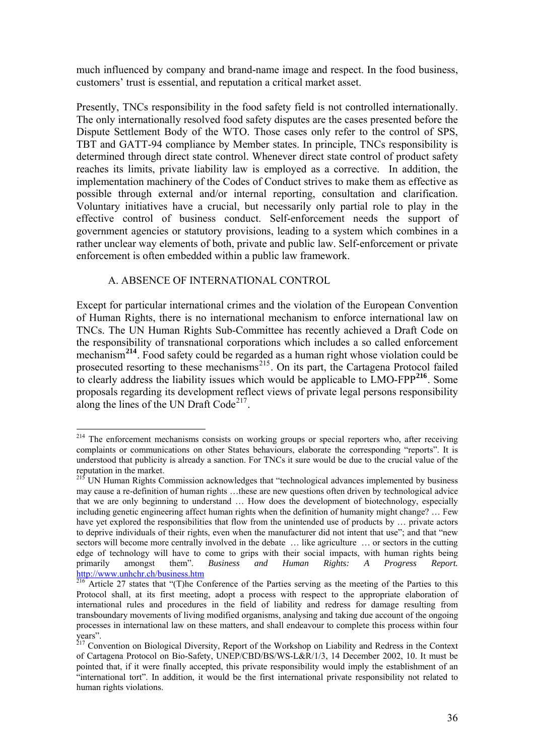much influenced by company and brand-name image and respect. In the food business, customers' trust is essential, and reputation a critical market asset.

Presently, TNCs responsibility in the food safety field is not controlled internationally. The only internationally resolved food safety disputes are the cases presented before the Dispute Settlement Body of the WTO. Those cases only refer to the control of SPS, TBT and GATT-94 compliance by Member states. In principle, TNCs responsibility is determined through direct state control. Whenever direct state control of product safety reaches its limits, private liability law is employed as a corrective. In addition, the implementation machinery of the Codes of Conduct strives to make them as effective as possible through external and/or internal reporting, consultation and clarification. Voluntary initiatives have a crucial, but necessarily only partial role to play in the effective control of business conduct. Self-enforcement needs the support of government agencies or statutory provisions, leading to a system which combines in a rather unclear way elements of both, private and public law. Self-enforcement or private enforcement is often embedded within a public law framework.

### A. ABSENCE OF INTERNATIONAL CONTROL

Except for particular international crimes and the violation of the European Convention of Human Rights, there is no international mechanism to enforce international law on TNCs. The UN Human Rights Sub-Committee has recently achieved a Draft Code on the responsibility of transnational corporations which includes a so called enforcement mechanism[214]. Food safety could be regarded as a human right whose violation could be prosecuted resorting to these mechanisms[215]. On its part, the Cartagena Protocol failed to clearly address the liability issues which would be applicable to LMO-FPP[216]. Some proposals regarding its development reflect views of private legal persons responsibility along the lines of the UN Draft Code[217].

---

[214] The enforcement mechanisms consists on working groups or special reporters who, after receiving complaints or communications on other States behaviours, elaborate the corresponding "reports". It is understood that publicity is already a sanction. For TNCs it sure would be due to the crucial value of the reputation in the market.

[215] UN Human Rights Commission acknowledges that "technological advances implemented by business may cause a re-definition of human rights …these are new questions often driven by technological advice that we are only beginning to understand … How does the development of biotechnology, especially including genetic engineering affect human rights when the definition of humanity might change? … Few have yet explored the responsibilities that flow from the unintended use of products by … private actors to deprive individuals of their rights, even when the manufacturer did not intent that use"; and that "new sectors will become more centrally involved in the debate … like agriculture … or sectors in the cutting edge of technology will have to come to grips with their social impacts, with human rights being primarily amongst them". *Business and Human Rights: A Progress Report.* http://www.unhchr.ch/business.htm

[216] Article 27 states that "(T)he Conference of the Parties serving as the meeting of the Parties to this Protocol shall, at its first meeting, adopt a process with respect to the appropriate elaboration of international rules and procedures in the field of liability and redress for damage resulting from transboundary movements of living modified organisms, analysing and taking due account of the ongoing processes in international law on these matters, and shall endeavour to complete this process within four years".

[217] Convention on Biological Diversity, Report of the Workshop on Liability and Redress in the Context of Cartagena Protocol on Bio-Safety, UNEP/CBD/BS/WS-L&R/1/3, 14 December 2002, 10. It must be pointed that, if it were finally accepted, this private responsibility would imply the establishment of an "international tort". In addition, it would be the first international private responsibility not related to human rights violations.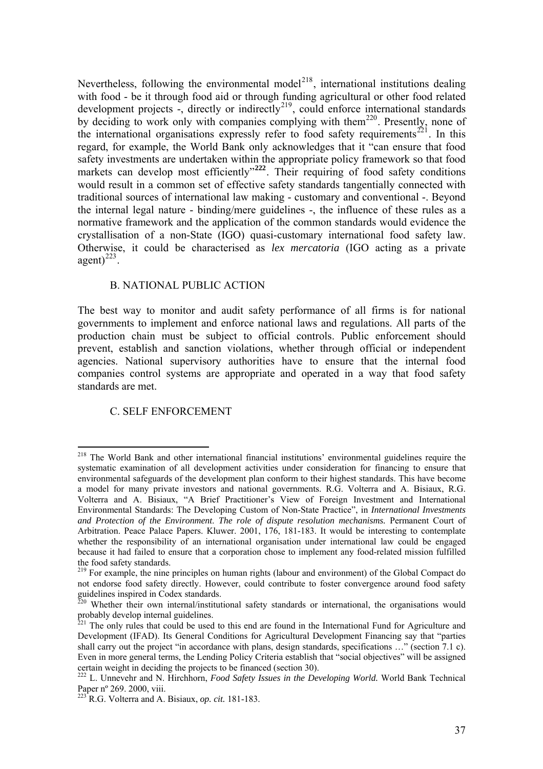Nevertheless, following the environmental model[218], international institutions dealing with food - be it through food aid or through funding agricultural or other food related development projects -, directly or indirectly[219], could enforce international standards by deciding to work only with companies complying with them[220]. Presently, none of the international organisations expressly refer to food safety requirements[221]. In this regard, for example, the World Bank only acknowledges that it "can ensure that food safety investments are undertaken within the appropriate policy framework so that food markets can develop most efficiently"[222]. Their requiring of food safety conditions would result in a common set of effective safety standards tangentially connected with traditional sources of international law making - customary and conventional -. Beyond the internal legal nature - binding/mere guidelines -, the influence of these rules as a normative framework and the application of the common standards would evidence the crystallisation of a non-State (IGO) quasi-customary international food safety law. Otherwise, it could be characterised as *lex mercatoria* (IGO acting as a private agent)[223].

### B. NATIONAL PUBLIC ACTION

The best way to monitor and audit safety performance of all firms is for national governments to implement and enforce national laws and regulations. All parts of the production chain must be subject to official controls. Public enforcement should prevent, establish and sanction violations, whether through official or independent agencies. National supervisory authorities have to ensure that the internal food companies control systems are appropriate and operated in a way that food safety standards are met.

### C. SELF ENFORCEMENT

---

[218] The World Bank and other international financial institutions' environmental guidelines require the systematic examination of all development activities under consideration for financing to ensure that environmental safeguards of the development plan conform to their highest standards. This have become a model for many private investors and national governments. R.G. Volterra and A. Bisiaux, R.G. Volterra and A. Bisiaux, "A Brief Practitioner's View of Foreign Investment and International Environmental Standards: The Developing Custom of Non-State Practice", in *International Investments and Protection of the Environment. The role of dispute resolution mechanisms.* Permanent Court of Arbitration. Peace Palace Papers. Kluwer. 2001, 176, 181-183. It would be interesting to contemplate whether the responsibility of an international organisation under international law could be engaged because it had failed to ensure that a corporation chose to implement any food-related mission fulfilled the food safety standards.

[219] For example, the nine principles on human rights (labour and environment) of the Global Compact do not endorse food safety directly. However, could contribute to foster convergence around food safety guidelines inspired in Codex standards.

[220] Whether their own internal/institutional safety standards or international, the organisations would probably develop internal guidelines.

[221] The only rules that could be used to this end are found in the International Fund for Agriculture and Development (IFAD). Its General Conditions for Agricultural Development Financing say that "parties shall carry out the project "in accordance with plans, design standards, specifications …" (section 7.1 c). Even in more general terms, the Lending Policy Criteria establish that "social objectives" will be assigned certain weight in deciding the projects to be financed (section 30).

[222] L. Unnevehr and N. Hirchhorn, *Food Safety Issues in the Developing World.* World Bank Technical Paper nº 269. 2000, viii.

[223] R.G. Volterra and A. Bisiaux, *op. cit.* 181-183.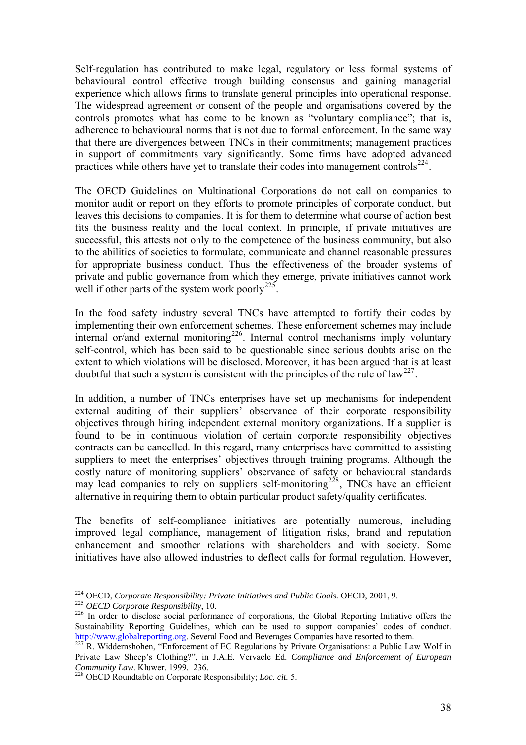Self-regulation has contributed to make legal, regulatory or less formal systems of behavioural control effective trough building consensus and gaining managerial experience which allows firms to translate general principles into operational response. The widespread agreement or consent of the people and organisations covered by the controls promotes what has come to be known as "voluntary compliance"; that is, adherence to behavioural norms that is not due to formal enforcement. In the same way that there are divergences between TNCs in their commitments; management practices in support of commitments vary significantly. Some firms have adopted advanced practices while others have yet to translate their codes into management controls[224].

The OECD Guidelines on Multinational Corporations do not call on companies to monitor audit or report on they efforts to promote principles of corporate conduct, but leaves this decisions to companies. It is for them to determine what course of action best fits the business reality and the local context. In principle, if private initiatives are successful, this attests not only to the competence of the business community, but also to the abilities of societies to formulate, communicate and channel reasonable pressures for appropriate business conduct. Thus the effectiveness of the broader systems of private and public governance from which they emerge, private initiatives cannot work well if other parts of the system work poorly[225].

In the food safety industry several TNCs have attempted to fortify their codes by implementing their own enforcement schemes. These enforcement schemes may include internal or/and external monitoring[226]. Internal control mechanisms imply voluntary self-control, which has been said to be questionable since serious doubts arise on the extent to which violations will be disclosed. Moreover, it has been argued that is at least doubtful that such a system is consistent with the principles of the rule of law[227].

In addition, a number of TNCs enterprises have set up mechanisms for independent external auditing of their suppliers' observance of their corporate responsibility objectives through hiring independent external monitory organizations. If a supplier is found to be in continuous violation of certain corporate responsibility objectives contracts can be cancelled. In this regard, many enterprises have committed to assisting suppliers to meet the enterprises' objectives through training programs. Although the costly nature of monitoring suppliers' observance of safety or behavioural standards may lead companies to rely on suppliers self-monitoring[228], TNCs have an efficient alternative in requiring them to obtain particular product safety/quality certificates.

The benefits of self-compliance initiatives are potentially numerous, including improved legal compliance, management of litigation risks, brand and reputation enhancement and smoother relations with shareholders and with society. Some initiatives have also allowed industries to deflect calls for formal regulation. However,

---

[224] OECD, *Corporate Responsibility: Private Initiatives and Public Goals.* OECD, 2001, 9.

[225] *OECD Corporate Responsibility*, 10.

[226] In order to disclose social performance of corporations, the Global Reporting Initiative offers the Sustainability Reporting Guidelines, which can be used to support companies' codes of conduct. http://www.globalreporting.org. Several Food and Beverages Companies have resorted to them.

[227] R. Widdernshohen, "Enforcement of EC Regulations by Private Organisations: a Public Law Wolf in Private Law Sheep's Clothing?", in J.A.E. Vervaele Ed. *Compliance and Enforcement of European Community Law*. Kluwer. 1999, 236.

[228] OECD Roundtable on Corporate Responsibility; *Loc. cit.* 5.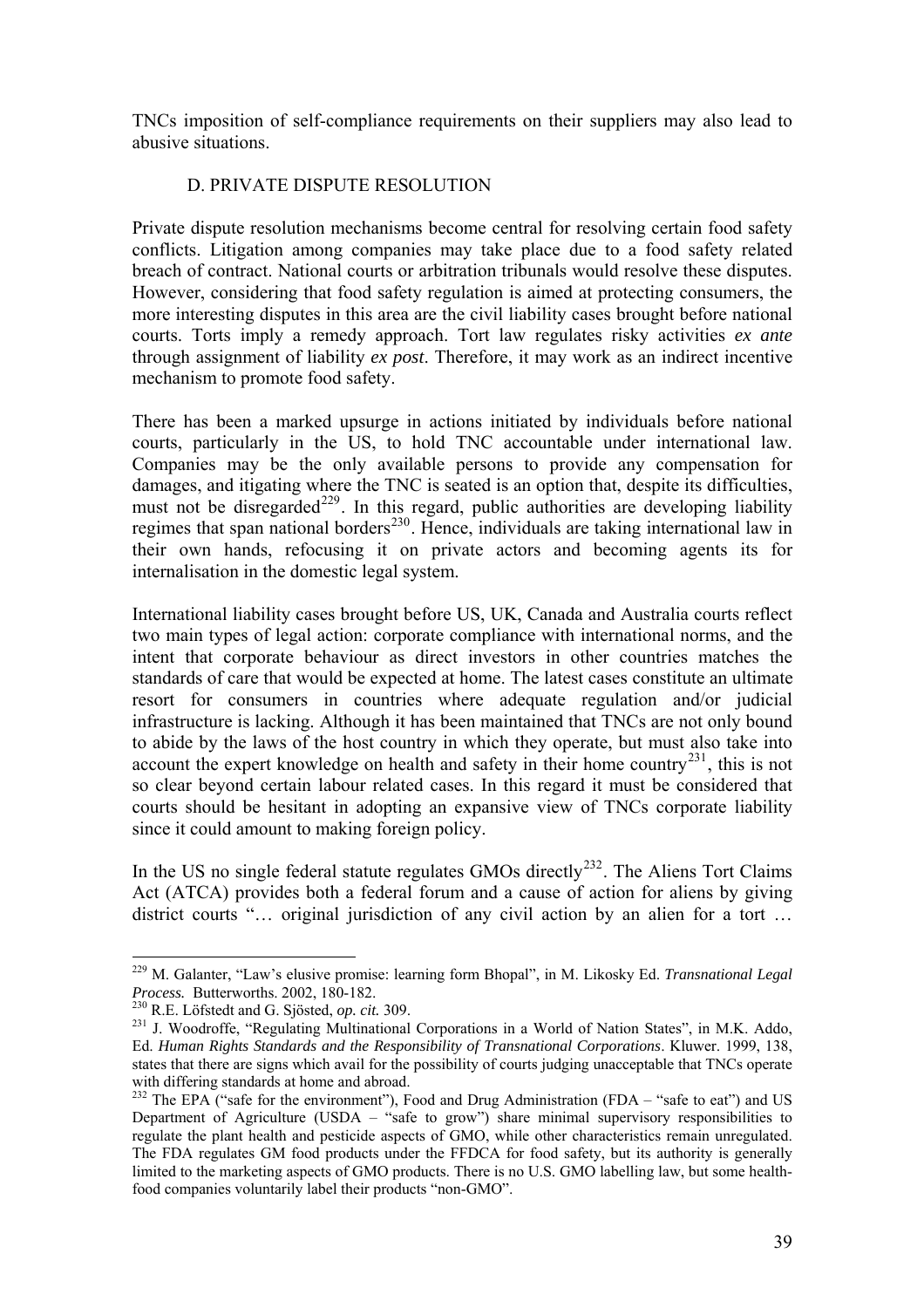TNCs imposition of self-compliance requirements on their suppliers may also lead to abusive situations.

### D. PRIVATE DISPUTE RESOLUTION

Private dispute resolution mechanisms become central for resolving certain food safety conflicts. Litigation among companies may take place due to a food safety related breach of contract. National courts or arbitration tribunals would resolve these disputes. However, considering that food safety regulation is aimed at protecting consumers, the more interesting disputes in this area are the civil liability cases brought before national courts. Torts imply a remedy approach. Tort law regulates risky activities *ex ante* through assignment of liability *ex post*. Therefore, it may work as an indirect incentive mechanism to promote food safety.

There has been a marked upsurge in actions initiated by individuals before national courts, particularly in the US, to hold TNC accountable under international law. Companies may be the only available persons to provide any compensation for damages, and itigating where the TNC is seated is an option that, despite its difficulties, must not be disregarded[229]. In this regard, public authorities are developing liability regimes that span national borders[230]. Hence, individuals are taking international law in their own hands, refocusing it on private actors and becoming agents its for internalisation in the domestic legal system.

International liability cases brought before US, UK, Canada and Australia courts reflect two main types of legal action: corporate compliance with international norms, and the intent that corporate behaviour as direct investors in other countries matches the standards of care that would be expected at home. The latest cases constitute an ultimate resort for consumers in countries where adequate regulation and/or judicial infrastructure is lacking. Although it has been maintained that TNCs are not only bound to abide by the laws of the host country in which they operate, but must also take into account the expert knowledge on health and safety in their home country[231], this is not so clear beyond certain labour related cases. In this regard it must be considered that courts should be hesitant in adopting an expansive view of TNCs corporate liability since it could amount to making foreign policy.

In the US no single federal statute regulates GMOs directly[232]. The Aliens Tort Claims Act (ATCA) provides both a federal forum and a cause of action for aliens by giving district courts "… original jurisdiction of any civil action by an alien for a tort …

---

[229] M. Galanter, "Law's elusive promise: learning form Bhopal", in M. Likosky Ed. *Transnational Legal Process.* Butterworths. 2002, 180-182.

[230] R.E. Löfstedt and G. Sjösted, *op. cit.* 309.

[231] J. Woodroffe, "Regulating Multinational Corporations in a World of Nation States", in M.K. Addo, Ed. *Human Rights Standards and the Responsibility of Transnational Corporations*. Kluwer. 1999, 138, states that there are signs which avail for the possibility of courts judging unacceptable that TNCs operate with differing standards at home and abroad.

[232] The EPA ("safe for the environment"), Food and Drug Administration (FDA – "safe to eat") and US Department of Agriculture (USDA – "safe to grow") share minimal supervisory responsibilities to regulate the plant health and pesticide aspects of GMO, while other characteristics remain unregulated. The FDA regulates GM food products under the FFDCA for food safety, but its authority is generally limited to the marketing aspects of GMO products. There is no U.S. GMO labelling law, but some health-food companies voluntarily label their products "non-GMO".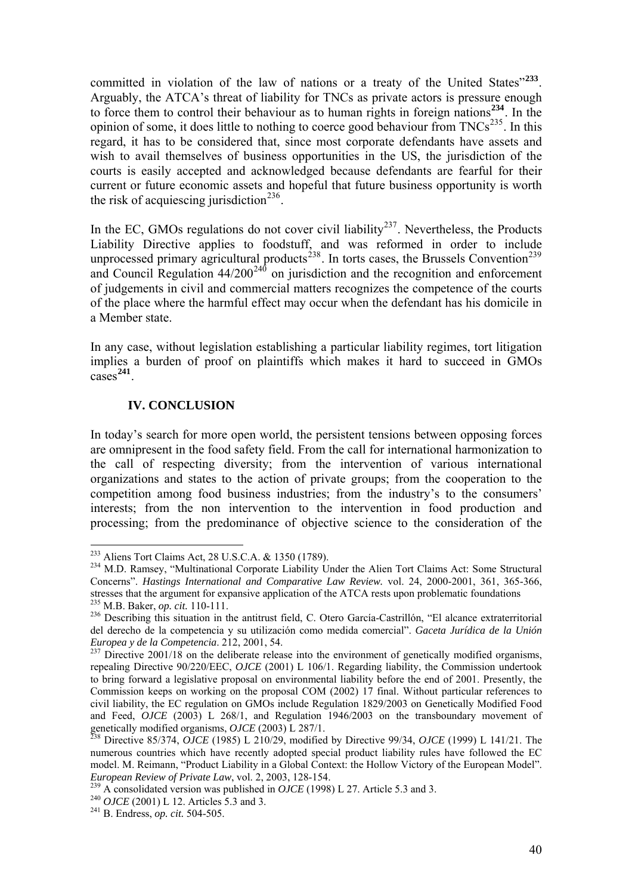committed in violation of the law of nations or a treaty of the United States"[233]. Arguably, the ATCA's threat of liability for TNCs as private actors is pressure enough to force them to control their behaviour as to human rights in foreign nations[234]. In the opinion of some, it does little to nothing to coerce good behaviour from TNCs[235]. In this regard, it has to be considered that, since most corporate defendants have assets and wish to avail themselves of business opportunities in the US, the jurisdiction of the courts is easily accepted and acknowledged because defendants are fearful for their current or future economic assets and hopeful that future business opportunity is worth the risk of acquiescing jurisdiction[236].

In the EC, GMOs regulations do not cover civil liability[237]. Nevertheless, the Products Liability Directive applies to foodstuff, and was reformed in order to include unprocessed primary agricultural products[238]. In torts cases, the Brussels Convention[239] and Council Regulation 44/200[240] on jurisdiction and the recognition and enforcement of judgements in civil and commercial matters recognizes the competence of the courts of the place where the harmful effect may occur when the defendant has his domicile in a Member state.

In any case, without legislation establishing a particular liability regimes, tort litigation implies a burden of proof on plaintiffs which makes it hard to succeed in GMOs cases[241].

## IV. CONCLUSION

In today's search for more open world, the persistent tensions between opposing forces are omnipresent in the food safety field. From the call for international harmonization to the call of respecting diversity; from the intervention of various international organizations and states to the action of private groups; from the cooperation to the competition among food business industries; from the industry's to the consumers' interests; from the non intervention to the intervention in food production and processing; from the predominance of objective science to the consideration of the

---

[233] Aliens Tort Claims Act, 28 U.S.C.A. & 1350 (1789).

[234] M.D. Ramsey, "Multinational Corporate Liability Under the Alien Tort Claims Act: Some Structural Concerns". *Hastings International and Comparative Law Review.* vol. 24, 2000-2001, 361, 365-366, stresses that the argument for expansive application of the ATCA rests upon problematic foundations

[235] M.B. Baker, *op. cit.* 110-111.

[236] Describing this situation in the antitrust field, C. Otero García-Castrillón, "El alcance extraterritorial del derecho de la competencia y su utilización como medida comercial". *Gaceta Jurídica de la Unión Europea y de la Competencia*. 212, 2001, 54.

[237] Directive 2001/18 on the deliberate release into the environment of genetically modified organisms, repealing Directive 90/220/EEC, *OJCE* (2001) L 106/1. Regarding liability, the Commission undertook to bring forward a legislative proposal on environmental liability before the end of 2001. Presently, the Commission keeps on working on the proposal COM (2002) 17 final. Without particular references to civil liability, the EC regulation on GMOs include Regulation 1829/2003 on Genetically Modified Food and Feed, *OJCE* (2003) L 268/1, and Regulation 1946/2003 on the transboundary movement of genetically modified organisms, *OJCE* (2003) L 287/1.

[238] Directive 85/374, *OJCE* (1985) L 210/29, modified by Directive 99/34, *OJCE* (1999) L 141/21. The numerous countries which have recently adopted special product liability rules have followed the EC model. M. Reimann, "Product Liability in a Global Context: the Hollow Victory of the European Model". *European Review of Private Law*, vol. 2, 2003, 128-154.

[239] A consolidated version was published in *OJCE* (1998) L 27. Article 5.3 and 3.

[240] *OJCE* (2001) L 12. Articles 5.3 and 3.

[241] B. Endress, *op. cit.* 504-505.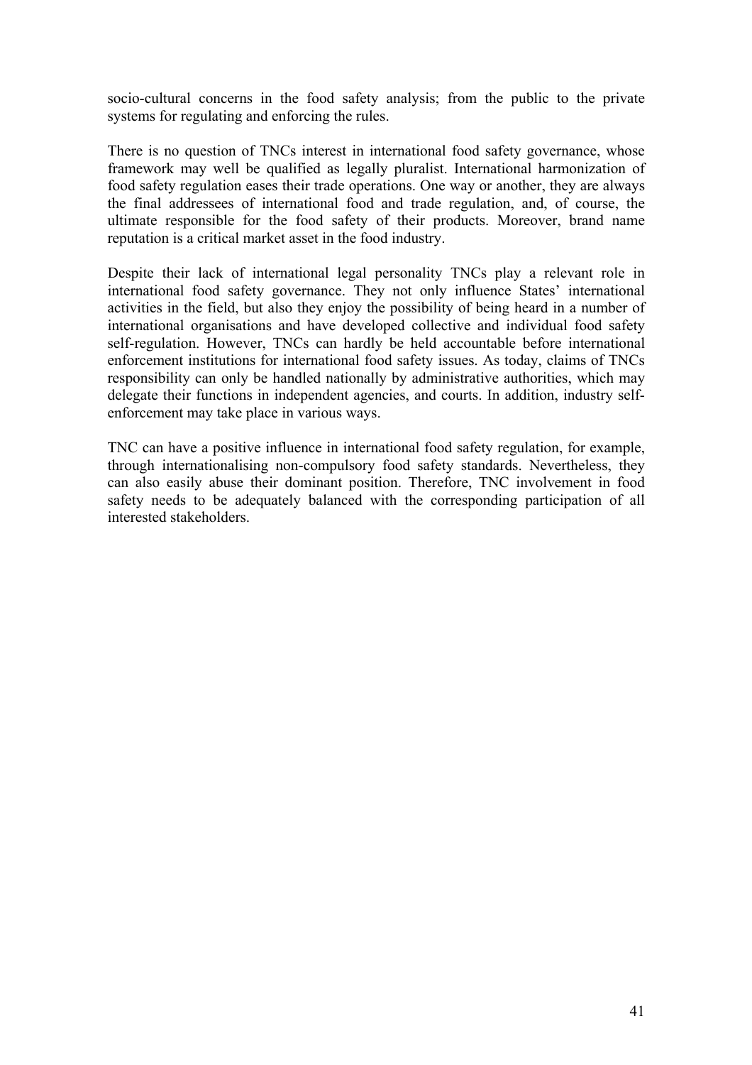socio-cultural concerns in the food safety analysis; from the public to the private systems for regulating and enforcing the rules.

There is no question of TNCs interest in international food safety governance, whose framework may well be qualified as legally pluralist. International harmonization of food safety regulation eases their trade operations. One way or another, they are always the final addressees of international food and trade regulation, and, of course, the ultimate responsible for the food safety of their products. Moreover, brand name reputation is a critical market asset in the food industry.

Despite their lack of international legal personality TNCs play a relevant role in international food safety governance. They not only influence States' international activities in the field, but also they enjoy the possibility of being heard in a number of international organisations and have developed collective and individual food safety self-regulation. However, TNCs can hardly be held accountable before international enforcement institutions for international food safety issues. As today, claims of TNCs responsibility can only be handled nationally by administrative authorities, which may delegate their functions in independent agencies, and courts. In addition, industry self-enforcement may take place in various ways.

TNC can have a positive influence in international food safety regulation, for example, through internationalising non-compulsory food safety standards. Nevertheless, they can also easily abuse their dominant position. Therefore, TNC involvement in food safety needs to be adequately balanced with the corresponding participation of all interested stakeholders.